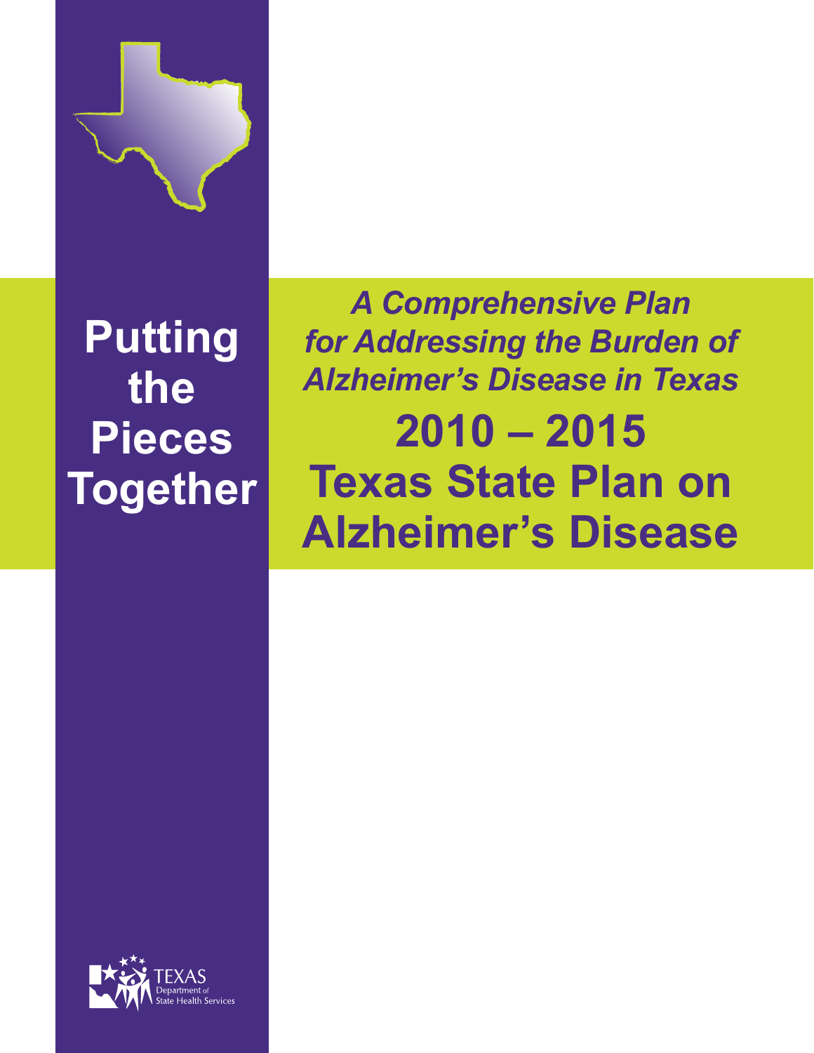# Putting the Pieces Together

*A Comprehensive Plan for Addressing the Burden of Alzheimer's Disease in Texas*

## 2010 – 2015 Texas State Plan on Alzheimer's Disease

TEXAS Department of State Health Services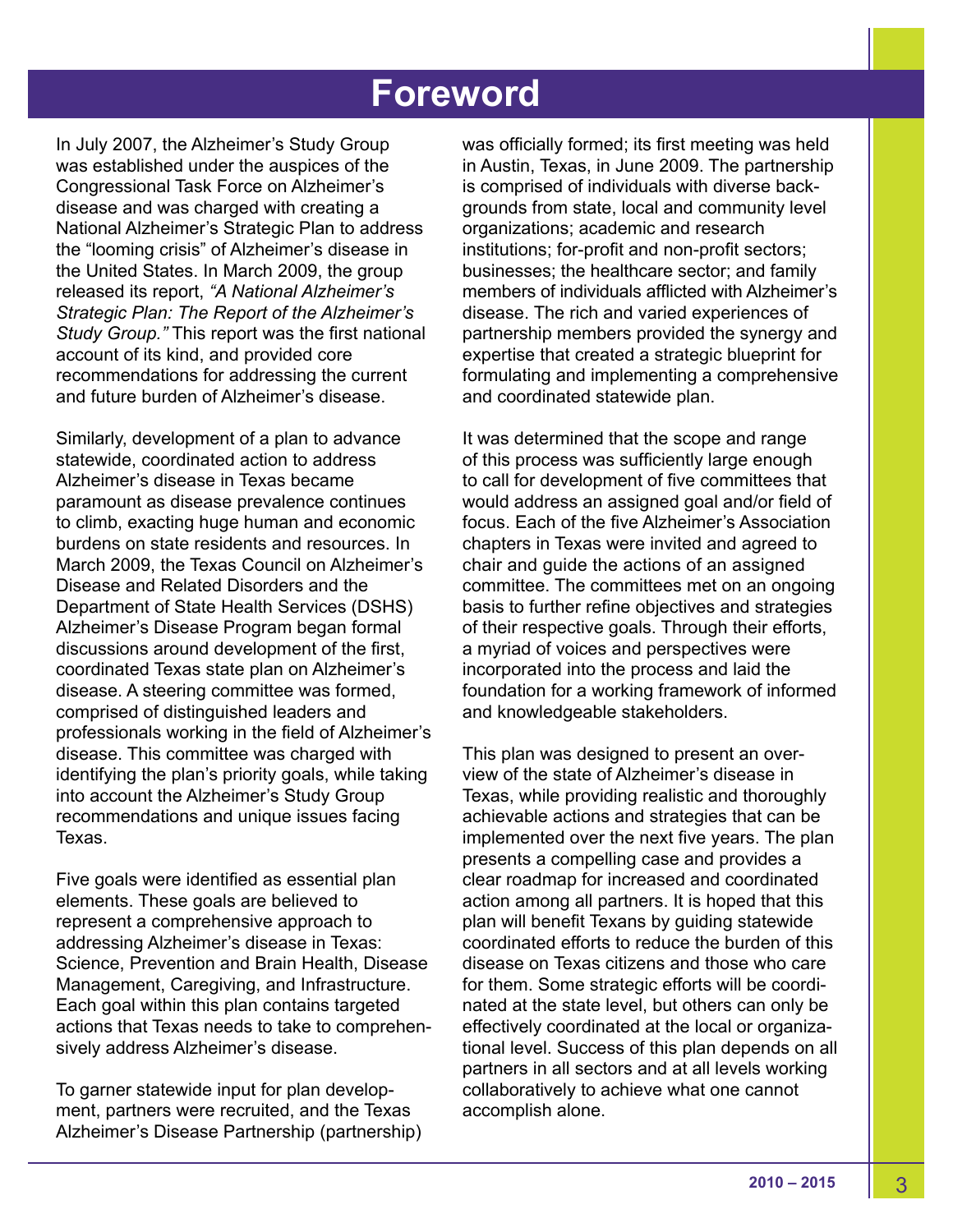# Foreword

In July 2007, the Alzheimer's Study Group was established under the auspices of the Congressional Task Force on Alzheimer's disease and was charged with creating a National Alzheimer's Strategic Plan to address the "looming crisis" of Alzheimer's disease in the United States. In March 2009, the group released its report, *"A National Alzheimer's Strategic Plan: The Report of the Alzheimer's Study Group."* This report was the first national account of its kind, and provided core recommendations for addressing the current and future burden of Alzheimer's disease.

Similarly, development of a plan to advance statewide, coordinated action to address Alzheimer's disease in Texas became paramount as disease prevalence continues to climb, exacting huge human and economic burdens on state residents and resources. In March 2009, the Texas Council on Alzheimer's Disease and Related Disorders and the Department of State Health Services (DSHS) Alzheimer's Disease Program began formal discussions around development of the first, coordinated Texas state plan on Alzheimer's disease. A steering committee was formed, comprised of distinguished leaders and professionals working in the field of Alzheimer's disease. This committee was charged with identifying the plan's priority goals, while taking into account the Alzheimer's Study Group recommendations and unique issues facing Texas.

Five goals were identified as essential plan elements. These goals are believed to represent a comprehensive approach to addressing Alzheimer's disease in Texas: Science, Prevention and Brain Health, Disease Management, Caregiving, and Infrastructure. Each goal within this plan contains targeted actions that Texas needs to take to comprehensively address Alzheimer's disease.

To garner statewide input for plan development, partners were recruited, and the Texas Alzheimer's Disease Partnership (partnership) was officially formed; its first meeting was held in Austin, Texas, in June 2009. The partnership is comprised of individuals with diverse backgrounds from state, local and community level organizations; academic and research institutions; for-profit and non-profit sectors; businesses; the healthcare sector; and family members of individuals afflicted with Alzheimer's disease. The rich and varied experiences of partnership members provided the synergy and expertise that created a strategic blueprint for formulating and implementing a comprehensive and coordinated statewide plan.

It was determined that the scope and range of this process was sufficiently large enough to call for development of five committees that would address an assigned goal and/or field of focus. Each of the five Alzheimer's Association chapters in Texas were invited and agreed to chair and guide the actions of an assigned committee. The committees met on an ongoing basis to further refine objectives and strategies of their respective goals. Through their efforts, a myriad of voices and perspectives were incorporated into the process and laid the foundation for a working framework of informed and knowledgeable stakeholders.

This plan was designed to present an overview of the state of Alzheimer's disease in Texas, while providing realistic and thoroughly achievable actions and strategies that can be implemented over the next five years. The plan presents a compelling case and provides a clear roadmap for increased and coordinated action among all partners. It is hoped that this plan will benefit Texans by guiding statewide coordinated efforts to reduce the burden of this disease on Texas citizens and those who care for them. Some strategic efforts will be coordinated at the state level, but others can only be effectively coordinated at the local or organizational level. Success of this plan depends on all partners in all sectors and at all levels working collaboratively to achieve what one cannot accomplish alone.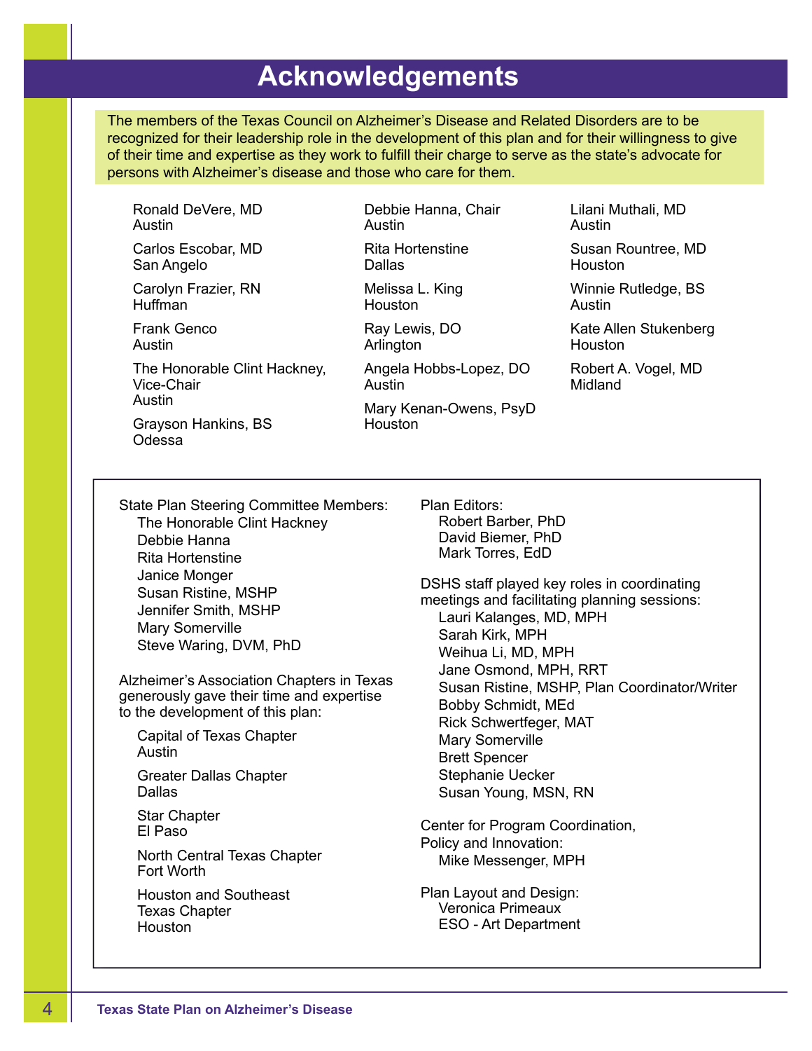# Acknowledgements

The members of the Texas Council on Alzheimer's Disease and Related Disorders are to be recognized for their leadership role in the development of this plan and for their willingness to give of their time and expertise as they work to fulfill their charge to serve as the state's advocate for persons with Alzheimer's disease and those who care for them.

Ronald DeVere, MD
Austin

Carlos Escobar, MD
San Angelo

Carolyn Frazier, RN
Huffman

Frank Genco
Austin

The Honorable Clint Hackney, Vice-Chair
Austin

Grayson Hankins, BS
Odessa

Debbie Hanna, Chair
Austin

Rita Hortenstine
Dallas

Melissa L. King
Houston

Ray Lewis, DO
Arlington

Angela Hobbs-Lopez, DO
Austin

Mary Kenan-Owens, PsyD
Houston

Lilani Muthali, MD
Austin

Susan Rountree, MD
Houston

Winnie Rutledge, BS
Austin

Kate Allen Stukenberg
Houston

Robert A. Vogel, MD
Midland

State Plan Steering Committee Members:

- The Honorable Clint Hackney
- Debbie Hanna
- Rita Hortenstine
- Janice Monger
- Susan Ristine, MSHP
- Jennifer Smith, MSHP
- Mary Somerville
- Steve Waring, DVM, PhD

Alzheimer's Association Chapters in Texas generously gave their time and expertise to the development of this plan:

Capital of Texas Chapter
Austin

Greater Dallas Chapter
Dallas

Star Chapter
El Paso

North Central Texas Chapter
Fort Worth

Houston and Southeast Texas Chapter
Houston

Plan Editors:

- Robert Barber, PhD
- David Biemer, PhD
- Mark Torres, EdD

DSHS staff played key roles in coordinating meetings and facilitating planning sessions:

- Lauri Kalanges, MD, MPH
- Sarah Kirk, MPH
- Weihua Li, MD, MPH
- Jane Osmond, MPH, RRT
- Susan Ristine, MSHP, Plan Coordinator/Writer
- Bobby Schmidt, MEd
- Rick Schwertfeger, MAT
- Mary Somerville
- Brett Spencer
- Stephanie Uecker
- Susan Young, MSN, RN

Center for Program Coordination, Policy and Innovation:

- Mike Messenger, MPH

Plan Layout and Design:

- Veronica Primeaux
- ESO - Art Department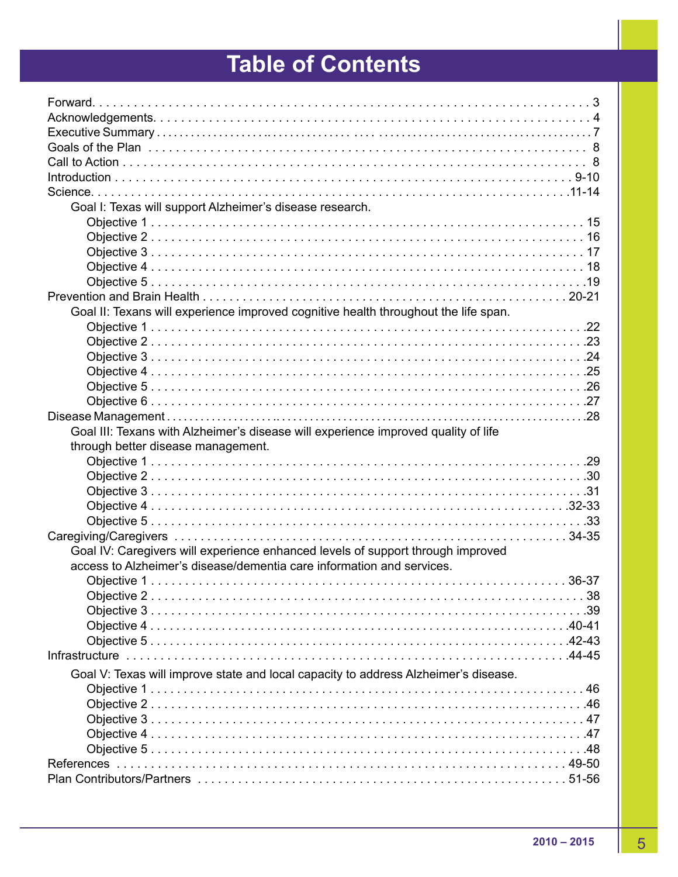# Table of Contents

Forward . . . 3
Acknowledgements . . . 4
Executive Summary . . . 7
Goals of the Plan . . . 8
Call to Action . . . 8
Introduction . . . 9-10
Science . . . 11-14

- Goal I: Texas will support Alzheimer's disease research.
  - Objective 1 . . . 15
  - Objective 2 . . . 16
  - Objective 3 . . . 17
  - Objective 4 . . . 18
  - Objective 5 . . . 19

Prevention and Brain Health . . . 20-21

- Goal II: Texans will experience improved cognitive health throughout the life span.
  - Objective 1 . . . 22
  - Objective 2 . . . 23
  - Objective 3 . . . 24
  - Objective 4 . . . 25
  - Objective 5 . . . 26
  - Objective 6 . . . 27

Disease Management . . . 28

- Goal III: Texans with Alzheimer's disease will experience improved quality of life through better disease management.
  - Objective 1 . . . 29
  - Objective 2 . . . 30
  - Objective 3 . . . 31
  - Objective 4 . . . 32-33
  - Objective 5 . . . 33

Caregiving/Caregivers . . . 34-35

- Goal IV: Caregivers will experience enhanced levels of support through improved access to Alzheimer's disease/dementia care information and services.
  - Objective 1 . . . 36-37
  - Objective 2 . . . 38
  - Objective 3 . . . 39
  - Objective 4 . . . 40-41
  - Objective 5 . . . 42-43

Infrastructure . . . 44-45

- Goal V: Texas will improve state and local capacity to address Alzheimer's disease.
  - Objective 1 . . . 46
  - Objective 2 . . . 46
  - Objective 3 . . . 47
  - Objective 4 . . . 47
  - Objective 5 . . . 48

References . . . 49-50
Plan Contributors/Partners . . . 51-56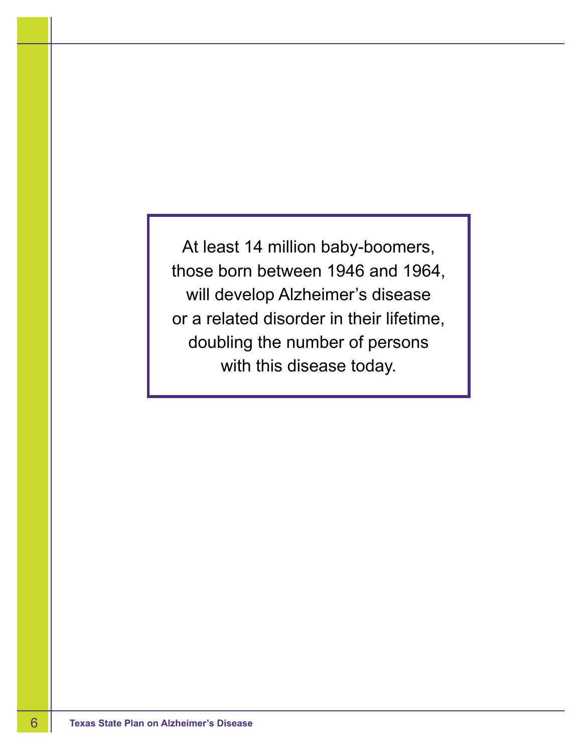At least 14 million baby-boomers, those born between 1946 and 1964, will develop Alzheimer's disease or a related disorder in their lifetime, doubling the number of persons with this disease today.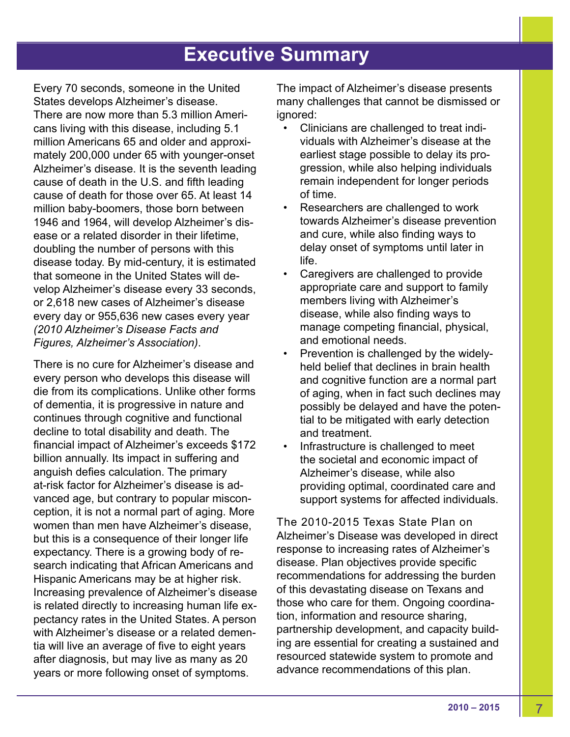# Executive Summary

Every 70 seconds, someone in the United States develops Alzheimer's disease. There are now more than 5.3 million Americans living with this disease, including 5.1 million Americans 65 and older and approximately 200,000 under 65 with younger-onset Alzheimer's disease. It is the seventh leading cause of death in the U.S. and fifth leading cause of death for those over 65. At least 14 million baby-boomers, those born between 1946 and 1964, will develop Alzheimer's disease or a related disorder in their lifetime, doubling the number of persons with this disease today. By mid-century, it is estimated that someone in the United States will develop Alzheimer's disease every 33 seconds, or 2,618 new cases of Alzheimer's disease every day or 955,636 new cases every year *(2010 Alzheimer's Disease Facts and Figures, Alzheimer's Association)*.

There is no cure for Alzheimer's disease and every person who develops this disease will die from its complications. Unlike other forms of dementia, it is progressive in nature and continues through cognitive and functional decline to total disability and death. The financial impact of Alzheimer's exceeds $172 billion annually. Its impact in suffering and anguish defies calculation. The primary at-risk factor for Alzheimer's disease is advanced age, but contrary to popular misconception, it is not a normal part of aging. More women than men have Alzheimer's disease, but this is a consequence of their longer life expectancy. There is a growing body of research indicating that African Americans and Hispanic Americans may be at higher risk. Increasing prevalence of Alzheimer's disease is related directly to increasing human life expectancy rates in the United States. A person with Alzheimer's disease or a related dementia will live an average of five to eight years after diagnosis, but may live as many as 20 years or more following onset of symptoms.

The impact of Alzheimer's disease presents many challenges that cannot be dismissed or ignored:

- Clinicians are challenged to treat individuals with Alzheimer's disease at the earliest stage possible to delay its progression, while also helping individuals remain independent for longer periods of time.
- Researchers are challenged to work towards Alzheimer's disease prevention and cure, while also finding ways to delay onset of symptoms until later in life.
- Caregivers are challenged to provide appropriate care and support to family members living with Alzheimer's disease, while also finding ways to manage competing financial, physical, and emotional needs.
- Prevention is challenged by the widely-held belief that declines in brain health and cognitive function are a normal part of aging, when in fact such declines may possibly be delayed and have the potential to be mitigated with early detection and treatment.
- Infrastructure is challenged to meet the societal and economic impact of Alzheimer's disease, while also providing optimal, coordinated care and support systems for affected individuals.

The 2010-2015 Texas State Plan on Alzheimer's Disease was developed in direct response to increasing rates of Alzheimer's disease. Plan objectives provide specific recommendations for addressing the burden of this devastating disease on Texans and those who care for them. Ongoing coordination, information and resource sharing, partnership development, and capacity building are essential for creating a sustained and resourced statewide system to promote and advance recommendations of this plan.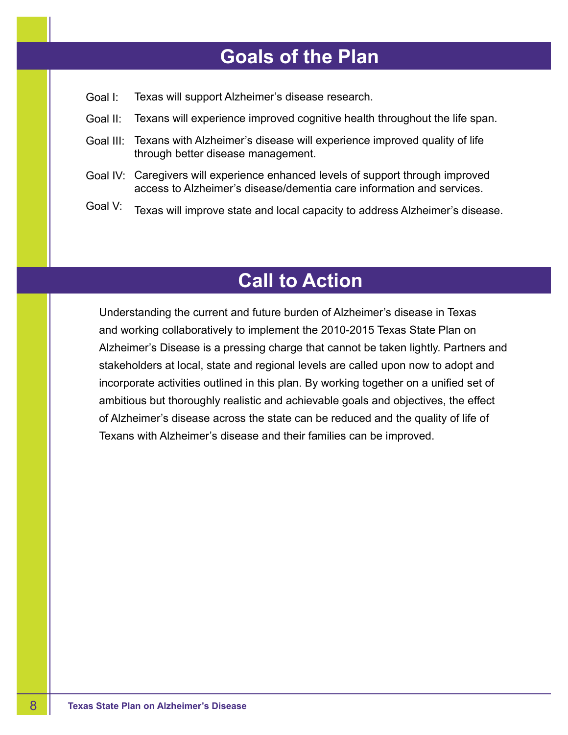## Goals of the Plan

Goal I: Texas will support Alzheimer's disease research.

Goal II: Texans will experience improved cognitive health throughout the life span.

Goal III: Texans with Alzheimer's disease will experience improved quality of life through better disease management.

Goal IV: Caregivers will experience enhanced levels of support through improved access to Alzheimer's disease/dementia care information and services.

Goal V: Texas will improve state and local capacity to address Alzheimer's disease.

## Call to Action

Understanding the current and future burden of Alzheimer's disease in Texas and working collaboratively to implement the 2010-2015 Texas State Plan on Alzheimer's Disease is a pressing charge that cannot be taken lightly. Partners and stakeholders at local, state and regional levels are called upon now to adopt and incorporate activities outlined in this plan. By working together on a unified set of ambitious but thoroughly realistic and achievable goals and objectives, the effect of Alzheimer's disease across the state can be reduced and the quality of life of Texans with Alzheimer's disease and their families can be improved.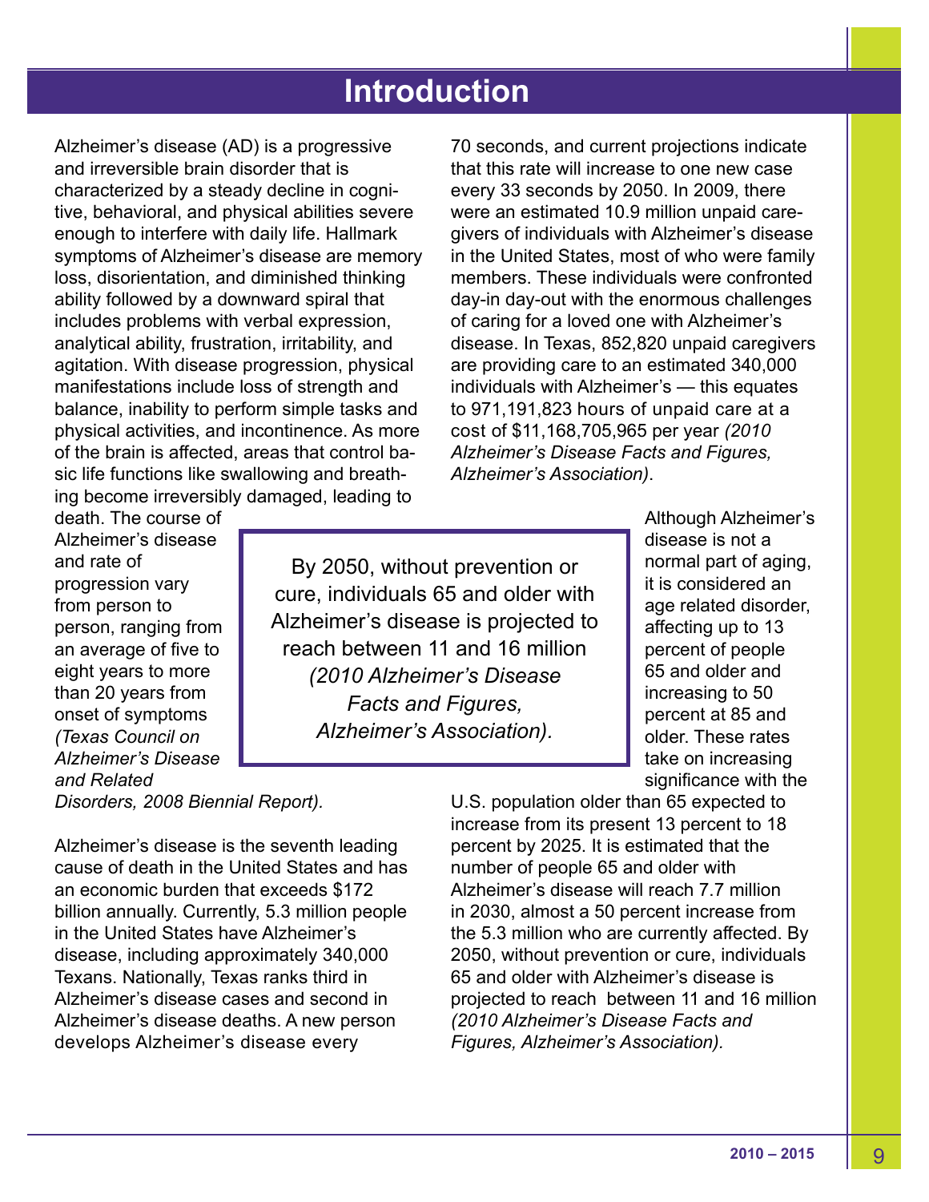# Introduction

Alzheimer's disease (AD) is a progressive and irreversible brain disorder that is characterized by a steady decline in cognitive, behavioral, and physical abilities severe enough to interfere with daily life. Hallmark symptoms of Alzheimer's disease are memory loss, disorientation, and diminished thinking ability followed by a downward spiral that includes problems with verbal expression, analytical ability, frustration, irritability, and agitation. With disease progression, physical manifestations include loss of strength and balance, inability to perform simple tasks and physical activities, and incontinence. As more of the brain is affected, areas that control basic life functions like swallowing and breathing become irreversibly damaged, leading to death. The course of Alzheimer's disease and rate of progression vary from person to person, ranging from an average of five to eight years to more than 20 years from onset of symptoms *(Texas Council on Alzheimer's Disease and Related Disorders, 2008 Biennial Report).*

Alzheimer's disease is the seventh leading cause of death in the United States and has an economic burden that exceeds $172 billion annually. Currently, 5.3 million people in the United States have Alzheimer's disease, including approximately 340,000 Texans. Nationally, Texas ranks third in Alzheimer's disease cases and second in Alzheimer's disease deaths. A new person develops Alzheimer's disease every 70 seconds, and current projections indicate that this rate will increase to one new case every 33 seconds by 2050. In 2009, there were an estimated 10.9 million unpaid caregivers of individuals with Alzheimer's disease in the United States, most of who were family members. These individuals were confronted day-in day-out with the enormous challenges of caring for a loved one with Alzheimer's disease. In Texas, 852,820 unpaid caregivers are providing care to an estimated 340,000 individuals with Alzheimer's — this equates to 971,191,823 hours of unpaid care at a cost of $11,168,705,965 per year *(2010 Alzheimer's Disease Facts and Figures, Alzheimer's Association)*.

> By 2050, without prevention or cure, individuals 65 and older with Alzheimer's disease is projected to reach between 11 and 16 million *(2010 Alzheimer's Disease Facts and Figures, Alzheimer's Association).*

Although Alzheimer's disease is not a normal part of aging, it is considered an age related disorder, affecting up to 13 percent of people 65 and older and increasing to 50 percent at 85 and older. These rates take on increasing significance with the U.S. population older than 65 expected to increase from its present 13 percent to 18 percent by 2025. It is estimated that the number of people 65 and older with Alzheimer's disease will reach 7.7 million in 2030, almost a 50 percent increase from the 5.3 million who are currently affected. By 2050, without prevention or cure, individuals 65 and older with Alzheimer's disease is projected to reach between 11 and 16 million *(2010 Alzheimer's Disease Facts and Figures, Alzheimer's Association).*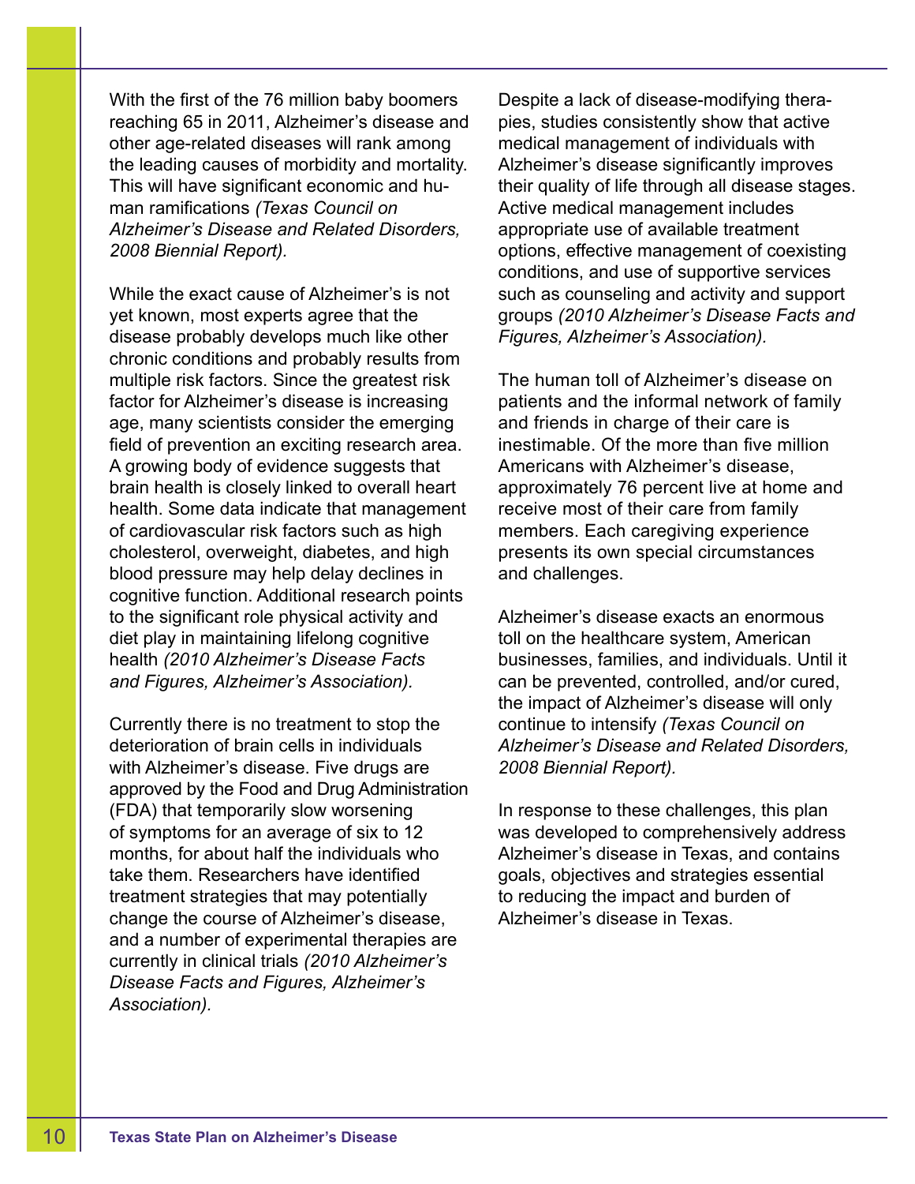With the first of the 76 million baby boomers reaching 65 in 2011, Alzheimer's disease and other age-related diseases will rank among the leading causes of morbidity and mortality. This will have significant economic and human ramifications *(Texas Council on Alzheimer's Disease and Related Disorders, 2008 Biennial Report).*

While the exact cause of Alzheimer's is not yet known, most experts agree that the disease probably develops much like other chronic conditions and probably results from multiple risk factors. Since the greatest risk factor for Alzheimer's disease is increasing age, many scientists consider the emerging field of prevention an exciting research area. A growing body of evidence suggests that brain health is closely linked to overall heart health. Some data indicate that management of cardiovascular risk factors such as high cholesterol, overweight, diabetes, and high blood pressure may help delay declines in cognitive function. Additional research points to the significant role physical activity and diet play in maintaining lifelong cognitive health *(2010 Alzheimer's Disease Facts and Figures, Alzheimer's Association).*

Currently there is no treatment to stop the deterioration of brain cells in individuals with Alzheimer's disease. Five drugs are approved by the Food and Drug Administration (FDA) that temporarily slow worsening of symptoms for an average of six to 12 months, for about half the individuals who take them. Researchers have identified treatment strategies that may potentially change the course of Alzheimer's disease, and a number of experimental therapies are currently in clinical trials *(2010 Alzheimer's Disease Facts and Figures, Alzheimer's Association).*

Despite a lack of disease-modifying therapies, studies consistently show that active medical management of individuals with Alzheimer's disease significantly improves their quality of life through all disease stages. Active medical management includes appropriate use of available treatment options, effective management of coexisting conditions, and use of supportive services such as counseling and activity and support groups *(2010 Alzheimer's Disease Facts and Figures, Alzheimer's Association).*

The human toll of Alzheimer's disease on patients and the informal network of family and friends in charge of their care is inestimable. Of the more than five million Americans with Alzheimer's disease, approximately 76 percent live at home and receive most of their care from family members. Each caregiving experience presents its own special circumstances and challenges.

Alzheimer's disease exacts an enormous toll on the healthcare system, American businesses, families, and individuals. Until it can be prevented, controlled, and/or cured, the impact of Alzheimer's disease will only continue to intensify *(Texas Council on Alzheimer's Disease and Related Disorders, 2008 Biennial Report).*

In response to these challenges, this plan was developed to comprehensively address Alzheimer's disease in Texas, and contains goals, objectives and strategies essential to reducing the impact and burden of Alzheimer's disease in Texas.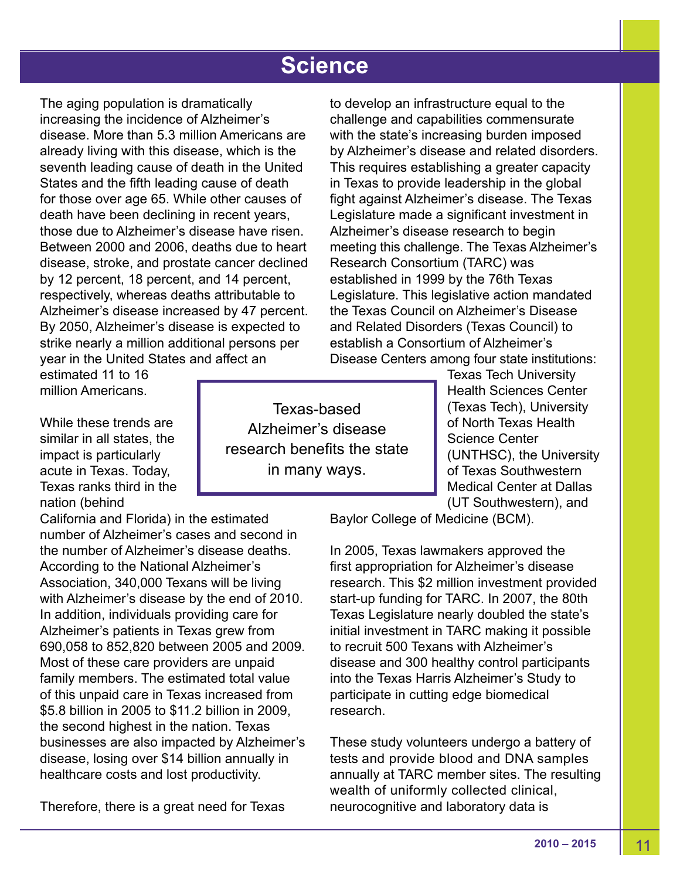# Science

The aging population is dramatically increasing the incidence of Alzheimer's disease. More than 5.3 million Americans are already living with this disease, which is the seventh leading cause of death in the United States and the fifth leading cause of death for those over age 65. While other causes of death have been declining in recent years, those due to Alzheimer's disease have risen. Between 2000 and 2006, deaths due to heart disease, stroke, and prostate cancer declined by 12 percent, 18 percent, and 14 percent, respectively, whereas deaths attributable to Alzheimer's disease increased by 47 percent. By 2050, Alzheimer's disease is expected to strike nearly a million additional persons per year in the United States and affect an estimated 11 to 16 million Americans.

While these trends are similar in all states, the impact is particularly acute in Texas. Today, Texas ranks third in the nation (behind California and Florida) in the estimated number of Alzheimer's cases and second in the number of Alzheimer's disease deaths. According to the National Alzheimer's Association, 340,000 Texans will be living with Alzheimer's disease by the end of 2010. In addition, individuals providing care for Alzheimer's patients in Texas grew from 690,058 to 852,820 between 2005 and 2009. Most of these care providers are unpaid family members. The estimated total value of this unpaid care in Texas increased from $5.8 billion in 2005 to $11.2 billion in 2009, the second highest in the nation. Texas businesses are also impacted by Alzheimer's disease, losing over $14 billion annually in healthcare costs and lost productivity.

> Texas-based Alzheimer's disease research benefits the state in many ways.

Therefore, there is a great need for Texas to develop an infrastructure equal to the challenge and capabilities commensurate with the state's increasing burden imposed by Alzheimer's disease and related disorders. This requires establishing a greater capacity in Texas to provide leadership in the global fight against Alzheimer's disease. The Texas Legislature made a significant investment in Alzheimer's disease research to begin meeting this challenge. The Texas Alzheimer's Research Consortium (TARC) was established in 1999 by the 76th Texas Legislature. This legislative action mandated the Texas Council on Alzheimer's Disease and Related Disorders (Texas Council) to establish a Consortium of Alzheimer's Disease Centers among four state institutions: Texas Tech University Health Sciences Center (Texas Tech), University of North Texas Health Science Center (UNTHSC), the University of Texas Southwestern Medical Center at Dallas (UT Southwestern), and Baylor College of Medicine (BCM).

In 2005, Texas lawmakers approved the first appropriation for Alzheimer's disease research. This $2 million investment provided start-up funding for TARC. In 2007, the 80th Texas Legislature nearly doubled the state's initial investment in TARC making it possible to recruit 500 Texans with Alzheimer's disease and 300 healthy control participants into the Texas Harris Alzheimer's Study to participate in cutting edge biomedical research.

These study volunteers undergo a battery of tests and provide blood and DNA samples annually at TARC member sites. The resulting wealth of uniformly collected clinical, neurocognitive and laboratory data is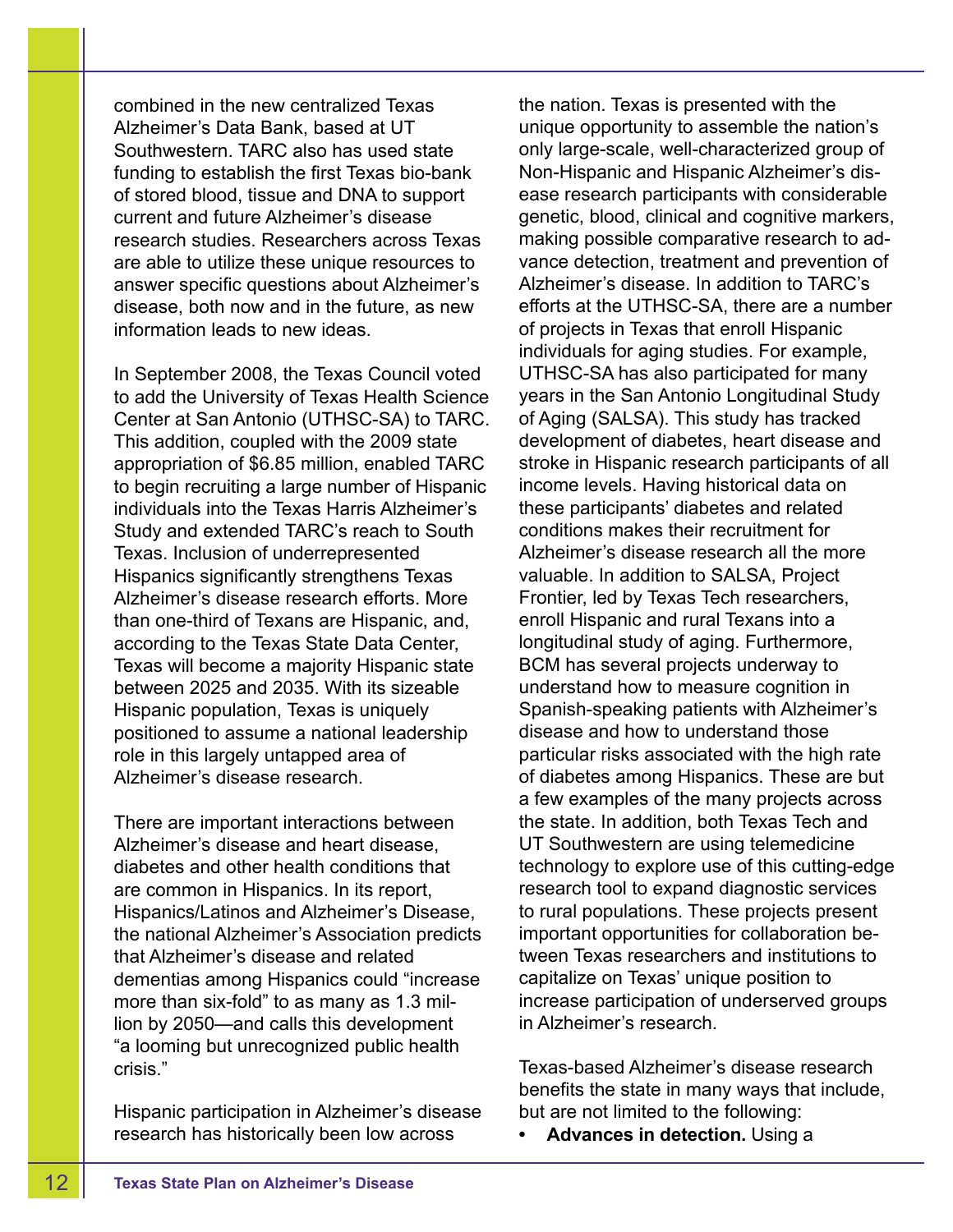combined in the new centralized Texas Alzheimer's Data Bank, based at UT Southwestern. TARC also has used state funding to establish the first Texas bio-bank of stored blood, tissue and DNA to support current and future Alzheimer's disease research studies. Researchers across Texas are able to utilize these unique resources to answer specific questions about Alzheimer's disease, both now and in the future, as new information leads to new ideas.

In September 2008, the Texas Council voted to add the University of Texas Health Science Center at San Antonio (UTHSC-SA) to TARC. This addition, coupled with the 2009 state appropriation of $6.85 million, enabled TARC to begin recruiting a large number of Hispanic individuals into the Texas Harris Alzheimer's Study and extended TARC's reach to South Texas. Inclusion of underrepresented Hispanics significantly strengthens Texas Alzheimer's disease research efforts. More than one-third of Texans are Hispanic, and, according to the Texas State Data Center, Texas will become a majority Hispanic state between 2025 and 2035. With its sizeable Hispanic population, Texas is uniquely positioned to assume a national leadership role in this largely untapped area of Alzheimer's disease research.

There are important interactions between Alzheimer's disease and heart disease, diabetes and other health conditions that are common in Hispanics. In its report, Hispanics/Latinos and Alzheimer's Disease, the national Alzheimer's Association predicts that Alzheimer's disease and related dementias among Hispanics could "increase more than six-fold" to as many as 1.3 million by 2050—and calls this development "a looming but unrecognized public health crisis."

Hispanic participation in Alzheimer's disease research has historically been low across the nation. Texas is presented with the unique opportunity to assemble the nation's only large-scale, well-characterized group of Non-Hispanic and Hispanic Alzheimer's disease research participants with considerable genetic, blood, clinical and cognitive markers, making possible comparative research to advance detection, treatment and prevention of Alzheimer's disease. In addition to TARC's efforts at the UTHSC-SA, there are a number of projects in Texas that enroll Hispanic individuals for aging studies. For example, UTHSC-SA has also participated for many years in the San Antonio Longitudinal Study of Aging (SALSA). This study has tracked development of diabetes, heart disease and stroke in Hispanic research participants of all income levels. Having historical data on these participants' diabetes and related conditions makes their recruitment for Alzheimer's disease research all the more valuable. In addition to SALSA, Project Frontier, led by Texas Tech researchers, enroll Hispanic and rural Texans into a longitudinal study of aging. Furthermore, BCM has several projects underway to understand how to measure cognition in Spanish-speaking patients with Alzheimer's disease and how to understand those particular risks associated with the high rate of diabetes among Hispanics. These are but a few examples of the many projects across the state. In addition, both Texas Tech and UT Southwestern are using telemedicine technology to explore use of this cutting-edge research tool to expand diagnostic services to rural populations. These projects present important opportunities for collaboration between Texas researchers and institutions to capitalize on Texas' unique position to increase participation of underserved groups in Alzheimer's research.

Texas-based Alzheimer's disease research benefits the state in many ways that include, but are not limited to the following:

- **Advances in detection.** Using a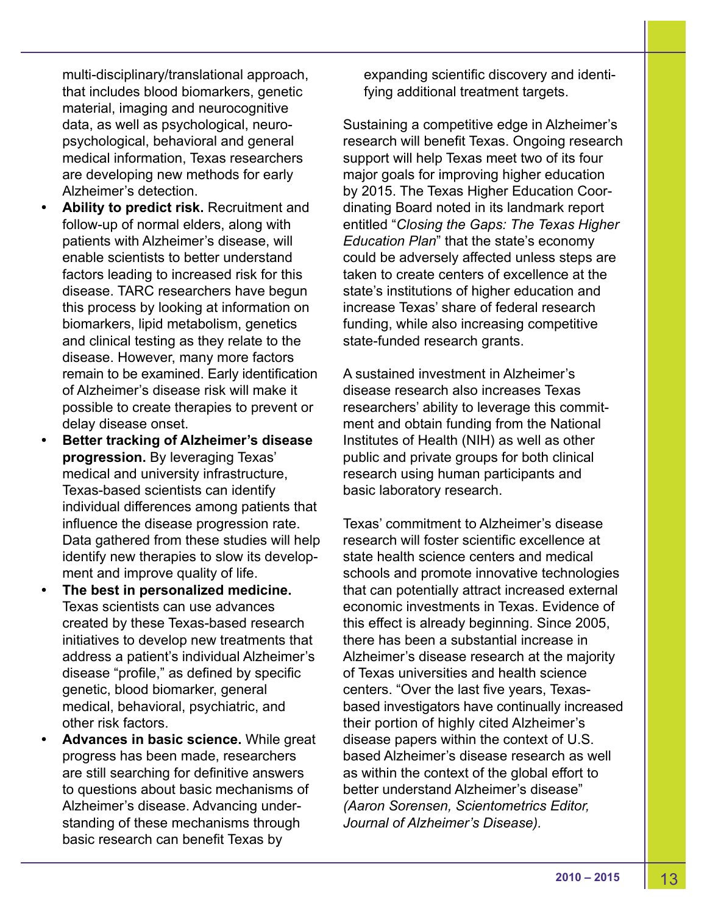multi-disciplinary/translational approach, that includes blood biomarkers, genetic material, imaging and neurocognitive data, as well as psychological, neuropsychological, behavioral and general medical information, Texas researchers are developing new methods for early Alzheimer's detection.

- **Ability to predict risk.** Recruitment and follow-up of normal elders, along with patients with Alzheimer's disease, will enable scientists to better understand factors leading to increased risk for this disease. TARC researchers have begun this process by looking at information on biomarkers, lipid metabolism, genetics and clinical testing as they relate to the disease. However, many more factors remain to be examined. Early identification of Alzheimer's disease risk will make it possible to create therapies to prevent or delay disease onset.
- **Better tracking of Alzheimer's disease progression.** By leveraging Texas' medical and university infrastructure, Texas-based scientists can identify individual differences among patients that influence the disease progression rate. Data gathered from these studies will help identify new therapies to slow its development and improve quality of life.
- **The best in personalized medicine.** Texas scientists can use advances created by these Texas-based research initiatives to develop new treatments that address a patient's individual Alzheimer's disease "profile," as defined by specific genetic, blood biomarker, general medical, behavioral, psychiatric, and other risk factors.
- **Advances in basic science.** While great progress has been made, researchers are still searching for definitive answers to questions about basic mechanisms of Alzheimer's disease. Advancing understanding of these mechanisms through basic research can benefit Texas by expanding scientific discovery and identifying additional treatment targets.

Sustaining a competitive edge in Alzheimer's research will benefit Texas. Ongoing research support will help Texas meet two of its four major goals for improving higher education by 2015. The Texas Higher Education Coordinating Board noted in its landmark report entitled "*Closing the Gaps: The Texas Higher Education Plan*" that the state's economy could be adversely affected unless steps are taken to create centers of excellence at the state's institutions of higher education and increase Texas' share of federal research funding, while also increasing competitive state-funded research grants.

A sustained investment in Alzheimer's disease research also increases Texas researchers' ability to leverage this commitment and obtain funding from the National Institutes of Health (NIH) as well as other public and private groups for both clinical research using human participants and basic laboratory research.

Texas' commitment to Alzheimer's disease research will foster scientific excellence at state health science centers and medical schools and promote innovative technologies that can potentially attract increased external economic investments in Texas. Evidence of this effect is already beginning. Since 2005, there has been a substantial increase in Alzheimer's disease research at the majority of Texas universities and health science centers. "Over the last five years, Texas-based investigators have continually increased their portion of highly cited Alzheimer's disease papers within the context of U.S. based Alzheimer's disease research as well as within the context of the global effort to better understand Alzheimer's disease" *(Aaron Sorensen, Scientometrics Editor, Journal of Alzheimer's Disease).*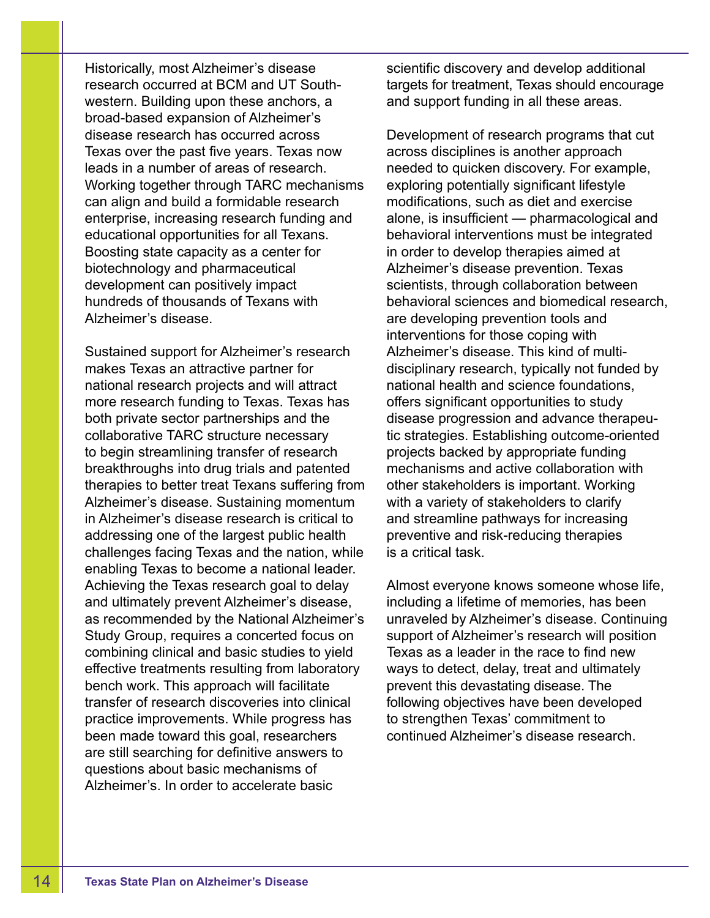Historically, most Alzheimer's disease research occurred at BCM and UT Southwestern. Building upon these anchors, a broad-based expansion of Alzheimer's disease research has occurred across Texas over the past five years. Texas now leads in a number of areas of research. Working together through TARC mechanisms can align and build a formidable research enterprise, increasing research funding and educational opportunities for all Texans. Boosting state capacity as a center for biotechnology and pharmaceutical development can positively impact hundreds of thousands of Texans with Alzheimer's disease.

Sustained support for Alzheimer's research makes Texas an attractive partner for national research projects and will attract more research funding to Texas. Texas has both private sector partnerships and the collaborative TARC structure necessary to begin streamlining transfer of research breakthroughs into drug trials and patented therapies to better treat Texans suffering from Alzheimer's disease. Sustaining momentum in Alzheimer's disease research is critical to addressing one of the largest public health challenges facing Texas and the nation, while enabling Texas to become a national leader. Achieving the Texas research goal to delay and ultimately prevent Alzheimer's disease, as recommended by the National Alzheimer's Study Group, requires a concerted focus on combining clinical and basic studies to yield effective treatments resulting from laboratory bench work. This approach will facilitate transfer of research discoveries into clinical practice improvements. While progress has been made toward this goal, researchers are still searching for definitive answers to questions about basic mechanisms of Alzheimer's. In order to accelerate basic scientific discovery and develop additional targets for treatment, Texas should encourage and support funding in all these areas.

Development of research programs that cut across disciplines is another approach needed to quicken discovery. For example, exploring potentially significant lifestyle modifications, such as diet and exercise alone, is insufficient — pharmacological and behavioral interventions must be integrated in order to develop therapies aimed at Alzheimer's disease prevention. Texas scientists, through collaboration between behavioral sciences and biomedical research, are developing prevention tools and interventions for those coping with Alzheimer's disease. This kind of multidisciplinary research, typically not funded by national health and science foundations, offers significant opportunities to study disease progression and advance therapeutic strategies. Establishing outcome-oriented projects backed by appropriate funding mechanisms and active collaboration with other stakeholders is important. Working with a variety of stakeholders to clarify and streamline pathways for increasing preventive and risk-reducing therapies is a critical task.

Almost everyone knows someone whose life, including a lifetime of memories, has been unraveled by Alzheimer's disease. Continuing support of Alzheimer's research will position Texas as a leader in the race to find new ways to detect, delay, treat and ultimately prevent this devastating disease. The following objectives have been developed to strengthen Texas' commitment to continued Alzheimer's disease research.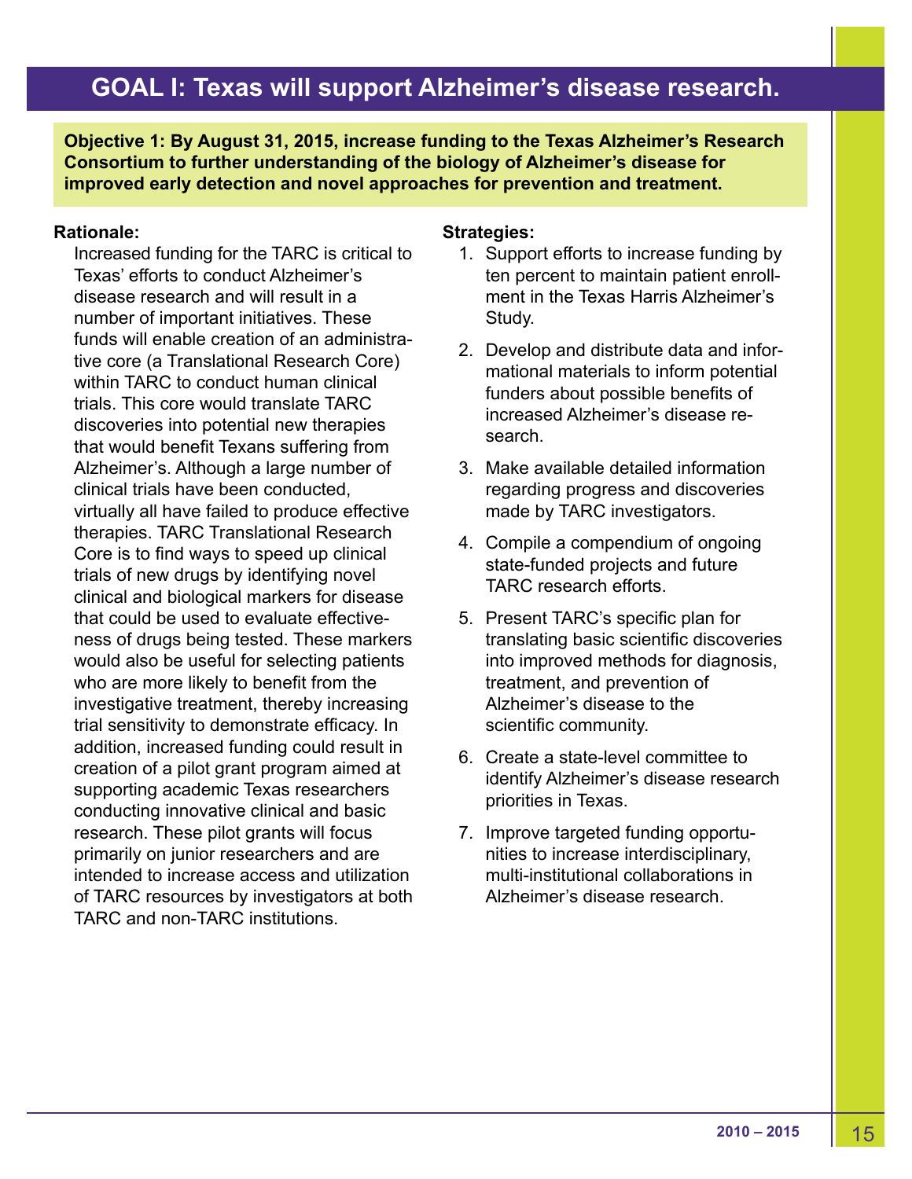# GOAL I: Texas will support Alzheimer's disease research.

**Objective 1: By August 31, 2015, increase funding to the Texas Alzheimer's Research Consortium to further understanding of the biology of Alzheimer's disease for improved early detection and novel approaches for prevention and treatment.**

**Rationale:**

Increased funding for the TARC is critical to Texas' efforts to conduct Alzheimer's disease research and will result in a number of important initiatives. These funds will enable creation of an administrative core (a Translational Research Core) within TARC to conduct human clinical trials. This core would translate TARC discoveries into potential new therapies that would benefit Texans suffering from Alzheimer's. Although a large number of clinical trials have been conducted, virtually all have failed to produce effective therapies. TARC Translational Research Core is to find ways to speed up clinical trials of new drugs by identifying novel clinical and biological markers for disease that could be used to evaluate effectiveness of drugs being tested. These markers would also be useful for selecting patients who are more likely to benefit from the investigative treatment, thereby increasing trial sensitivity to demonstrate efficacy. In addition, increased funding could result in creation of a pilot grant program aimed at supporting academic Texas researchers conducting innovative clinical and basic research. These pilot grants will focus primarily on junior researchers and are intended to increase access and utilization of TARC resources by investigators at both TARC and non-TARC institutions.

**Strategies:**

1. Support efforts to increase funding by ten percent to maintain patient enrollment in the Texas Harris Alzheimer's Study.
2. Develop and distribute data and informational materials to inform potential funders about possible benefits of increased Alzheimer's disease research.
3. Make available detailed information regarding progress and discoveries made by TARC investigators.
4. Compile a compendium of ongoing state-funded projects and future TARC research efforts.
5. Present TARC's specific plan for translating basic scientific discoveries into improved methods for diagnosis, treatment, and prevention of Alzheimer's disease to the scientific community.
6. Create a state-level committee to identify Alzheimer's disease research priorities in Texas.
7. Improve targeted funding opportunities to increase interdisciplinary, multi-institutional collaborations in Alzheimer's disease research.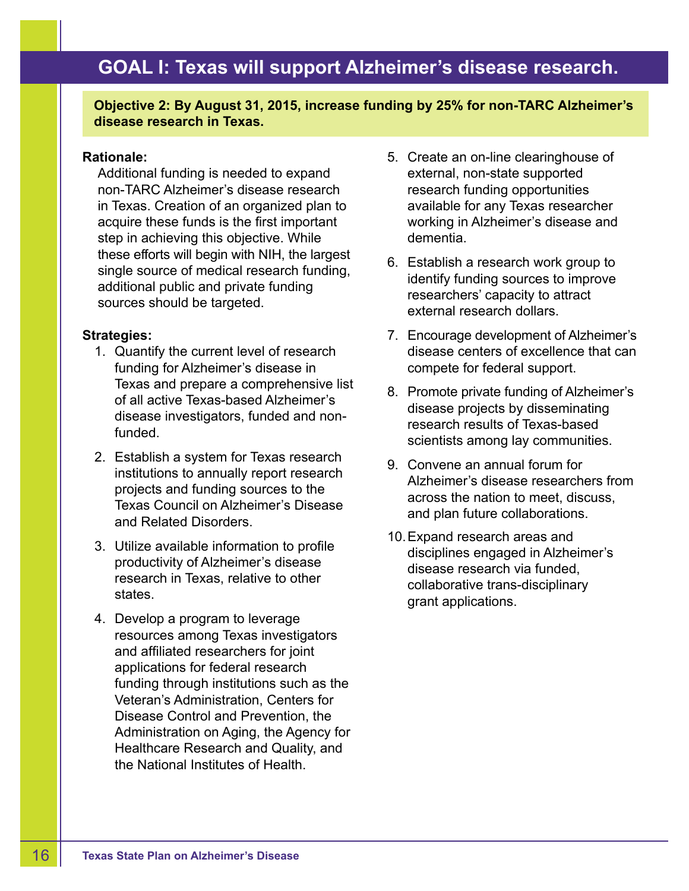## GOAL I: Texas will support Alzheimer's disease research.

**Objective 2: By August 31, 2015, increase funding by 25% for non-TARC Alzheimer's disease research in Texas.**

**Rationale:**

Additional funding is needed to expand non-TARC Alzheimer's disease research in Texas. Creation of an organized plan to acquire these funds is the first important step in achieving this objective. While these efforts will begin with NIH, the largest single source of medical research funding, additional public and private funding sources should be targeted.

**Strategies:**

1. Quantify the current level of research funding for Alzheimer's disease in Texas and prepare a comprehensive list of all active Texas-based Alzheimer's disease investigators, funded and non-funded.
2. Establish a system for Texas research institutions to annually report research projects and funding sources to the Texas Council on Alzheimer's Disease and Related Disorders.
3. Utilize available information to profile productivity of Alzheimer's disease research in Texas, relative to other states.
4. Develop a program to leverage resources among Texas investigators and affiliated researchers for joint applications for federal research funding through institutions such as the Veteran's Administration, Centers for Disease Control and Prevention, the Administration on Aging, the Agency for Healthcare Research and Quality, and the National Institutes of Health.
5. Create an on-line clearinghouse of external, non-state supported research funding opportunities available for any Texas researcher working in Alzheimer's disease and dementia.
6. Establish a research work group to identify funding sources to improve researchers' capacity to attract external research dollars.
7. Encourage development of Alzheimer's disease centers of excellence that can compete for federal support.
8. Promote private funding of Alzheimer's disease projects by disseminating research results of Texas-based scientists among lay communities.
9. Convene an annual forum for Alzheimer's disease researchers from across the nation to meet, discuss, and plan future collaborations.
10. Expand research areas and disciplines engaged in Alzheimer's disease research via funded, collaborative trans-disciplinary grant applications.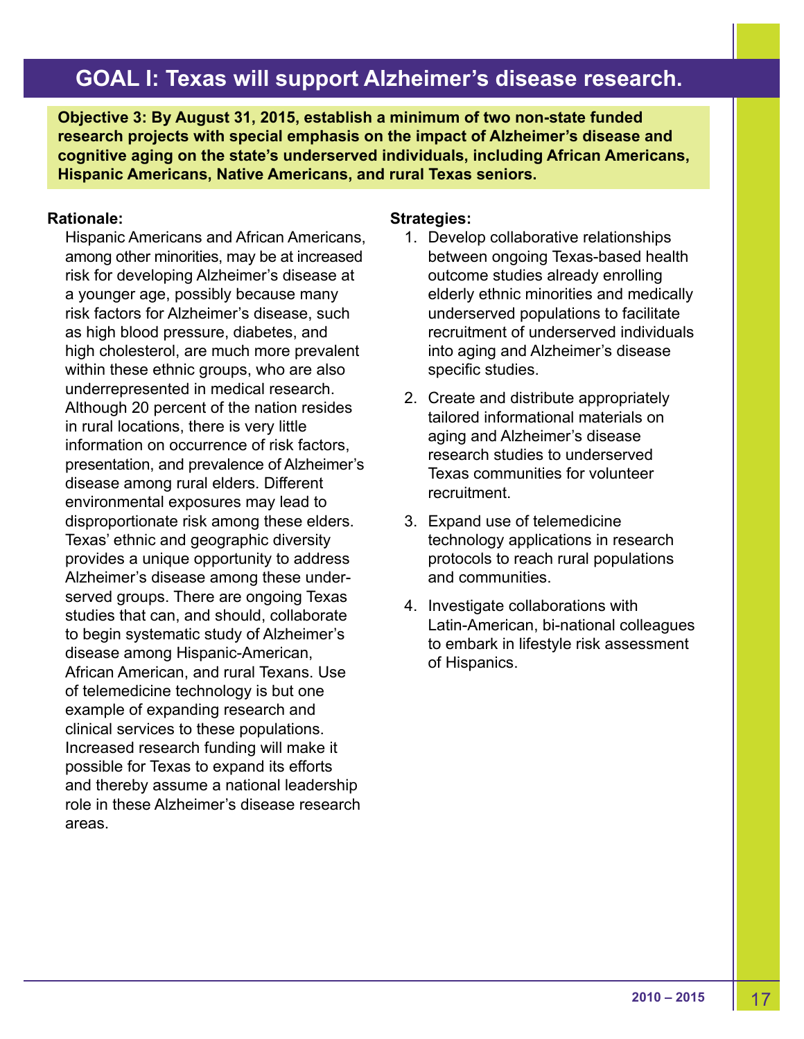## GOAL I: Texas will support Alzheimer's disease research.

**Objective 3: By August 31, 2015, establish a minimum of two non-state funded research projects with special emphasis on the impact of Alzheimer's disease and cognitive aging on the state's underserved individuals, including African Americans, Hispanic Americans, Native Americans, and rural Texas seniors.**

**Rationale:**

Hispanic Americans and African Americans, among other minorities, may be at increased risk for developing Alzheimer's disease at a younger age, possibly because many risk factors for Alzheimer's disease, such as high blood pressure, diabetes, and high cholesterol, are much more prevalent within these ethnic groups, who are also underrepresented in medical research. Although 20 percent of the nation resides in rural locations, there is very little information on occurrence of risk factors, presentation, and prevalence of Alzheimer's disease among rural elders. Different environmental exposures may lead to disproportionate risk among these elders. Texas' ethnic and geographic diversity provides a unique opportunity to address Alzheimer's disease among these underserved groups. There are ongoing Texas studies that can, and should, collaborate to begin systematic study of Alzheimer's disease among Hispanic-American, African American, and rural Texans. Use of telemedicine technology is but one example of expanding research and clinical services to these populations. Increased research funding will make it possible for Texas to expand its efforts and thereby assume a national leadership role in these Alzheimer's disease research areas.

**Strategies:**

1. Develop collaborative relationships between ongoing Texas-based health outcome studies already enrolling elderly ethnic minorities and medically underserved populations to facilitate recruitment of underserved individuals into aging and Alzheimer's disease specific studies.
2. Create and distribute appropriately tailored informational materials on aging and Alzheimer's disease research studies to underserved Texas communities for volunteer recruitment.
3. Expand use of telemedicine technology applications in research protocols to reach rural populations and communities.
4. Investigate collaborations with Latin-American, bi-national colleagues to embark in lifestyle risk assessment of Hispanics.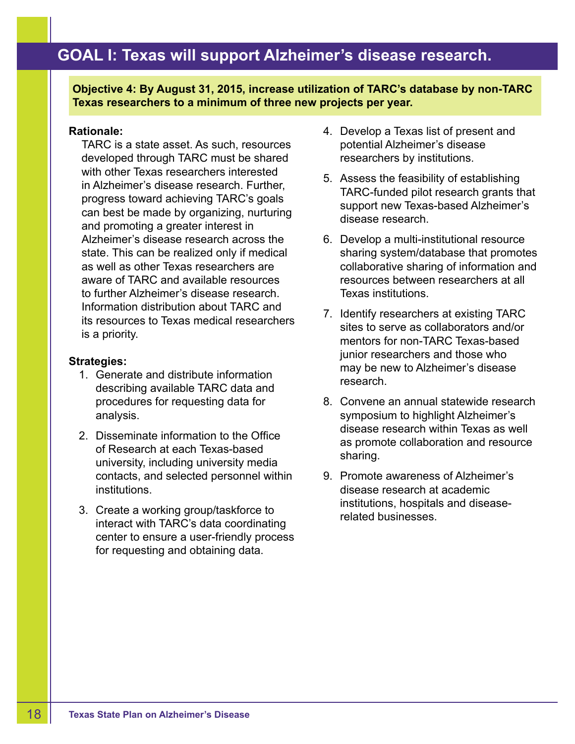# GOAL I: Texas will support Alzheimer's disease research.

**Objective 4: By August 31, 2015, increase utilization of TARC's database by non-TARC Texas researchers to a minimum of three new projects per year.**

**Rationale:**

TARC is a state asset. As such, resources developed through TARC must be shared with other Texas researchers interested in Alzheimer's disease research. Further, progress toward achieving TARC's goals can best be made by organizing, nurturing and promoting a greater interest in Alzheimer's disease research across the state. This can be realized only if medical as well as other Texas researchers are aware of TARC and available resources to further Alzheimer's disease research. Information distribution about TARC and its resources to Texas medical researchers is a priority.

**Strategies:**

1. Generate and distribute information describing available TARC data and procedures for requesting data for analysis.
2. Disseminate information to the Office of Research at each Texas-based university, including university media contacts, and selected personnel within institutions.
3. Create a working group/taskforce to interact with TARC's data coordinating center to ensure a user-friendly process for requesting and obtaining data.
4. Develop a Texas list of present and potential Alzheimer's disease researchers by institutions.
5. Assess the feasibility of establishing TARC-funded pilot research grants that support new Texas-based Alzheimer's disease research.
6. Develop a multi-institutional resource sharing system/database that promotes collaborative sharing of information and resources between researchers at all Texas institutions.
7. Identify researchers at existing TARC sites to serve as collaborators and/or mentors for non-TARC Texas-based junior researchers and those who may be new to Alzheimer's disease research.
8. Convene an annual statewide research symposium to highlight Alzheimer's disease research within Texas as well as promote collaboration and resource sharing.
9. Promote awareness of Alzheimer's disease research at academic institutions, hospitals and disease-related businesses.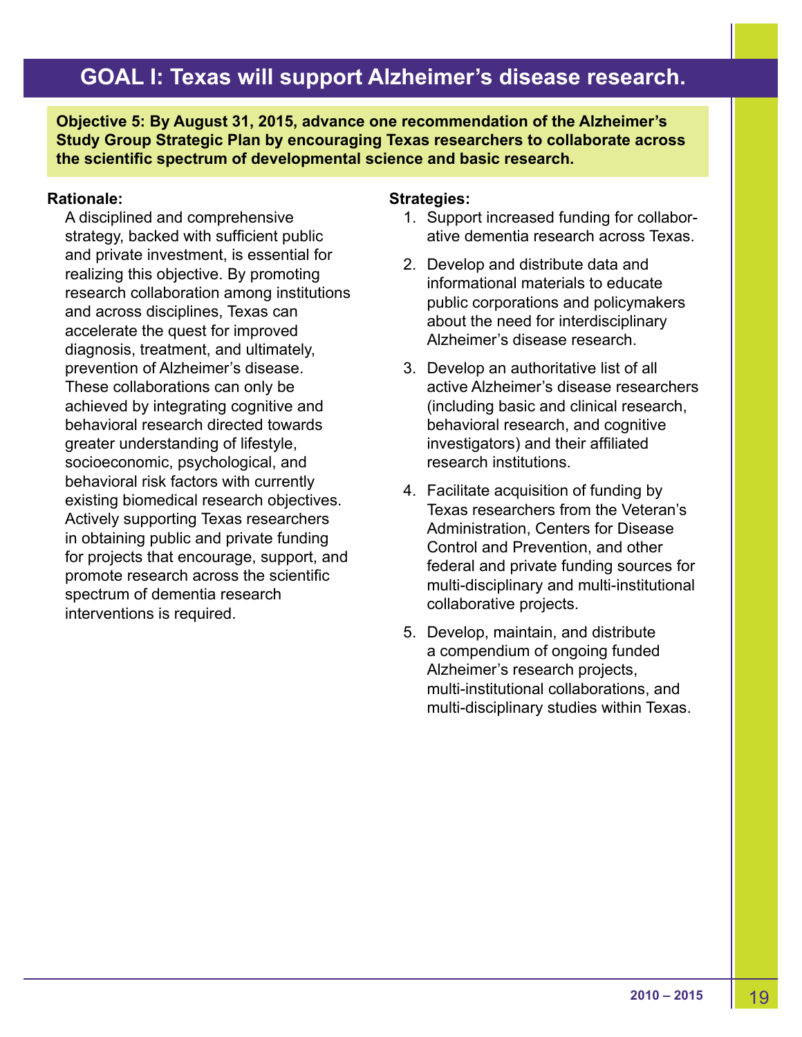# GOAL I: Texas will support Alzheimer's disease research.

**Objective 5: By August 31, 2015, advance one recommendation of the Alzheimer's Study Group Strategic Plan by encouraging Texas researchers to collaborate across the scientific spectrum of developmental science and basic research.**

**Rationale:**

A disciplined and comprehensive strategy, backed with sufficient public and private investment, is essential for realizing this objective. By promoting research collaboration among institutions and across disciplines, Texas can accelerate the quest for improved diagnosis, treatment, and ultimately, prevention of Alzheimer's disease. These collaborations can only be achieved by integrating cognitive and behavioral research directed towards greater understanding of lifestyle, socioeconomic, psychological, and behavioral risk factors with currently existing biomedical research objectives. Actively supporting Texas researchers in obtaining public and private funding for projects that encourage, support, and promote research across the scientific spectrum of dementia research interventions is required.

**Strategies:**

1. Support increased funding for collaborative dementia research across Texas.
2. Develop and distribute data and informational materials to educate public corporations and policymakers about the need for interdisciplinary Alzheimer's disease research.
3. Develop an authoritative list of all active Alzheimer's disease researchers (including basic and clinical research, behavioral research, and cognitive investigators) and their affiliated research institutions.
4. Facilitate acquisition of funding by Texas researchers from the Veteran's Administration, Centers for Disease Control and Prevention, and other federal and private funding sources for multi-disciplinary and multi-institutional collaborative projects.
5. Develop, maintain, and distribute a compendium of ongoing funded Alzheimer's research projects, multi-institutional collaborations, and multi-disciplinary studies within Texas.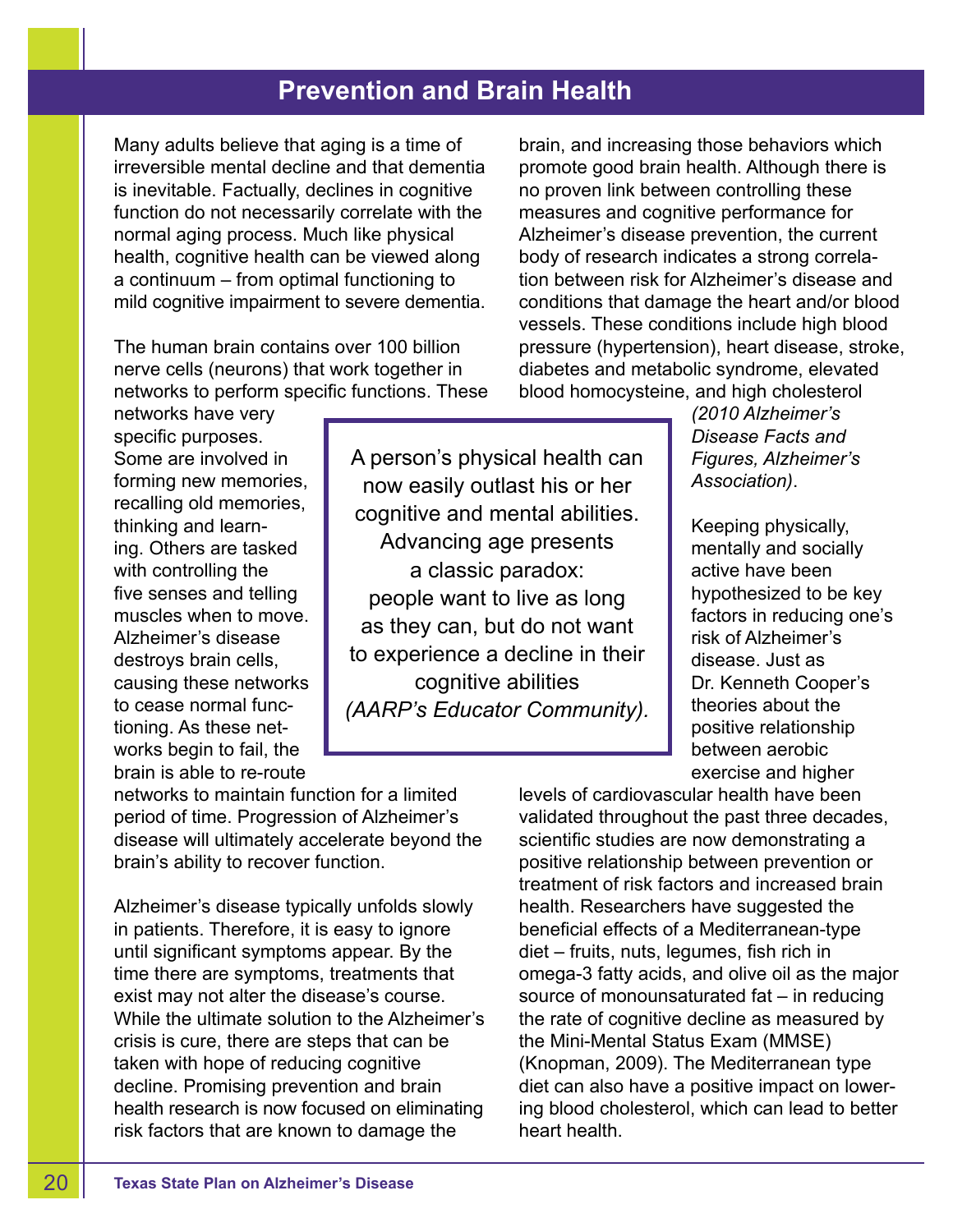# Prevention and Brain Health

Many adults believe that aging is a time of irreversible mental decline and that dementia is inevitable. Factually, declines in cognitive function do not necessarily correlate with the normal aging process. Much like physical health, cognitive health can be viewed along a continuum – from optimal functioning to mild cognitive impairment to severe dementia.

The human brain contains over 100 billion nerve cells (neurons) that work together in networks to perform specific functions. These networks have very specific purposes. Some are involved in forming new memories, recalling old memories, thinking and learning. Others are tasked with controlling the five senses and telling muscles when to move. Alzheimer's disease destroys brain cells, causing these networks to cease normal functioning. As these networks begin to fail, the brain is able to re-route networks to maintain function for a limited period of time. Progression of Alzheimer's disease will ultimately accelerate beyond the brain's ability to recover function.

> A person's physical health can now easily outlast his or her cognitive and mental abilities. Advancing age presents a classic paradox: people want to live as long as they can, but do not want to experience a decline in their cognitive abilities *(AARP's Educator Community).*

Alzheimer's disease typically unfolds slowly in patients. Therefore, it is easy to ignore until significant symptoms appear. By the time there are symptoms, treatments that exist may not alter the disease's course. While the ultimate solution to the Alzheimer's crisis is cure, there are steps that can be taken with hope of reducing cognitive decline. Promising prevention and brain health research is now focused on eliminating risk factors that are known to damage the brain, and increasing those behaviors which promote good brain health. Although there is no proven link between controlling these measures and cognitive performance for Alzheimer's disease prevention, the current body of research indicates a strong correlation between risk for Alzheimer's disease and conditions that damage the heart and/or blood vessels. These conditions include high blood pressure (hypertension), heart disease, stroke, diabetes and metabolic syndrome, elevated blood homocysteine, and high cholesterol *(2010 Alzheimer's Disease Facts and Figures, Alzheimer's Association)*.

Keeping physically, mentally and socially active have been hypothesized to be key factors in reducing one's risk of Alzheimer's disease. Just as Dr. Kenneth Cooper's theories about the positive relationship between aerobic exercise and higher levels of cardiovascular health have been validated throughout the past three decades, scientific studies are now demonstrating a positive relationship between prevention or treatment of risk factors and increased brain health. Researchers have suggested the beneficial effects of a Mediterranean-type diet – fruits, nuts, legumes, fish rich in omega-3 fatty acids, and olive oil as the major source of monounsaturated fat – in reducing the rate of cognitive decline as measured by the Mini-Mental Status Exam (MMSE) (Knopman, 2009). The Mediterranean type diet can also have a positive impact on lowering blood cholesterol, which can lead to better heart health.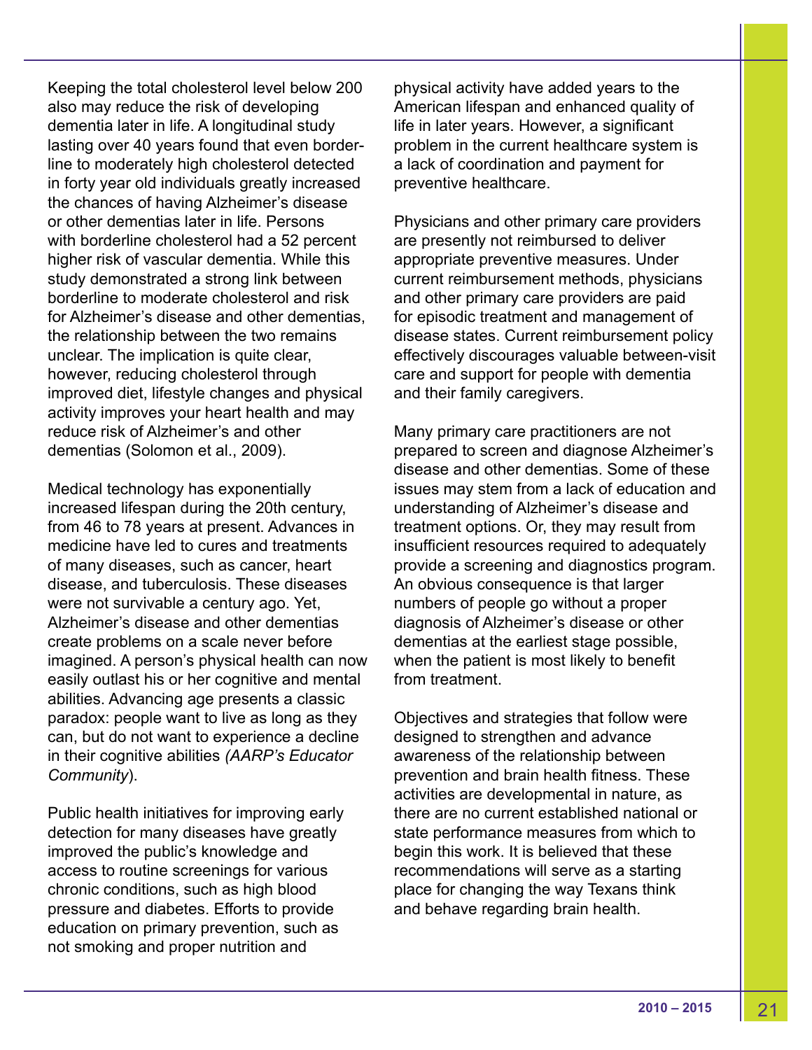Keeping the total cholesterol level below 200 also may reduce the risk of developing dementia later in life. A longitudinal study lasting over 40 years found that even borderline to moderately high cholesterol detected in forty year old individuals greatly increased the chances of having Alzheimer's disease or other dementias later in life. Persons with borderline cholesterol had a 52 percent higher risk of vascular dementia. While this study demonstrated a strong link between borderline to moderate cholesterol and risk for Alzheimer's disease and other dementias, the relationship between the two remains unclear. The implication is quite clear, however, reducing cholesterol through improved diet, lifestyle changes and physical activity improves your heart health and may reduce risk of Alzheimer's and other dementias (Solomon et al., 2009).

Medical technology has exponentially increased lifespan during the 20th century, from 46 to 78 years at present. Advances in medicine have led to cures and treatments of many diseases, such as cancer, heart disease, and tuberculosis. These diseases were not survivable a century ago. Yet, Alzheimer's disease and other dementias create problems on a scale never before imagined. A person's physical health can now easily outlast his or her cognitive and mental abilities. Advancing age presents a classic paradox: people want to live as long as they can, but do not want to experience a decline in their cognitive abilities *(AARP's Educator Community)*.

Public health initiatives for improving early detection for many diseases have greatly improved the public's knowledge and access to routine screenings for various chronic conditions, such as high blood pressure and diabetes. Efforts to provide education on primary prevention, such as not smoking and proper nutrition and physical activity have added years to the American lifespan and enhanced quality of life in later years. However, a significant problem in the current healthcare system is a lack of coordination and payment for preventive healthcare.

Physicians and other primary care providers are presently not reimbursed to deliver appropriate preventive measures. Under current reimbursement methods, physicians and other primary care providers are paid for episodic treatment and management of disease states. Current reimbursement policy effectively discourages valuable between-visit care and support for people with dementia and their family caregivers.

Many primary care practitioners are not prepared to screen and diagnose Alzheimer's disease and other dementias. Some of these issues may stem from a lack of education and understanding of Alzheimer's disease and treatment options. Or, they may result from insufficient resources required to adequately provide a screening and diagnostics program. An obvious consequence is that larger numbers of people go without a proper diagnosis of Alzheimer's disease or other dementias at the earliest stage possible, when the patient is most likely to benefit from treatment.

Objectives and strategies that follow were designed to strengthen and advance awareness of the relationship between prevention and brain health fitness. These activities are developmental in nature, as there are no current established national or state performance measures from which to begin this work. It is believed that these recommendations will serve as a starting place for changing the way Texans think and behave regarding brain health.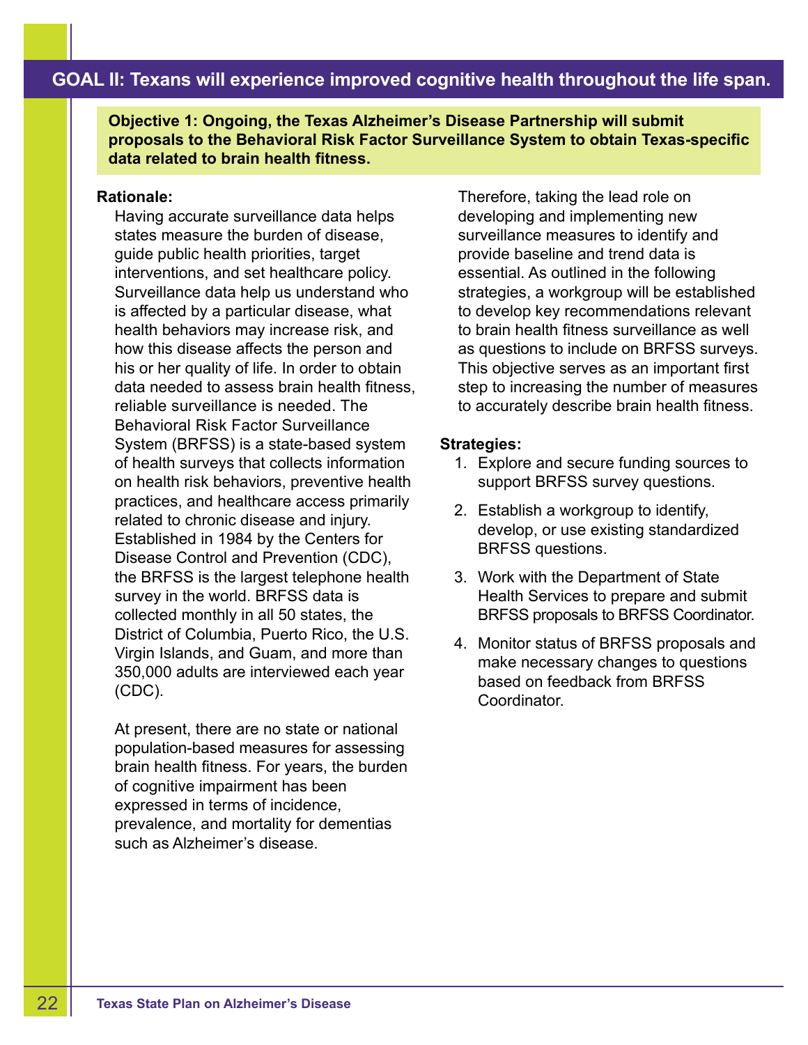## GOAL II: Texans will experience improved cognitive health throughout the life span.

**Objective 1: Ongoing, the Texas Alzheimer's Disease Partnership will submit proposals to the Behavioral Risk Factor Surveillance System to obtain Texas-specific data related to brain health fitness.**

**Rationale:**

Having accurate surveillance data helps states measure the burden of disease, guide public health priorities, target interventions, and set healthcare policy. Surveillance data help us understand who is affected by a particular disease, what health behaviors may increase risk, and how this disease affects the person and his or her quality of life. In order to obtain data needed to assess brain health fitness, reliable surveillance is needed. The Behavioral Risk Factor Surveillance System (BRFSS) is a state-based system of health surveys that collects information on health risk behaviors, preventive health practices, and healthcare access primarily related to chronic disease and injury. Established in 1984 by the Centers for Disease Control and Prevention (CDC), the BRFSS is the largest telephone health survey in the world. BRFSS data is collected monthly in all 50 states, the District of Columbia, Puerto Rico, the U.S. Virgin Islands, and Guam, and more than 350,000 adults are interviewed each year (CDC).

At present, there are no state or national population-based measures for assessing brain health fitness. For years, the burden of cognitive impairment has been expressed in terms of incidence, prevalence, and mortality for dementias such as Alzheimer's disease.

Therefore, taking the lead role on developing and implementing new surveillance measures to identify and provide baseline and trend data is essential. As outlined in the following strategies, a workgroup will be established to develop key recommendations relevant to brain health fitness surveillance as well as questions to include on BRFSS surveys. This objective serves as an important first step to increasing the number of measures to accurately describe brain health fitness.

**Strategies:**

1. Explore and secure funding sources to support BRFSS survey questions.
2. Establish a workgroup to identify, develop, or use existing standardized BRFSS questions.
3. Work with the Department of State Health Services to prepare and submit BRFSS proposals to BRFSS Coordinator.
4. Monitor status of BRFSS proposals and make necessary changes to questions based on feedback from BRFSS Coordinator.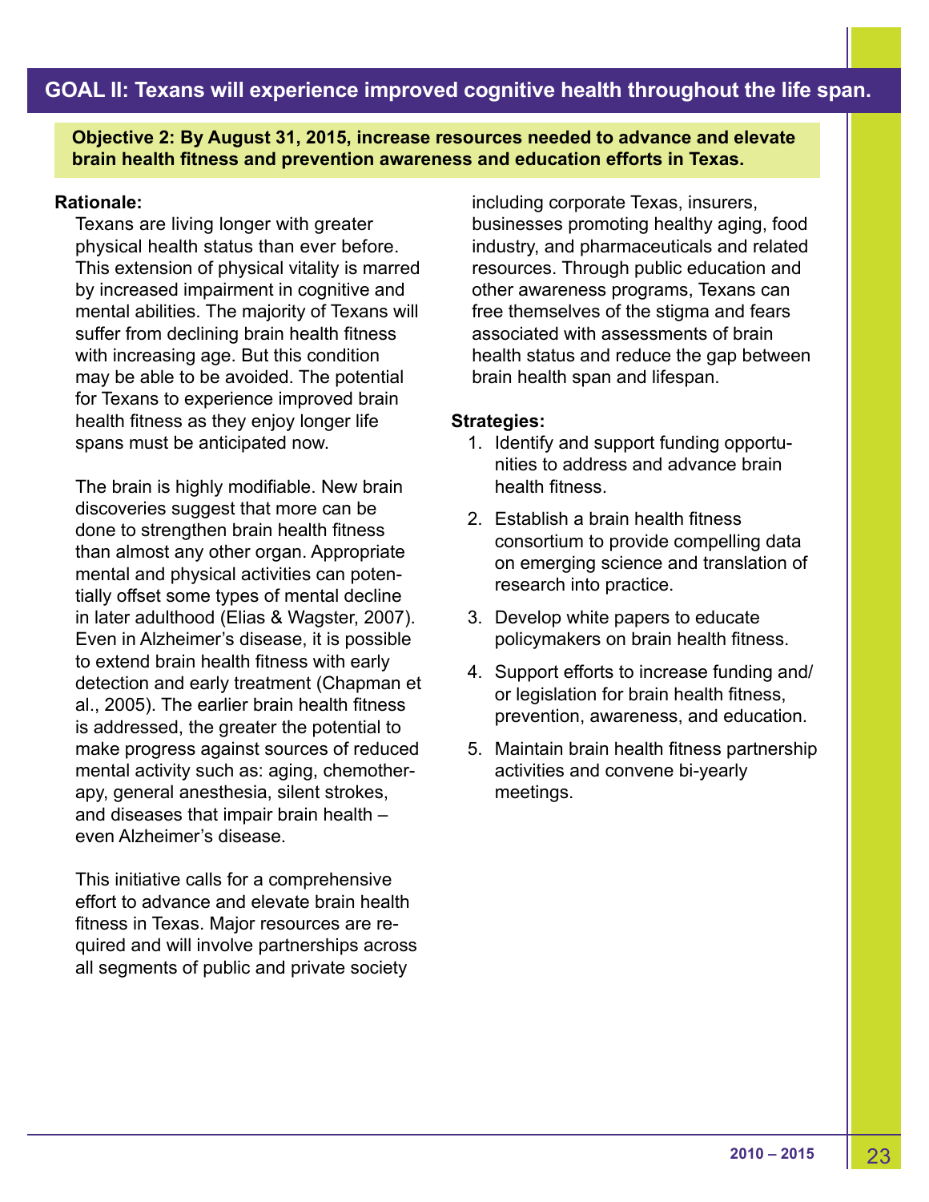## GOAL II: Texans will experience improved cognitive health throughout the life span.

**Objective 2: By August 31, 2015, increase resources needed to advance and elevate brain health fitness and prevention awareness and education efforts in Texas.**

**Rationale:**

Texans are living longer with greater physical health status than ever before. This extension of physical vitality is marred by increased impairment in cognitive and mental abilities. The majority of Texans will suffer from declining brain health fitness with increasing age. But this condition may be able to be avoided. The potential for Texans to experience improved brain health fitness as they enjoy longer life spans must be anticipated now.

The brain is highly modifiable. New brain discoveries suggest that more can be done to strengthen brain health fitness than almost any other organ. Appropriate mental and physical activities can potentially offset some types of mental decline in later adulthood (Elias & Wagster, 2007). Even in Alzheimer's disease, it is possible to extend brain health fitness with early detection and early treatment (Chapman et al., 2005). The earlier brain health fitness is addressed, the greater the potential to make progress against sources of reduced mental activity such as: aging, chemotherapy, general anesthesia, silent strokes, and diseases that impair brain health – even Alzheimer's disease.

This initiative calls for a comprehensive effort to advance and elevate brain health fitness in Texas. Major resources are required and will involve partnerships across all segments of public and private society including corporate Texas, insurers, businesses promoting healthy aging, food industry, and pharmaceuticals and related resources. Through public education and other awareness programs, Texans can free themselves of the stigma and fears associated with assessments of brain health status and reduce the gap between brain health span and lifespan.

**Strategies:**

1. Identify and support funding opportunities to address and advance brain health fitness.
2. Establish a brain health fitness consortium to provide compelling data on emerging science and translation of research into practice.
3. Develop white papers to educate policymakers on brain health fitness.
4. Support efforts to increase funding and/or legislation for brain health fitness, prevention, awareness, and education.
5. Maintain brain health fitness partnership activities and convene bi-yearly meetings.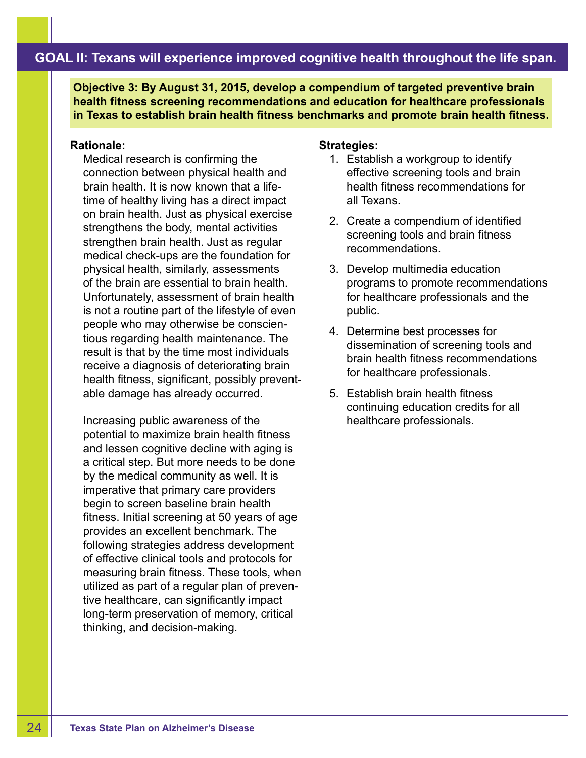## GOAL II: Texans will experience improved cognitive health throughout the life span.

**Objective 3: By August 31, 2015, develop a compendium of targeted preventive brain health fitness screening recommendations and education for healthcare professionals in Texas to establish brain health fitness benchmarks and promote brain health fitness.**

**Rationale:**

Medical research is confirming the connection between physical health and brain health. It is now known that a lifetime of healthy living has a direct impact on brain health. Just as physical exercise strengthens the body, mental activities strengthen brain health. Just as regular medical check-ups are the foundation for physical health, similarly, assessments of the brain are essential to brain health. Unfortunately, assessment of brain health is not a routine part of the lifestyle of even people who may otherwise be conscientious regarding health maintenance. The result is that by the time most individuals receive a diagnosis of deteriorating brain health fitness, significant, possibly preventable damage has already occurred.

Increasing public awareness of the potential to maximize brain health fitness and lessen cognitive decline with aging is a critical step. But more needs to be done by the medical community as well. It is imperative that primary care providers begin to screen baseline brain health fitness. Initial screening at 50 years of age provides an excellent benchmark. The following strategies address development of effective clinical tools and protocols for measuring brain fitness. These tools, when utilized as part of a regular plan of preventive healthcare, can significantly impact long-term preservation of memory, critical thinking, and decision-making.

**Strategies:**

1. Establish a workgroup to identify effective screening tools and brain health fitness recommendations for all Texans.
2. Create a compendium of identified screening tools and brain fitness recommendations.
3. Develop multimedia education programs to promote recommendations for healthcare professionals and the public.
4. Determine best processes for dissemination of screening tools and brain health fitness recommendations for healthcare professionals.
5. Establish brain health fitness continuing education credits for all healthcare professionals.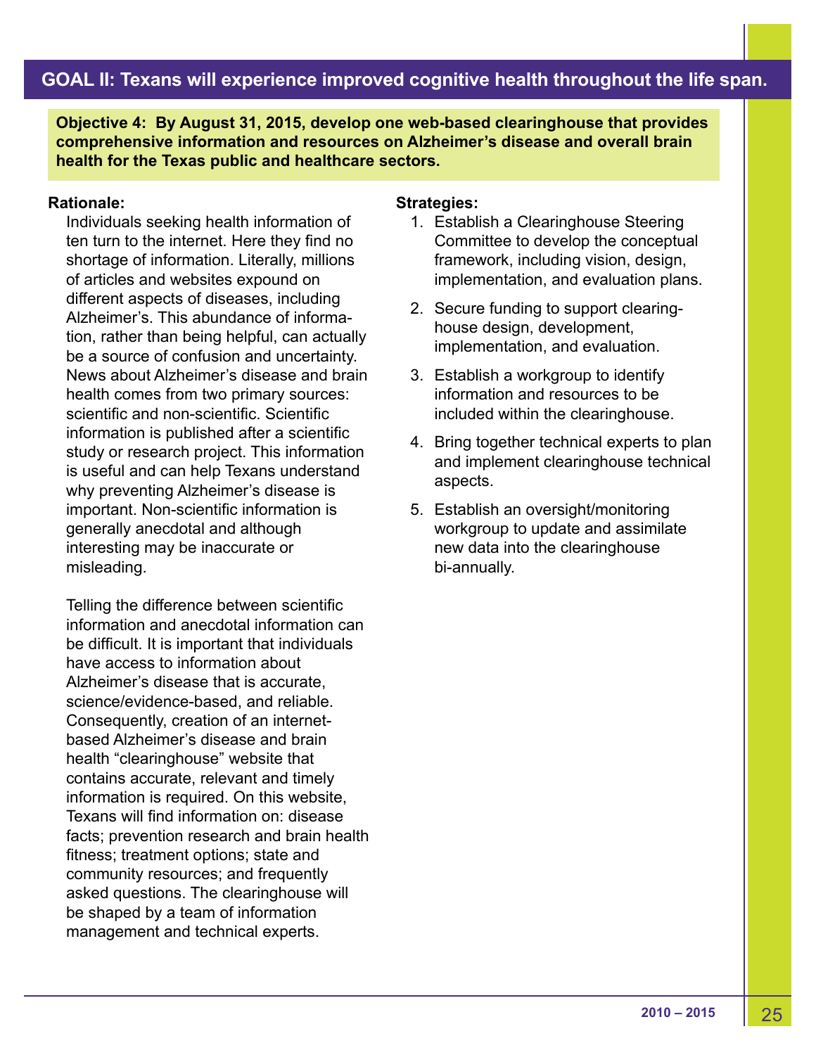## GOAL II: Texans will experience improved cognitive health throughout the life span.

**Objective 4: By August 31, 2015, develop one web-based clearinghouse that provides comprehensive information and resources on Alzheimer's disease and overall brain health for the Texas public and healthcare sectors.**

**Rationale:**

Individuals seeking health information often turn to the internet. Here they find no shortage of information. Literally, millions of articles and websites expound on different aspects of diseases, including Alzheimer's. This abundance of information, rather than being helpful, can actually be a source of confusion and uncertainty. News about Alzheimer's disease and brain health comes from two primary sources: scientific and non-scientific. Scientific information is published after a scientific study or research project. This information is useful and can help Texans understand why preventing Alzheimer's disease is important. Non-scientific information is generally anecdotal and although interesting may be inaccurate or misleading.

Telling the difference between scientific information and anecdotal information can be difficult. It is important that individuals have access to information about Alzheimer's disease that is accurate, science/evidence-based, and reliable. Consequently, creation of an internet-based Alzheimer's disease and brain health "clearinghouse" website that contains accurate, relevant and timely information is required. On this website, Texans will find information on: disease facts; prevention research and brain health fitness; treatment options; state and community resources; and frequently asked questions. The clearinghouse will be shaped by a team of information management and technical experts.

**Strategies:**

1. Establish a Clearinghouse Steering Committee to develop the conceptual framework, including vision, design, implementation, and evaluation plans.
2. Secure funding to support clearinghouse design, development, implementation, and evaluation.
3. Establish a workgroup to identify information and resources to be included within the clearinghouse.
4. Bring together technical experts to plan and implement clearinghouse technical aspects.
5. Establish an oversight/monitoring workgroup to update and assimilate new data into the clearinghouse bi-annually.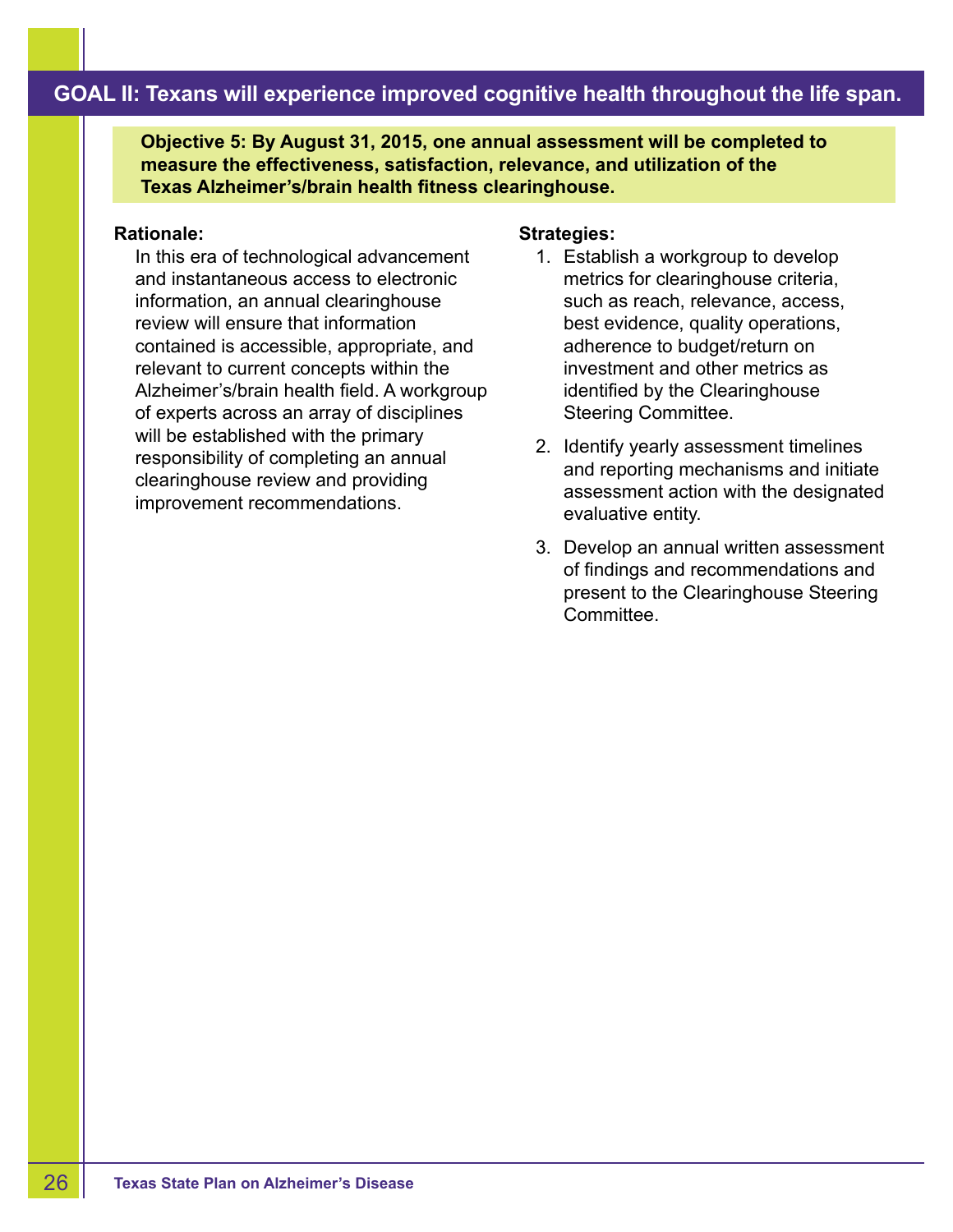## GOAL II: Texans will experience improved cognitive health throughout the life span.

**Objective 5: By August 31, 2015, one annual assessment will be completed to measure the effectiveness, satisfaction, relevance, and utilization of the Texas Alzheimer's/brain health fitness clearinghouse.**

**Rationale:**

In this era of technological advancement and instantaneous access to electronic information, an annual clearinghouse review will ensure that information contained is accessible, appropriate, and relevant to current concepts within the Alzheimer's/brain health field. A workgroup of experts across an array of disciplines will be established with the primary responsibility of completing an annual clearinghouse review and providing improvement recommendations.

**Strategies:**

1. Establish a workgroup to develop metrics for clearinghouse criteria, such as reach, relevance, access, best evidence, quality operations, adherence to budget/return on investment and other metrics as identified by the Clearinghouse Steering Committee.
2. Identify yearly assessment timelines and reporting mechanisms and initiate assessment action with the designated evaluative entity.
3. Develop an annual written assessment of findings and recommendations and present to the Clearinghouse Steering Committee.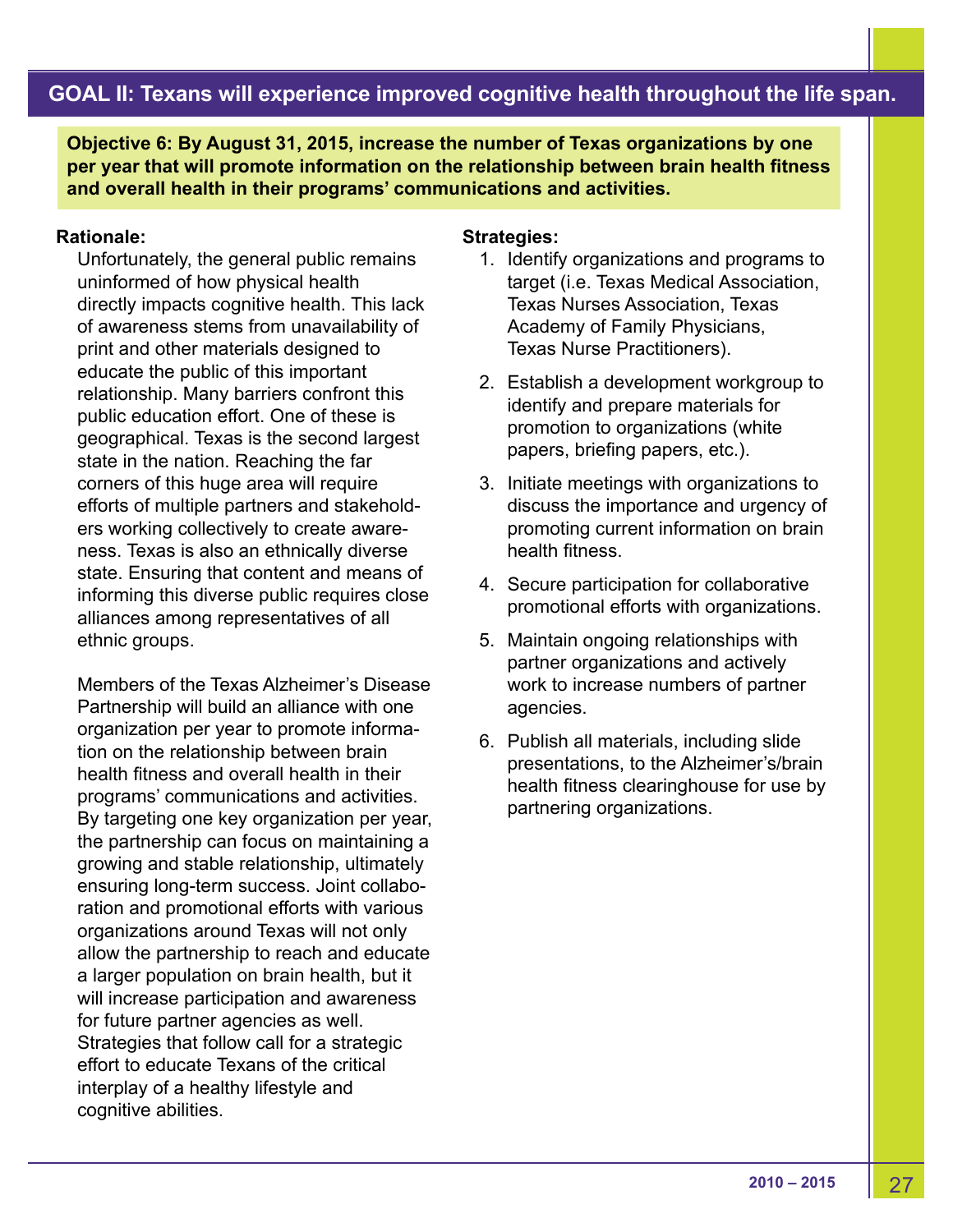## GOAL II: Texans will experience improved cognitive health throughout the life span.

**Objective 6: By August 31, 2015, increase the number of Texas organizations by one per year that will promote information on the relationship between brain health fitness and overall health in their programs' communications and activities.**

**Rationale:**

Unfortunately, the general public remains uninformed of how physical health directly impacts cognitive health. This lack of awareness stems from unavailability of print and other materials designed to educate the public of this important relationship. Many barriers confront this public education effort. One of these is geographical. Texas is the second largest state in the nation. Reaching the far corners of this huge area will require efforts of multiple partners and stakeholders working collectively to create awareness. Texas is also an ethnically diverse state. Ensuring that content and means of informing this diverse public requires close alliances among representatives of all ethnic groups.

Members of the Texas Alzheimer's Disease Partnership will build an alliance with one organization per year to promote information on the relationship between brain health fitness and overall health in their programs' communications and activities. By targeting one key organization per year, the partnership can focus on maintaining a growing and stable relationship, ultimately ensuring long-term success. Joint collaboration and promotional efforts with various organizations around Texas will not only allow the partnership to reach and educate a larger population on brain health, but it will increase participation and awareness for future partner agencies as well. Strategies that follow call for a strategic effort to educate Texans of the critical interplay of a healthy lifestyle and cognitive abilities.

**Strategies:**

1. Identify organizations and programs to target (i.e. Texas Medical Association, Texas Nurses Association, Texas Academy of Family Physicians, Texas Nurse Practitioners).
2. Establish a development workgroup to identify and prepare materials for promotion to organizations (white papers, briefing papers, etc.).
3. Initiate meetings with organizations to discuss the importance and urgency of promoting current information on brain health fitness.
4. Secure participation for collaborative promotional efforts with organizations.
5. Maintain ongoing relationships with partner organizations and actively work to increase numbers of partner agencies.
6. Publish all materials, including slide presentations, to the Alzheimer's/brain health fitness clearinghouse for use by partnering organizations.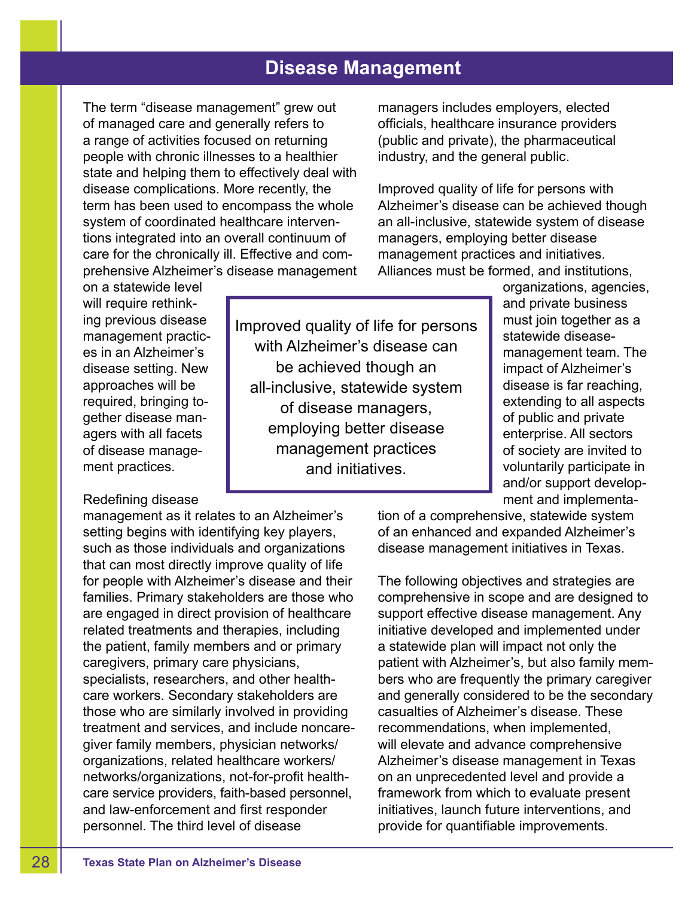## Disease Management

The term "disease management" grew out of managed care and generally refers to a range of activities focused on returning people with chronic illnesses to a healthier state and helping them to effectively deal with disease complications. More recently, the term has been used to encompass the whole system of coordinated healthcare interventions integrated into an overall continuum of care for the chronically ill. Effective and comprehensive Alzheimer's disease management on a statewide level will require rethinking previous disease management practices in an Alzheimer's disease setting. New approaches will be required, bringing together disease managers with all facets of disease management practices.

Redefining disease management as it relates to an Alzheimer's setting begins with identifying key players, such as those individuals and organizations that can most directly improve quality of life for people with Alzheimer's disease and their families. Primary stakeholders are those who are engaged in direct provision of healthcare related treatments and therapies, including the patient, family members and or primary caregivers, primary care physicians, specialists, researchers, and other healthcare workers. Secondary stakeholders are those who are similarly involved in providing treatment and services, and include noncaregiver family members, physician networks/organizations, related healthcare workers/networks/organizations, not-for-profit healthcare service providers, faith-based personnel, and law-enforcement and first responder personnel. The third level of disease managers includes employers, elected officials, healthcare insurance providers (public and private), the pharmaceutical industry, and the general public.

Improved quality of life for persons with Alzheimer's disease can be achieved though an all-inclusive, statewide system of disease managers, employing better disease management practices and initiatives. Alliances must be formed, and institutions, organizations, agencies, and private business must join together as a statewide disease-management team. The impact of Alzheimer's disease is far reaching, extending to all aspects of public and private enterprise. All sectors of society are invited to voluntarily participate in and/or support development and implementation of a comprehensive, statewide system of an enhanced and expanded Alzheimer's disease management initiatives in Texas.

> Improved quality of life for persons with Alzheimer's disease can be achieved though an all-inclusive, statewide system of disease managers, employing better disease management practices and initiatives.

The following objectives and strategies are comprehensive in scope and are designed to support effective disease management. Any initiative developed and implemented under a statewide plan will impact not only the patient with Alzheimer's, but also family members who are frequently the primary caregiver and generally considered to be the secondary casualties of Alzheimer's disease. These recommendations, when implemented, will elevate and advance comprehensive Alzheimer's disease management in Texas on an unprecedented level and provide a framework from which to evaluate present initiatives, launch future interventions, and provide for quantifiable improvements.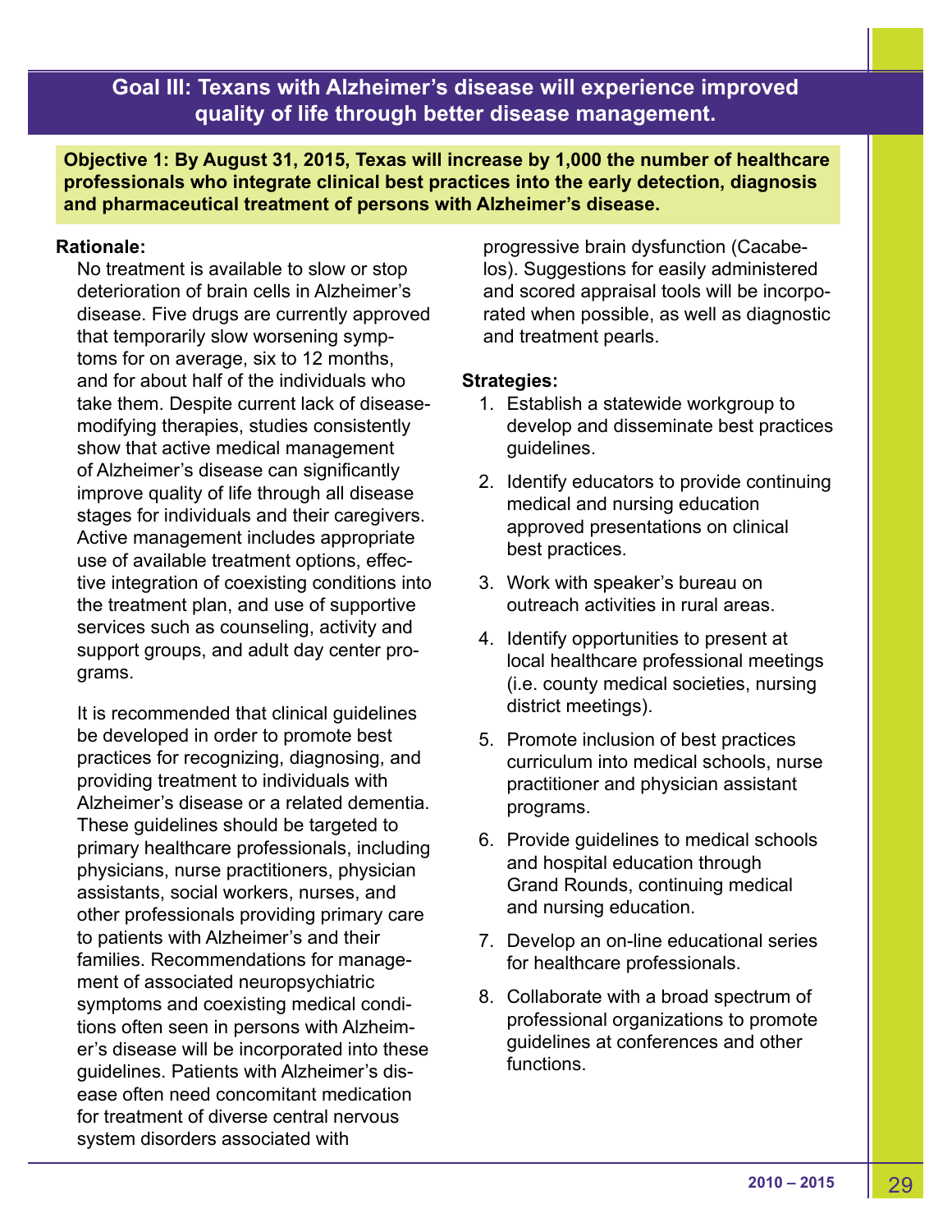## Goal III: Texans with Alzheimer's disease will experience improved quality of life through better disease management.

**Objective 1: By August 31, 2015, Texas will increase by 1,000 the number of healthcare professionals who integrate clinical best practices into the early detection, diagnosis and pharmaceutical treatment of persons with Alzheimer's disease.**

**Rationale:**

No treatment is available to slow or stop deterioration of brain cells in Alzheimer's disease. Five drugs are currently approved that temporarily slow worsening symptoms for on average, six to 12 months, and for about half of the individuals who take them. Despite current lack of disease-modifying therapies, studies consistently show that active medical management of Alzheimer's disease can significantly improve quality of life through all disease stages for individuals and their caregivers. Active management includes appropriate use of available treatment options, effective integration of coexisting conditions into the treatment plan, and use of supportive services such as counseling, activity and support groups, and adult day center programs.

It is recommended that clinical guidelines be developed in order to promote best practices for recognizing, diagnosing, and providing treatment to individuals with Alzheimer's disease or a related dementia. These guidelines should be targeted to primary healthcare professionals, including physicians, nurse practitioners, physician assistants, social workers, nurses, and other professionals providing primary care to patients with Alzheimer's and their families. Recommendations for management of associated neuropsychiatric symptoms and coexisting medical conditions often seen in persons with Alzheimer's disease will be incorporated into these guidelines. Patients with Alzheimer's disease often need concomitant medication for treatment of diverse central nervous system disorders associated with progressive brain dysfunction (Cacabelos). Suggestions for easily administered and scored appraisal tools will be incorporated when possible, as well as diagnostic and treatment pearls.

**Strategies:**

1. Establish a statewide workgroup to develop and disseminate best practices guidelines.
2. Identify educators to provide continuing medical and nursing education approved presentations on clinical best practices.
3. Work with speaker's bureau on outreach activities in rural areas.
4. Identify opportunities to present at local healthcare professional meetings (i.e. county medical societies, nursing district meetings).
5. Promote inclusion of best practices curriculum into medical schools, nurse practitioner and physician assistant programs.
6. Provide guidelines to medical schools and hospital education through Grand Rounds, continuing medical and nursing education.
7. Develop an on-line educational series for healthcare professionals.
8. Collaborate with a broad spectrum of professional organizations to promote guidelines at conferences and other functions.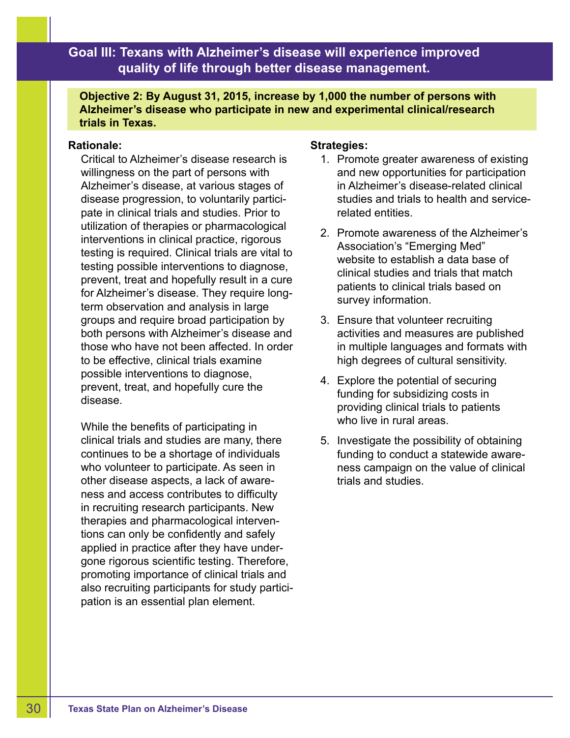## Goal III: Texans with Alzheimer's disease will experience improved quality of life through better disease management.

**Objective 2: By August 31, 2015, increase by 1,000 the number of persons with Alzheimer's disease who participate in new and experimental clinical/research trials in Texas.**

**Rationale:**

Critical to Alzheimer's disease research is willingness on the part of persons with Alzheimer's disease, at various stages of disease progression, to voluntarily participate in clinical trials and studies. Prior to utilization of therapies or pharmacological interventions in clinical practice, rigorous testing is required. Clinical trials are vital to testing possible interventions to diagnose, prevent, treat and hopefully result in a cure for Alzheimer's disease. They require long-term observation and analysis in large groups and require broad participation by both persons with Alzheimer's disease and those who have not been affected. In order to be effective, clinical trials examine possible interventions to diagnose, prevent, treat, and hopefully cure the disease.

While the benefits of participating in clinical trials and studies are many, there continues to be a shortage of individuals who volunteer to participate. As seen in other disease aspects, a lack of awareness and access contributes to difficulty in recruiting research participants. New therapies and pharmacological interventions can only be confidently and safely applied in practice after they have undergone rigorous scientific testing. Therefore, promoting importance of clinical trials and also recruiting participants for study participation is an essential plan element.

**Strategies:**

1. Promote greater awareness of existing and new opportunities for participation in Alzheimer's disease-related clinical studies and trials to health and service-related entities.
2. Promote awareness of the Alzheimer's Association's "Emerging Med" website to establish a data base of clinical studies and trials that match patients to clinical trials based on survey information.
3. Ensure that volunteer recruiting activities and measures are published in multiple languages and formats with high degrees of cultural sensitivity.
4. Explore the potential of securing funding for subsidizing costs in providing clinical trials to patients who live in rural areas.
5. Investigate the possibility of obtaining funding to conduct a statewide awareness campaign on the value of clinical trials and studies.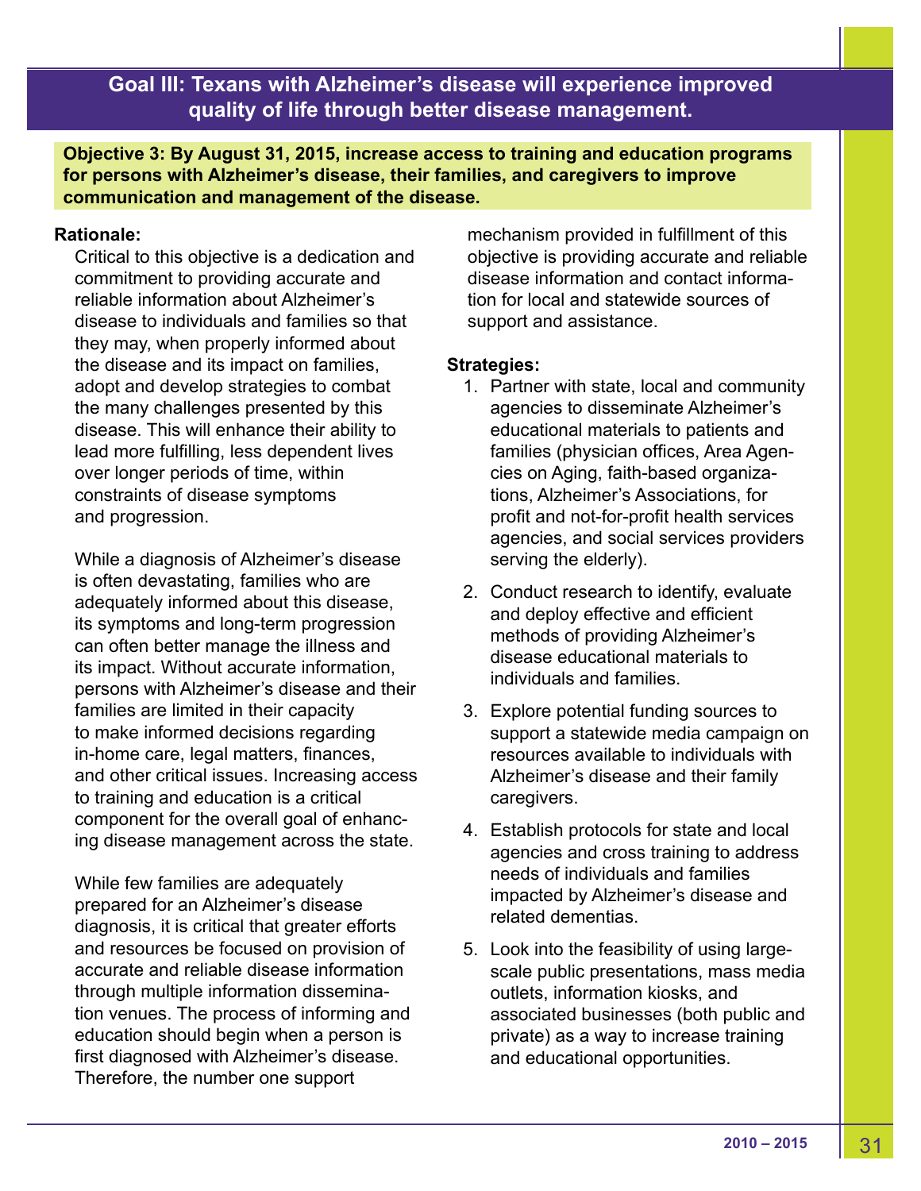## Goal III: Texans with Alzheimer's disease will experience improved quality of life through better disease management.

**Objective 3: By August 31, 2015, increase access to training and education programs for persons with Alzheimer's disease, their families, and caregivers to improve communication and management of the disease.**

**Rationale:**

Critical to this objective is a dedication and commitment to providing accurate and reliable information about Alzheimer's disease to individuals and families so that they may, when properly informed about the disease and its impact on families, adopt and develop strategies to combat the many challenges presented by this disease. This will enhance their ability to lead more fulfilling, less dependent lives over longer periods of time, within constraints of disease symptoms and progression.

While a diagnosis of Alzheimer's disease is often devastating, families who are adequately informed about this disease, its symptoms and long-term progression can often better manage the illness and its impact. Without accurate information, persons with Alzheimer's disease and their families are limited in their capacity to make informed decisions regarding in-home care, legal matters, finances, and other critical issues. Increasing access to training and education is a critical component for the overall goal of enhancing disease management across the state.

While few families are adequately prepared for an Alzheimer's disease diagnosis, it is critical that greater efforts and resources be focused on provision of accurate and reliable disease information through multiple information dissemination venues. The process of informing and education should begin when a person is first diagnosed with Alzheimer's disease. Therefore, the number one support mechanism provided in fulfillment of this objective is providing accurate and reliable disease information and contact information for local and statewide sources of support and assistance.

**Strategies:**

1. Partner with state, local and community agencies to disseminate Alzheimer's educational materials to patients and families (physician offices, Area Agencies on Aging, faith-based organizations, Alzheimer's Associations, for profit and not-for-profit health services agencies, and social services providers serving the elderly).
2. Conduct research to identify, evaluate and deploy effective and efficient methods of providing Alzheimer's disease educational materials to individuals and families.
3. Explore potential funding sources to support a statewide media campaign on resources available to individuals with Alzheimer's disease and their family caregivers.
4. Establish protocols for state and local agencies and cross training to address needs of individuals and families impacted by Alzheimer's disease and related dementias.
5. Look into the feasibility of using large-scale public presentations, mass media outlets, information kiosks, and associated businesses (both public and private) as a way to increase training and educational opportunities.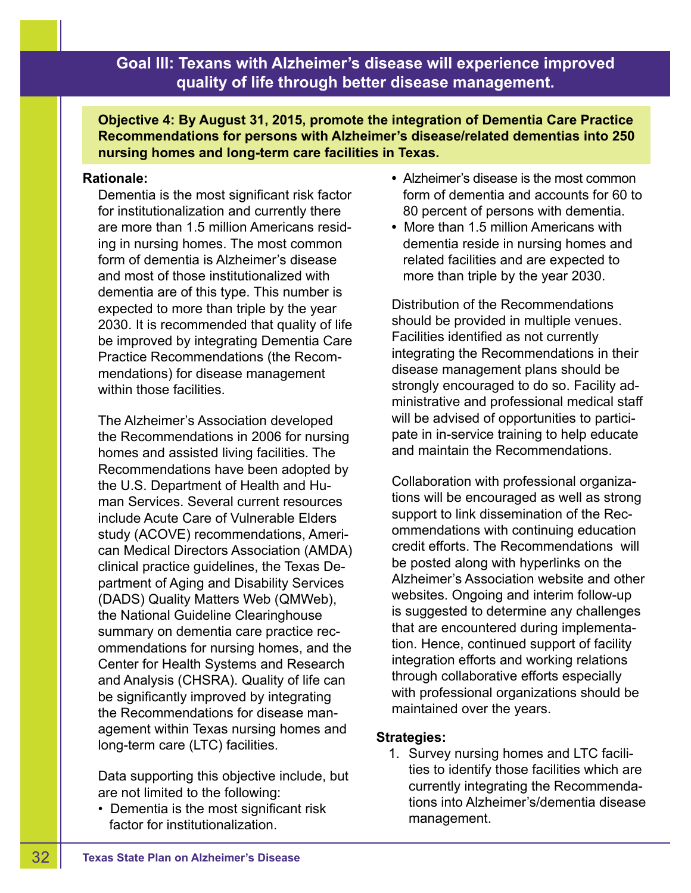## Goal III: Texans with Alzheimer's disease will experience improved quality of life through better disease management.

**Objective 4: By August 31, 2015, promote the integration of Dementia Care Practice Recommendations for persons with Alzheimer's disease/related dementias into 250 nursing homes and long-term care facilities in Texas.**

**Rationale:**

Dementia is the most significant risk factor for institutionalization and currently there are more than 1.5 million Americans residing in nursing homes. The most common form of dementia is Alzheimer's disease and most of those institutionalized with dementia are of this type. This number is expected to more than triple by the year 2030. It is recommended that quality of life be improved by integrating Dementia Care Practice Recommendations (the Recommendations) for disease management within those facilities.

The Alzheimer's Association developed the Recommendations in 2006 for nursing homes and assisted living facilities. The Recommendations have been adopted by the U.S. Department of Health and Human Services. Several current resources include Acute Care of Vulnerable Elders study (ACOVE) recommendations, American Medical Directors Association (AMDA) clinical practice guidelines, the Texas Department of Aging and Disability Services (DADS) Quality Matters Web (QMWeb), the National Guideline Clearinghouse summary on dementia care practice recommendations for nursing homes, and the Center for Health Systems and Research and Analysis (CHSRA). Quality of life can be significantly improved by integrating the Recommendations for disease management within Texas nursing homes and long-term care (LTC) facilities.

Data supporting this objective include, but are not limited to the following:

- Dementia is the most significant risk factor for institutionalization.
- Alzheimer's disease is the most common form of dementia and accounts for 60 to 80 percent of persons with dementia.
- More than 1.5 million Americans with dementia reside in nursing homes and related facilities and are expected to more than triple by the year 2030.

Distribution of the Recommendations should be provided in multiple venues. Facilities identified as not currently integrating the Recommendations in their disease management plans should be strongly encouraged to do so. Facility administrative and professional medical staff will be advised of opportunities to participate in in-service training to help educate and maintain the Recommendations.

Collaboration with professional organizations will be encouraged as well as strong support to link dissemination of the Recommendations with continuing education credit efforts. The Recommendations will be posted along with hyperlinks on the Alzheimer's Association website and other websites. Ongoing and interim follow-up is suggested to determine any challenges that are encountered during implementation. Hence, continued support of facility integration efforts and working relations through collaborative efforts especially with professional organizations should be maintained over the years.

**Strategies:**

1. Survey nursing homes and LTC facilities to identify those facilities which are currently integrating the Recommendations into Alzheimer's/dementia disease management.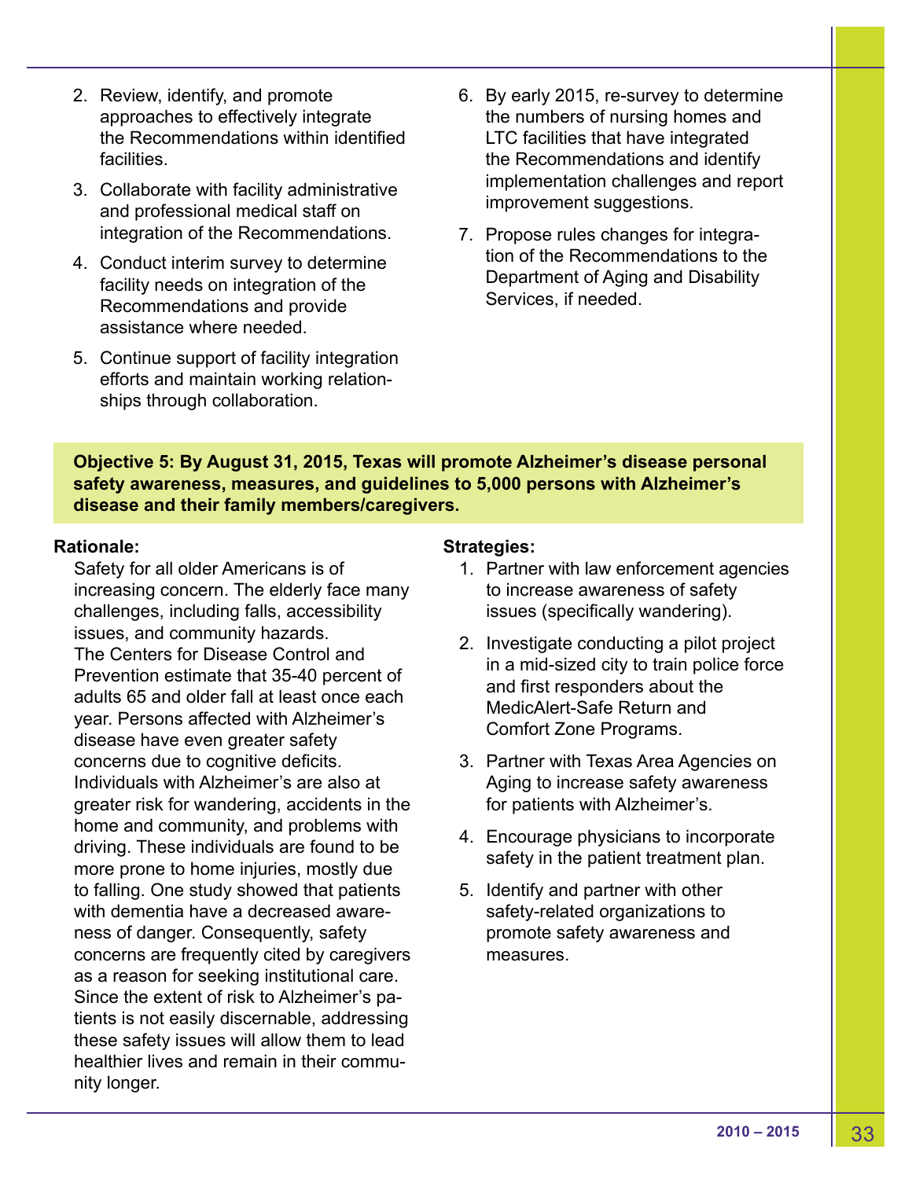2. Review, identify, and promote approaches to effectively integrate the Recommendations within identified facilities.
3. Collaborate with facility administrative and professional medical staff on integration of the Recommendations.
4. Conduct interim survey to determine facility needs on integration of the Recommendations and provide assistance where needed.
5. Continue support of facility integration efforts and maintain working relationships through collaboration.
6. By early 2015, re-survey to determine the numbers of nursing homes and LTC facilities that have integrated the Recommendations and identify implementation challenges and report improvement suggestions.
7. Propose rules changes for integration of the Recommendations to the Department of Aging and Disability Services, if needed.

**Objective 5: By August 31, 2015, Texas will promote Alzheimer's disease personal safety awareness, measures, and guidelines to 5,000 persons with Alzheimer's disease and their family members/caregivers.**

**Rationale:**

Safety for all older Americans is of increasing concern. The elderly face many challenges, including falls, accessibility issues, and community hazards. The Centers for Disease Control and Prevention estimate that 35-40 percent of adults 65 and older fall at least once each year. Persons affected with Alzheimer's disease have even greater safety concerns due to cognitive deficits. Individuals with Alzheimer's are also at greater risk for wandering, accidents in the home and community, and problems with driving. These individuals are found to be more prone to home injuries, mostly due to falling. One study showed that patients with dementia have a decreased awareness of danger. Consequently, safety concerns are frequently cited by caregivers as a reason for seeking institutional care. Since the extent of risk to Alzheimer's patients is not easily discernable, addressing these safety issues will allow them to lead healthier lives and remain in their community longer.

**Strategies:**

1. Partner with law enforcement agencies to increase awareness of safety issues (specifically wandering).
2. Investigate conducting a pilot project in a mid-sized city to train police force and first responders about the MedicAlert-Safe Return and Comfort Zone Programs.
3. Partner with Texas Area Agencies on Aging to increase safety awareness for patients with Alzheimer's.
4. Encourage physicians to incorporate safety in the patient treatment plan.
5. Identify and partner with other safety-related organizations to promote safety awareness and measures.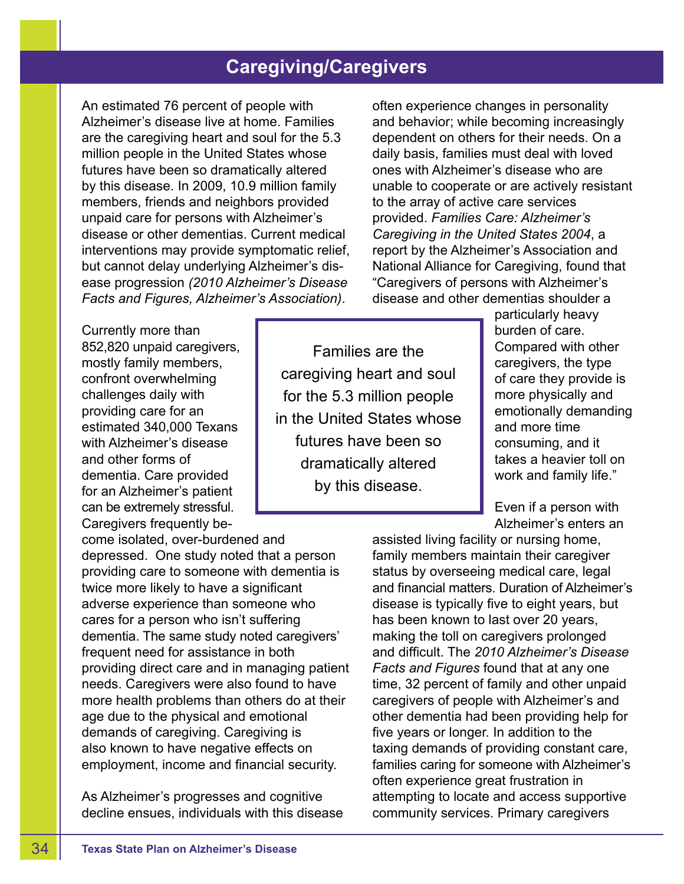## Caregiving/Caregivers

An estimated 76 percent of people with Alzheimer's disease live at home. Families are the caregiving heart and soul for the 5.3 million people in the United States whose futures have been so dramatically altered by this disease. In 2009, 10.9 million family members, friends and neighbors provided unpaid care for persons with Alzheimer's disease or other dementias. Current medical interventions may provide symptomatic relief, but cannot delay underlying Alzheimer's disease progression *(2010 Alzheimer's Disease Facts and Figures, Alzheimer's Association)*.

Currently more than 852,820 unpaid caregivers, mostly family members, confront overwhelming challenges daily with providing care for an estimated 340,000 Texans with Alzheimer's disease and other forms of dementia. Care provided for an Alzheimer's patient can be extremely stressful. Caregivers frequently become isolated, over-burdened and depressed. One study noted that a person providing care to someone with dementia is twice more likely to have a significant adverse experience than someone who cares for a person who isn't suffering dementia. The same study noted caregivers' frequent need for assistance in both providing direct care and in managing patient needs. Caregivers were also found to have more health problems than others do at their age due to the physical and emotional demands of caregiving. Caregiving is also known to have negative effects on employment, income and financial security.

> Families are the caregiving heart and soul for the 5.3 million people in the United States whose futures have been so dramatically altered by this disease.

As Alzheimer's progresses and cognitive decline ensues, individuals with this disease often experience changes in personality and behavior; while becoming increasingly dependent on others for their needs. On a daily basis, families must deal with loved ones with Alzheimer's disease who are unable to cooperate or are actively resistant to the array of active care services provided. *Families Care: Alzheimer's Caregiving in the United States 2004*, a report by the Alzheimer's Association and National Alliance for Caregiving, found that "Caregivers of persons with Alzheimer's disease and other dementias shoulder a particularly heavy burden of care. Compared with other caregivers, the type of care they provide is more physically and emotionally demanding and more time consuming, and it takes a heavier toll on work and family life."

Even if a person with Alzheimer's enters an assisted living facility or nursing home, family members maintain their caregiver status by overseeing medical care, legal and financial matters. Duration of Alzheimer's disease is typically five to eight years, but has been known to last over 20 years, making the toll on caregivers prolonged and difficult. The *2010 Alzheimer's Disease Facts and Figures* found that at any one time, 32 percent of family and other unpaid caregivers of people with Alzheimer's and other dementia had been providing help for five years or longer. In addition to the taxing demands of providing constant care, families caring for someone with Alzheimer's often experience great frustration in attempting to locate and access supportive community services. Primary caregivers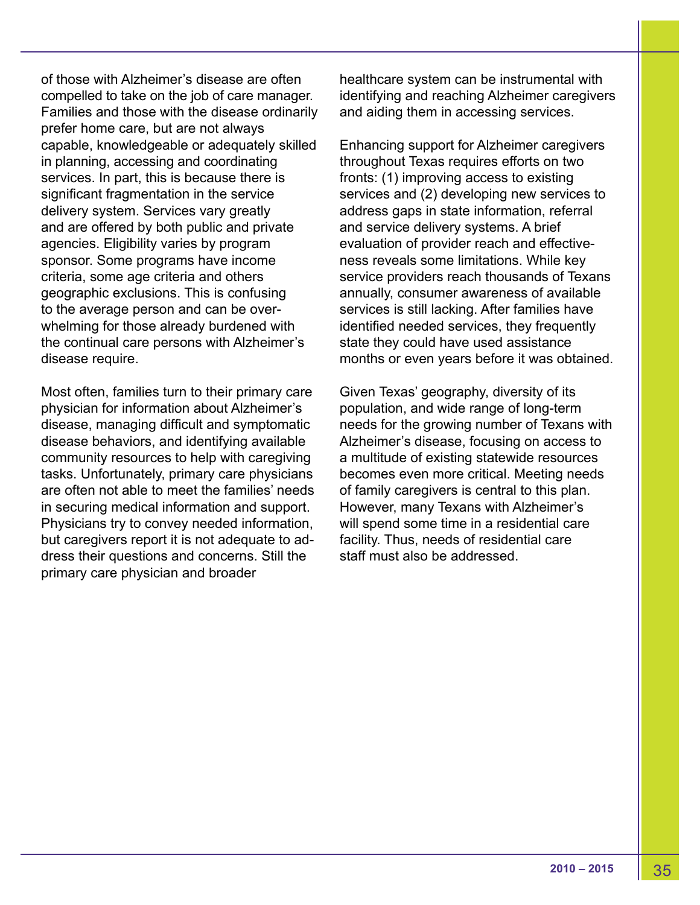of those with Alzheimer's disease are often compelled to take on the job of care manager. Families and those with the disease ordinarily prefer home care, but are not always capable, knowledgeable or adequately skilled in planning, accessing and coordinating services. In part, this is because there is significant fragmentation in the service delivery system. Services vary greatly and are offered by both public and private agencies. Eligibility varies by program sponsor. Some programs have income criteria, some age criteria and others geographic exclusions. This is confusing to the average person and can be overwhelming for those already burdened with the continual care persons with Alzheimer's disease require.

Most often, families turn to their primary care physician for information about Alzheimer's disease, managing difficult and symptomatic disease behaviors, and identifying available community resources to help with caregiving tasks. Unfortunately, primary care physicians are often not able to meet the families' needs in securing medical information and support. Physicians try to convey needed information, but caregivers report it is not adequate to address their questions and concerns. Still the primary care physician and broader healthcare system can be instrumental with identifying and reaching Alzheimer caregivers and aiding them in accessing services.

Enhancing support for Alzheimer caregivers throughout Texas requires efforts on two fronts: (1) improving access to existing services and (2) developing new services to address gaps in state information, referral and service delivery systems. A brief evaluation of provider reach and effectiveness reveals some limitations. While key service providers reach thousands of Texans annually, consumer awareness of available services is still lacking. After families have identified needed services, they frequently state they could have used assistance months or even years before it was obtained.

Given Texas' geography, diversity of its population, and wide range of long-term needs for the growing number of Texans with Alzheimer's disease, focusing on access to a multitude of existing statewide resources becomes even more critical. Meeting needs of family caregivers is central to this plan. However, many Texans with Alzheimer's will spend some time in a residential care facility. Thus, needs of residential care staff must also be addressed.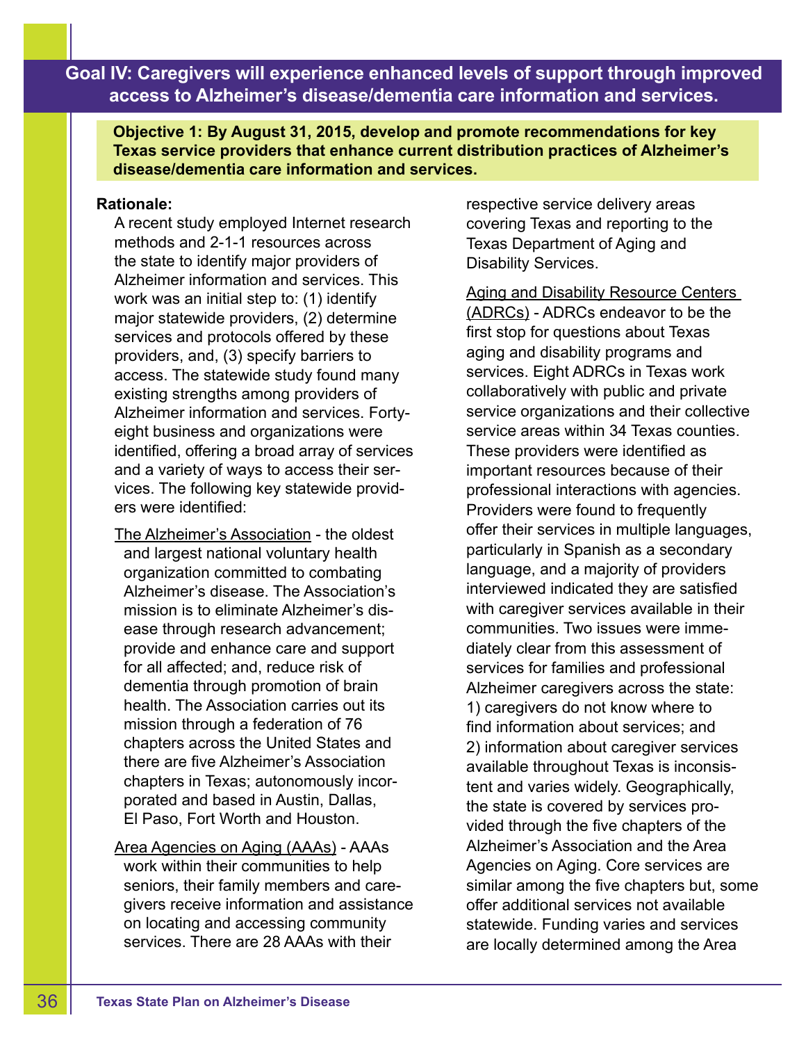## Goal IV: Caregivers will experience enhanced levels of support through improved access to Alzheimer's disease/dementia care information and services.

**Objective 1: By August 31, 2015, develop and promote recommendations for key Texas service providers that enhance current distribution practices of Alzheimer's disease/dementia care information and services.**

**Rationale:**

A recent study employed Internet research methods and 2-1-1 resources across the state to identify major providers of Alzheimer information and services. This work was an initial step to: (1) identify major statewide providers, (2) determine services and protocols offered by these providers, and, (3) specify barriers to access. The statewide study found many existing strengths among providers of Alzheimer information and services. Forty-eight business and organizations were identified, offering a broad array of services and a variety of ways to access their services. The following key statewide providers were identified:

The Alzheimer's Association - the oldest and largest national voluntary health organization committed to combating Alzheimer's disease. The Association's mission is to eliminate Alzheimer's disease through research advancement; provide and enhance care and support for all affected; and, reduce risk of dementia through promotion of brain health. The Association carries out its mission through a federation of 76 chapters across the United States and there are five Alzheimer's Association chapters in Texas; autonomously incorporated and based in Austin, Dallas, El Paso, Fort Worth and Houston.

Area Agencies on Aging (AAAs) - AAAs work within their communities to help seniors, their family members and caregivers receive information and assistance on locating and accessing community services. There are 28 AAAs with their respective service delivery areas covering Texas and reporting to the Texas Department of Aging and Disability Services.

Aging and Disability Resource Centers (ADRCs) - ADRCs endeavor to be the first stop for questions about Texas aging and disability programs and services. Eight ADRCs in Texas work collaboratively with public and private service organizations and their collective service areas within 34 Texas counties. These providers were identified as important resources because of their professional interactions with agencies. Providers were found to frequently offer their services in multiple languages, particularly in Spanish as a secondary language, and a majority of providers interviewed indicated they are satisfied with caregiver services available in their communities. Two issues were immediately clear from this assessment of services for families and professional Alzheimer caregivers across the state: 1) caregivers do not know where to find information about services; and 2) information about caregiver services available throughout Texas is inconsistent and varies widely. Geographically, the state is covered by services provided through the five chapters of the Alzheimer's Association and the Area Agencies on Aging. Core services are similar among the five chapters but, some offer additional services not available statewide. Funding varies and services are locally determined among the Area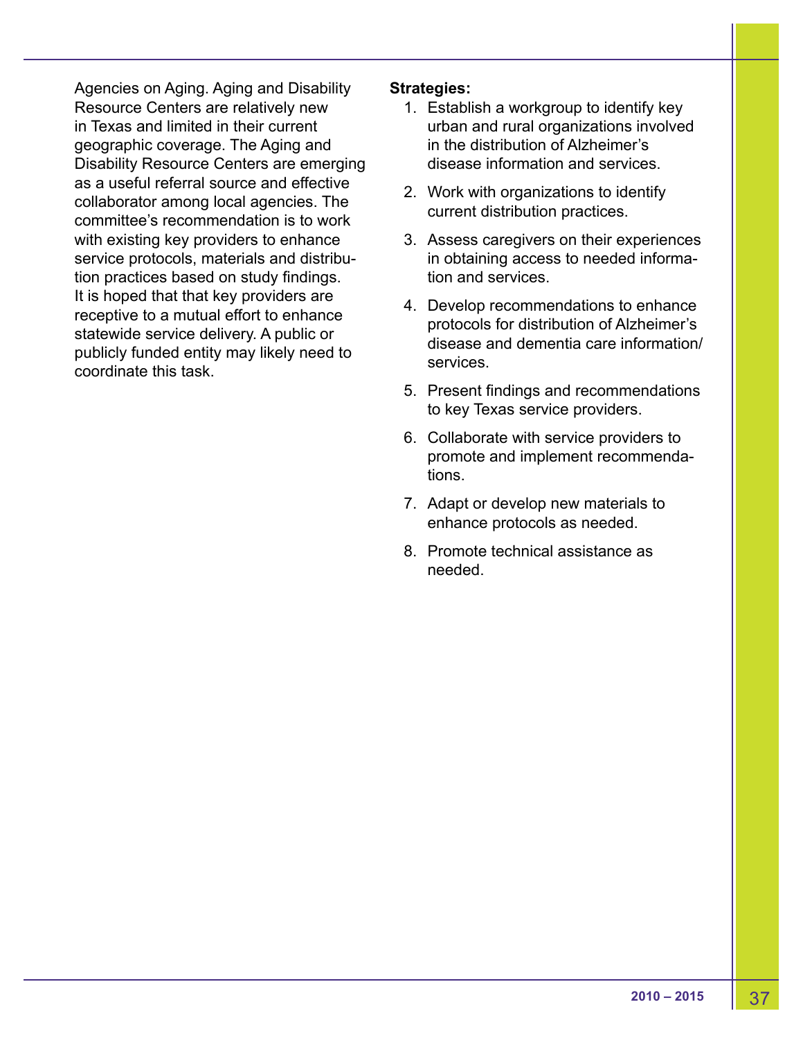Agencies on Aging. Aging and Disability Resource Centers are relatively new in Texas and limited in their current geographic coverage. The Aging and Disability Resource Centers are emerging as a useful referral source and effective collaborator among local agencies. The committee's recommendation is to work with existing key providers to enhance service protocols, materials and distribution practices based on study findings. It is hoped that that key providers are receptive to a mutual effort to enhance statewide service delivery. A public or publicly funded entity may likely need to coordinate this task.

**Strategies:**

1. Establish a workgroup to identify key urban and rural organizations involved in the distribution of Alzheimer's disease information and services.
2. Work with organizations to identify current distribution practices.
3. Assess caregivers on their experiences in obtaining access to needed information and services.
4. Develop recommendations to enhance protocols for distribution of Alzheimer's disease and dementia care information/services.
5. Present findings and recommendations to key Texas service providers.
6. Collaborate with service providers to promote and implement recommendations.
7. Adapt or develop new materials to enhance protocols as needed.
8. Promote technical assistance as needed.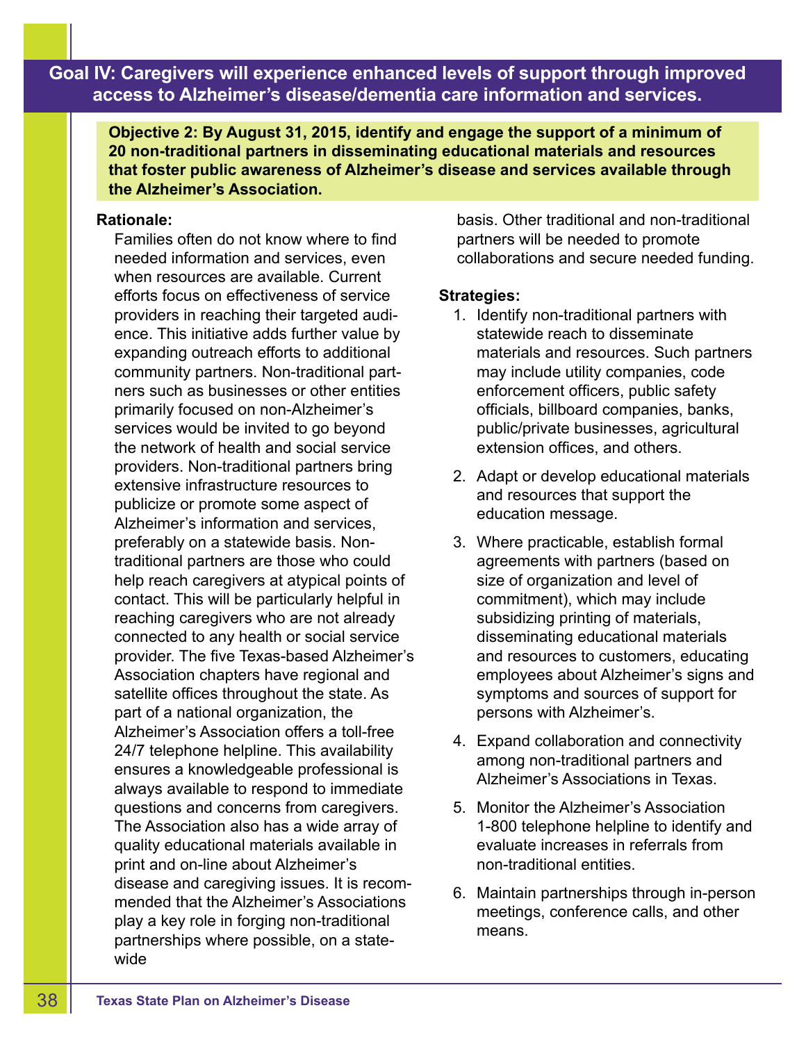## Goal IV: Caregivers will experience enhanced levels of support through improved access to Alzheimer's disease/dementia care information and services.

**Objective 2: By August 31, 2015, identify and engage the support of a minimum of 20 non-traditional partners in disseminating educational materials and resources that foster public awareness of Alzheimer's disease and services available through the Alzheimer's Association.**

**Rationale:**

Families often do not know where to find needed information and services, even when resources are available. Current efforts focus on effectiveness of service providers in reaching their targeted audience. This initiative adds further value by expanding outreach efforts to additional community partners. Non-traditional partners such as businesses or other entities primarily focused on non-Alzheimer's services would be invited to go beyond the network of health and social service providers. Non-traditional partners bring extensive infrastructure resources to publicize or promote some aspect of Alzheimer's information and services, preferably on a statewide basis. Non-traditional partners are those who could help reach caregivers at atypical points of contact. This will be particularly helpful in reaching caregivers who are not already connected to any health or social service provider. The five Texas-based Alzheimer's Association chapters have regional and satellite offices throughout the state. As part of a national organization, the Alzheimer's Association offers a toll-free 24/7 telephone helpline. This availability ensures a knowledgeable professional is always available to respond to immediate questions and concerns from caregivers. The Association also has a wide array of quality educational materials available in print and on-line about Alzheimer's disease and caregiving issues. It is recommended that the Alzheimer's Associations play a key role in forging non-traditional partnerships where possible, on a statewide basis. Other traditional and non-traditional partners will be needed to promote collaborations and secure needed funding.

**Strategies:**

1. Identify non-traditional partners with statewide reach to disseminate materials and resources. Such partners may include utility companies, code enforcement officers, public safety officials, billboard companies, banks, public/private businesses, agricultural extension offices, and others.
2. Adapt or develop educational materials and resources that support the education message.
3. Where practicable, establish formal agreements with partners (based on size of organization and level of commitment), which may include subsidizing printing of materials, disseminating educational materials and resources to customers, educating employees about Alzheimer's signs and symptoms and sources of support for persons with Alzheimer's.
4. Expand collaboration and connectivity among non-traditional partners and Alzheimer's Associations in Texas.
5. Monitor the Alzheimer's Association 1-800 telephone helpline to identify and evaluate increases in referrals from non-traditional entities.
6. Maintain partnerships through in-person meetings, conference calls, and other means.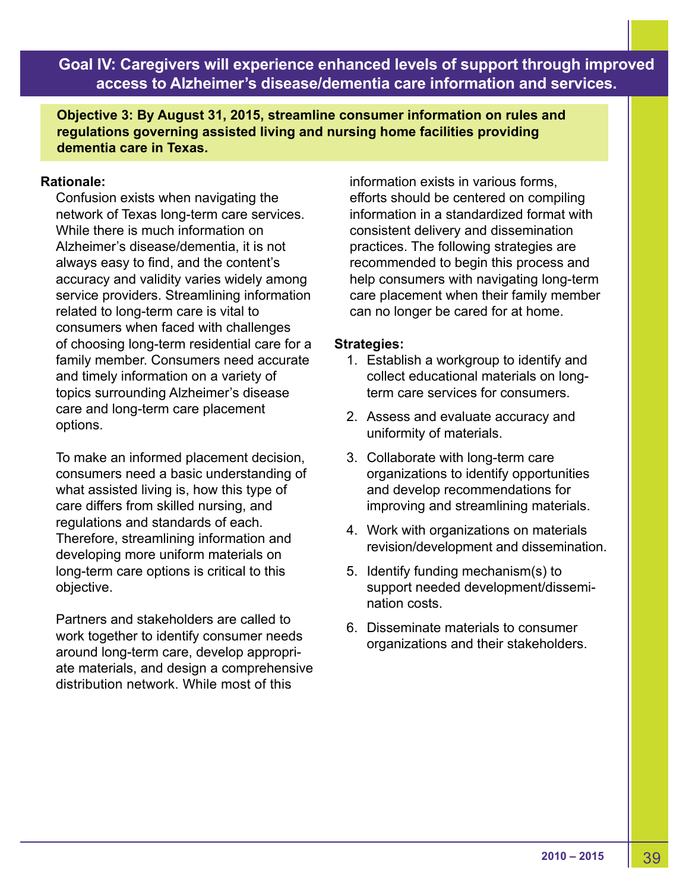## Goal IV: Caregivers will experience enhanced levels of support through improved access to Alzheimer's disease/dementia care information and services.

**Objective 3: By August 31, 2015, streamline consumer information on rules and regulations governing assisted living and nursing home facilities providing dementia care in Texas.**

**Rationale:**

Confusion exists when navigating the network of Texas long-term care services. While there is much information on Alzheimer's disease/dementia, it is not always easy to find, and the content's accuracy and validity varies widely among service providers. Streamlining information related to long-term care is vital to consumers when faced with challenges of choosing long-term residential care for a family member. Consumers need accurate and timely information on a variety of topics surrounding Alzheimer's disease care and long-term care placement options.

To make an informed placement decision, consumers need a basic understanding of what assisted living is, how this type of care differs from skilled nursing, and regulations and standards of each. Therefore, streamlining information and developing more uniform materials on long-term care options is critical to this objective.

Partners and stakeholders are called to work together to identify consumer needs around long-term care, develop appropriate materials, and design a comprehensive distribution network. While most of this information exists in various forms, efforts should be centered on compiling information in a standardized format with consistent delivery and dissemination practices. The following strategies are recommended to begin this process and help consumers with navigating long-term care placement when their family member can no longer be cared for at home.

**Strategies:**

1. Establish a workgroup to identify and collect educational materials on long-term care services for consumers.
2. Assess and evaluate accuracy and uniformity of materials.
3. Collaborate with long-term care organizations to identify opportunities and develop recommendations for improving and streamlining materials.
4. Work with organizations on materials revision/development and dissemination.
5. Identify funding mechanism(s) to support needed development/dissemination costs.
6. Disseminate materials to consumer organizations and their stakeholders.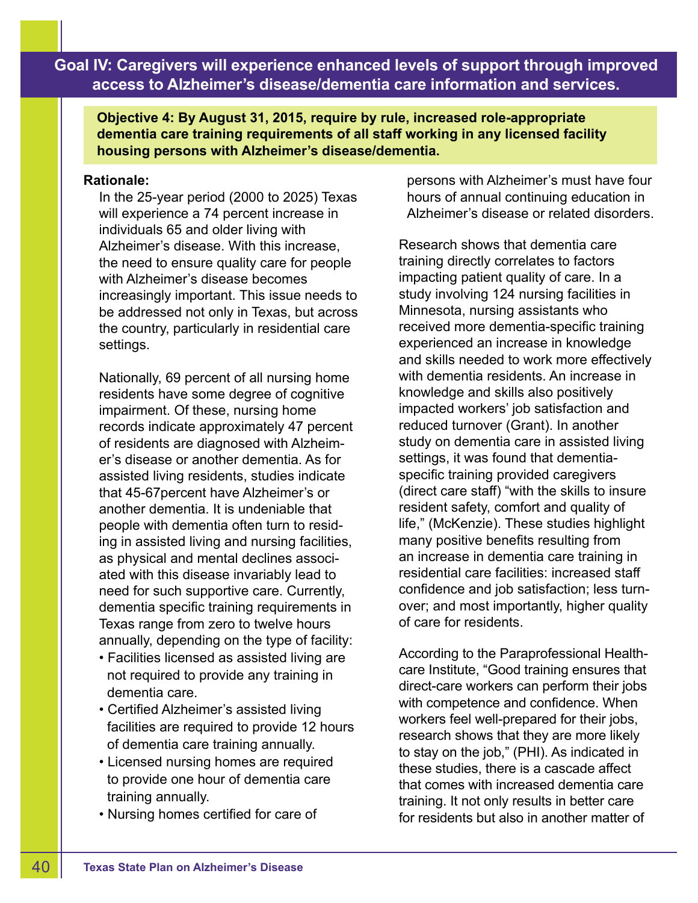## Goal IV: Caregivers will experience enhanced levels of support through improved access to Alzheimer's disease/dementia care information and services.

**Objective 4: By August 31, 2015, require by rule, increased role-appropriate dementia care training requirements of all staff working in any licensed facility housing persons with Alzheimer's disease/dementia.**

**Rationale:**

In the 25-year period (2000 to 2025) Texas will experience a 74 percent increase in individuals 65 and older living with Alzheimer's disease. With this increase, the need to ensure quality care for people with Alzheimer's disease becomes increasingly important. This issue needs to be addressed not only in Texas, but across the country, particularly in residential care settings.

Nationally, 69 percent of all nursing home residents have some degree of cognitive impairment. Of these, nursing home records indicate approximately 47 percent of residents are diagnosed with Alzheimer's disease or another dementia. As for assisted living residents, studies indicate that 45-67percent have Alzheimer's or another dementia. It is undeniable that people with dementia often turn to residing in assisted living and nursing facilities, as physical and mental declines associated with this disease invariably lead to need for such supportive care. Currently, dementia specific training requirements in Texas range from zero to twelve hours annually, depending on the type of facility:

- Facilities licensed as assisted living are not required to provide any training in dementia care.
- Certified Alzheimer's assisted living facilities are required to provide 12 hours of dementia care training annually.
- Licensed nursing homes are required to provide one hour of dementia care training annually.
- Nursing homes certified for care of persons with Alzheimer's must have four hours of annual continuing education in Alzheimer's disease or related disorders.

Research shows that dementia care training directly correlates to factors impacting patient quality of care. In a study involving 124 nursing facilities in Minnesota, nursing assistants who received more dementia-specific training experienced an increase in knowledge and skills needed to work more effectively with dementia residents. An increase in knowledge and skills also positively impacted workers' job satisfaction and reduced turnover (Grant). In another study on dementia care in assisted living settings, it was found that dementia-specific training provided caregivers (direct care staff) "with the skills to insure resident safety, comfort and quality of life," (McKenzie). These studies highlight many positive benefits resulting from an increase in dementia care training in residential care facilities: increased staff confidence and job satisfaction; less turnover; and most importantly, higher quality of care for residents.

According to the Paraprofessional Healthcare Institute, "Good training ensures that direct-care workers can perform their jobs with competence and confidence. When workers feel well-prepared for their jobs, research shows that they are more likely to stay on the job," (PHI). As indicated in these studies, there is a cascade affect that comes with increased dementia care training. It not only results in better care for residents but also in another matter of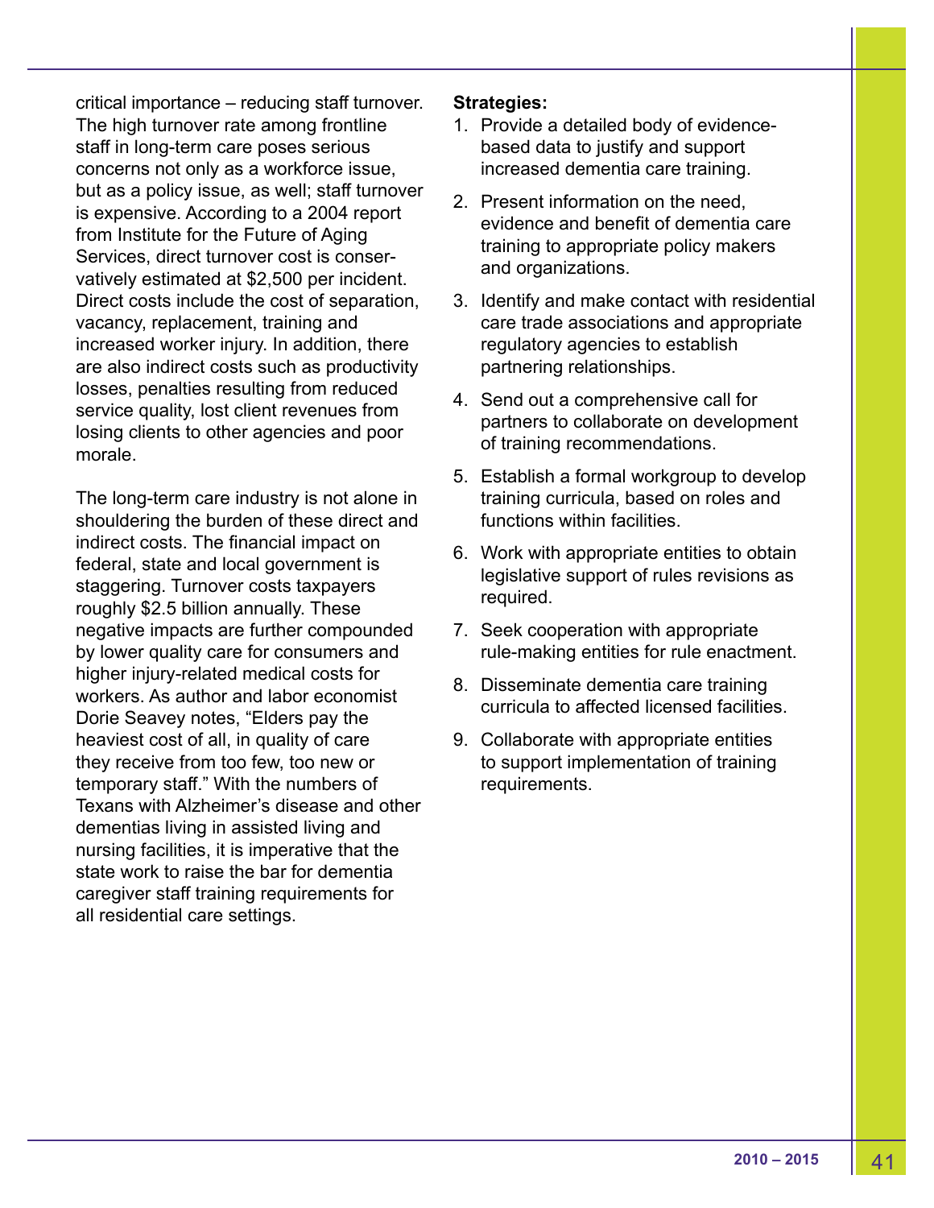critical importance – reducing staff turnover. The high turnover rate among frontline staff in long-term care poses serious concerns not only as a workforce issue, but as a policy issue, as well; staff turnover is expensive. According to a 2004 report from Institute for the Future of Aging Services, direct turnover cost is conservatively estimated at $2,500 per incident. Direct costs include the cost of separation, vacancy, replacement, training and increased worker injury. In addition, there are also indirect costs such as productivity losses, penalties resulting from reduced service quality, lost client revenues from losing clients to other agencies and poor morale.

The long-term care industry is not alone in shouldering the burden of these direct and indirect costs. The financial impact on federal, state and local government is staggering. Turnover costs taxpayers roughly $2.5 billion annually. These negative impacts are further compounded by lower quality care for consumers and higher injury-related medical costs for workers. As author and labor economist Dorie Seavey notes, "Elders pay the heaviest cost of all, in quality of care they receive from too few, too new or temporary staff." With the numbers of Texans with Alzheimer's disease and other dementias living in assisted living and nursing facilities, it is imperative that the state work to raise the bar for dementia caregiver staff training requirements for all residential care settings.

**Strategies:**

1. Provide a detailed body of evidence-based data to justify and support increased dementia care training.
2. Present information on the need, evidence and benefit of dementia care training to appropriate policy makers and organizations.
3. Identify and make contact with residential care trade associations and appropriate regulatory agencies to establish partnering relationships.
4. Send out a comprehensive call for partners to collaborate on development of training recommendations.
5. Establish a formal workgroup to develop training curricula, based on roles and functions within facilities.
6. Work with appropriate entities to obtain legislative support of rules revisions as required.
7. Seek cooperation with appropriate rule-making entities for rule enactment.
8. Disseminate dementia care training curricula to affected licensed facilities.
9. Collaborate with appropriate entities to support implementation of training requirements.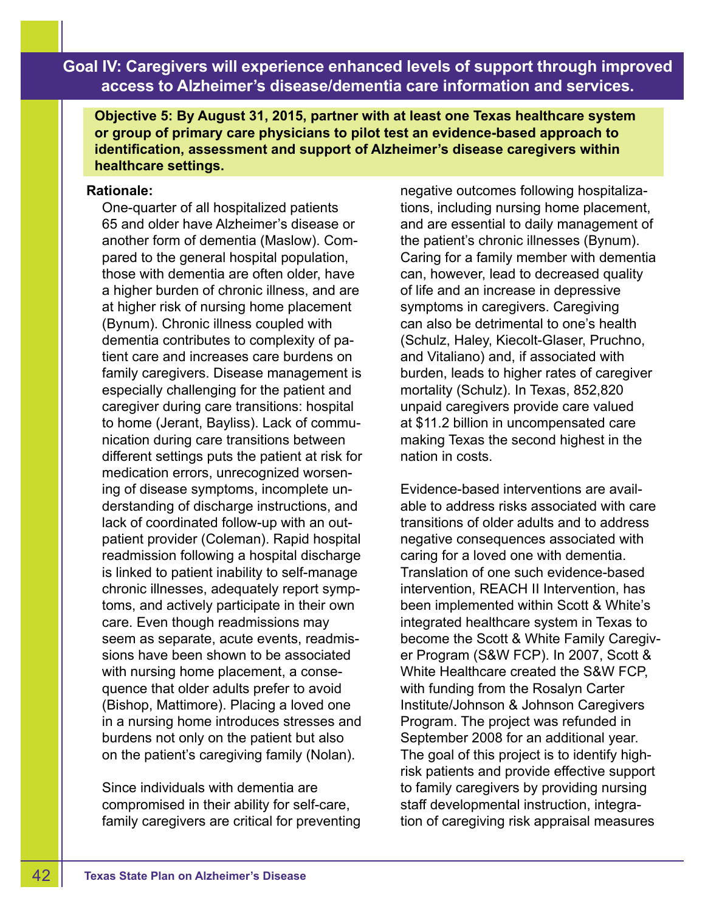## Goal IV: Caregivers will experience enhanced levels of support through improved access to Alzheimer's disease/dementia care information and services.

**Objective 5: By August 31, 2015, partner with at least one Texas healthcare system or group of primary care physicians to pilot test an evidence-based approach to identification, assessment and support of Alzheimer's disease caregivers within healthcare settings.**

**Rationale:**

One-quarter of all hospitalized patients 65 and older have Alzheimer's disease or another form of dementia (Maslow). Compared to the general hospital population, those with dementia are often older, have a higher burden of chronic illness, and are at higher risk of nursing home placement (Bynum). Chronic illness coupled with dementia contributes to complexity of patient care and increases care burdens on family caregivers. Disease management is especially challenging for the patient and caregiver during care transitions: hospital to home (Jerant, Bayliss). Lack of communication during care transitions between different settings puts the patient at risk for medication errors, unrecognized worsening of disease symptoms, incomplete understanding of discharge instructions, and lack of coordinated follow-up with an outpatient provider (Coleman). Rapid hospital readmission following a hospital discharge is linked to patient inability to self-manage chronic illnesses, adequately report symptoms, and actively participate in their own care. Even though readmissions may seem as separate, acute events, readmissions have been shown to be associated with nursing home placement, a consequence that older adults prefer to avoid (Bishop, Mattimore). Placing a loved one in a nursing home introduces stresses and burdens not only on the patient but also on the patient's caregiving family (Nolan).

Since individuals with dementia are compromised in their ability for self-care, family caregivers are critical for preventing negative outcomes following hospitalizations, including nursing home placement, and are essential to daily management of the patient's chronic illnesses (Bynum). Caring for a family member with dementia can, however, lead to decreased quality of life and an increase in depressive symptoms in caregivers. Caregiving can also be detrimental to one's health (Schulz, Haley, Kiecolt-Glaser, Pruchno, and Vitaliano) and, if associated with burden, leads to higher rates of caregiver mortality (Schulz). In Texas, 852,820 unpaid caregivers provide care valued at $11.2 billion in uncompensated care making Texas the second highest in the nation in costs.

Evidence-based interventions are available to address risks associated with care transitions of older adults and to address negative consequences associated with caring for a loved one with dementia. Translation of one such evidence-based intervention, REACH II Intervention, has been implemented within Scott & White's integrated healthcare system in Texas to become the Scott & White Family Caregiver Program (S&W FCP). In 2007, Scott & White Healthcare created the S&W FCP, with funding from the Rosalyn Carter Institute/Johnson & Johnson Caregivers Program. The project was refunded in September 2008 for an additional year. The goal of this project is to identify high-risk patients and provide effective support to family caregivers by providing nursing staff developmental instruction, integration of caregiving risk appraisal measures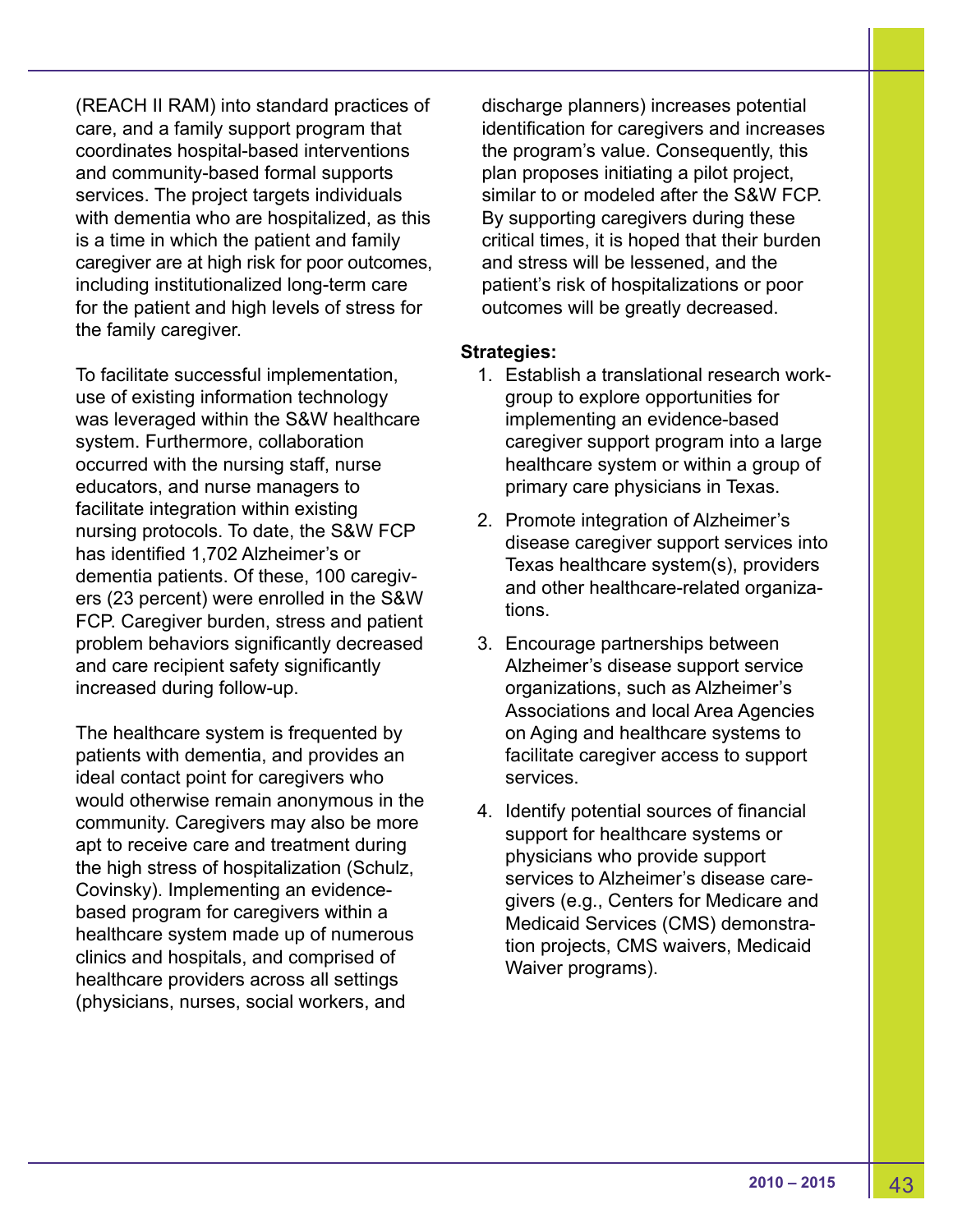(REACH II RAM) into standard practices of care, and a family support program that coordinates hospital-based interventions and community-based formal supports services. The project targets individuals with dementia who are hospitalized, as this is a time in which the patient and family caregiver are at high risk for poor outcomes, including institutionalized long-term care for the patient and high levels of stress for the family caregiver.

To facilitate successful implementation, use of existing information technology was leveraged within the S&W healthcare system. Furthermore, collaboration occurred with the nursing staff, nurse educators, and nurse managers to facilitate integration within existing nursing protocols. To date, the S&W FCP has identified 1,702 Alzheimer's or dementia patients. Of these, 100 caregivers (23 percent) were enrolled in the S&W FCP. Caregiver burden, stress and patient problem behaviors significantly decreased and care recipient safety significantly increased during follow-up.

The healthcare system is frequented by patients with dementia, and provides an ideal contact point for caregivers who would otherwise remain anonymous in the community. Caregivers may also be more apt to receive care and treatment during the high stress of hospitalization (Schulz, Covinsky). Implementing an evidence-based program for caregivers within a healthcare system made up of numerous clinics and hospitals, and comprised of healthcare providers across all settings (physicians, nurses, social workers, and discharge planners) increases potential identification for caregivers and increases the program's value. Consequently, this plan proposes initiating a pilot project, similar to or modeled after the S&W FCP. By supporting caregivers during these critical times, it is hoped that their burden and stress will be lessened, and the patient's risk of hospitalizations or poor outcomes will be greatly decreased.

**Strategies:**

1. Establish a translational research workgroup to explore opportunities for implementing an evidence-based caregiver support program into a large healthcare system or within a group of primary care physicians in Texas.
2. Promote integration of Alzheimer's disease caregiver support services into Texas healthcare system(s), providers and other healthcare-related organizations.
3. Encourage partnerships between Alzheimer's disease support service organizations, such as Alzheimer's Associations and local Area Agencies on Aging and healthcare systems to facilitate caregiver access to support services.
4. Identify potential sources of financial support for healthcare systems or physicians who provide support services to Alzheimer's disease caregivers (e.g., Centers for Medicare and Medicaid Services (CMS) demonstration projects, CMS waivers, Medicaid Waiver programs).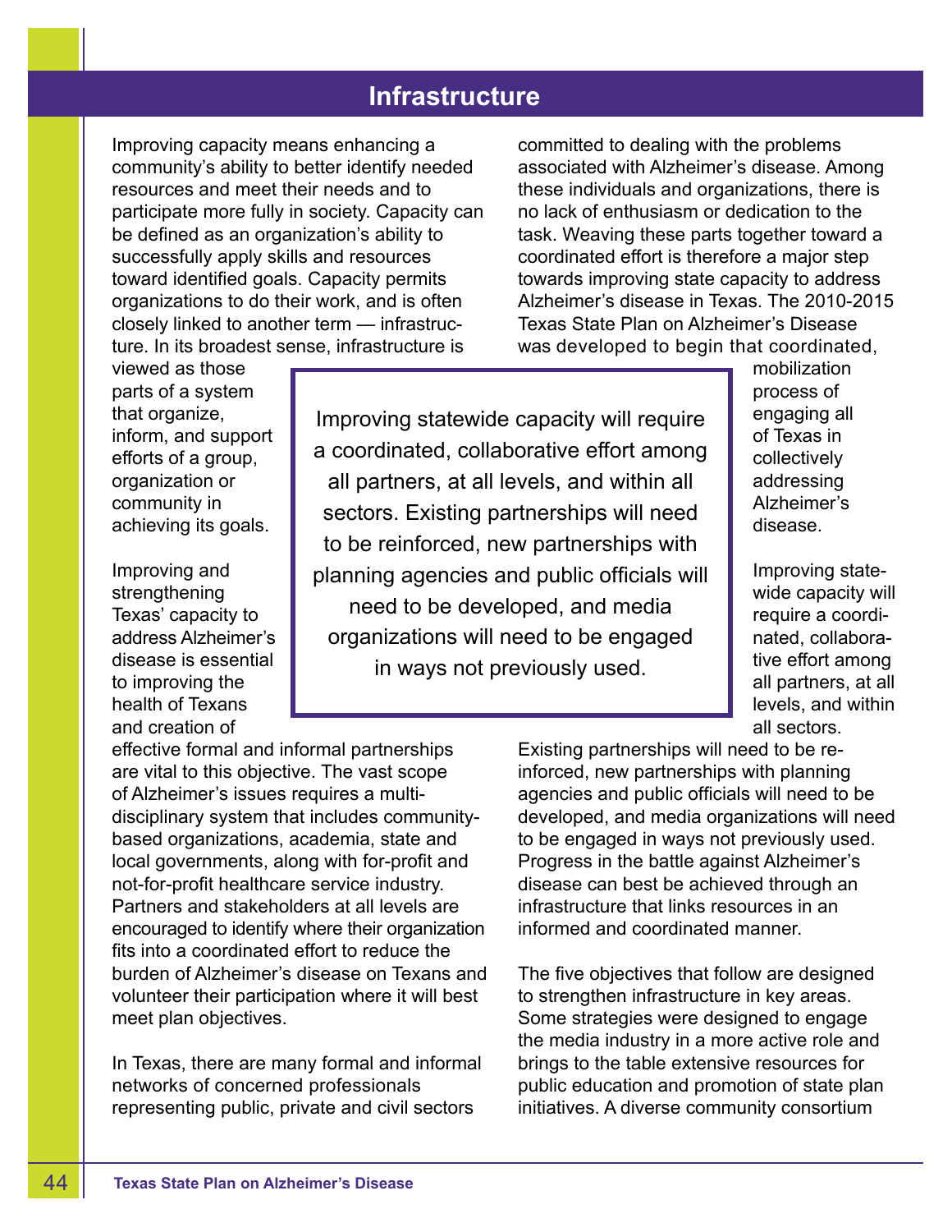# Infrastructure

Improving capacity means enhancing a community's ability to better identify needed resources and meet their needs and to participate more fully in society. Capacity can be defined as an organization's ability to successfully apply skills and resources toward identified goals. Capacity permits organizations to do their work, and is often closely linked to another term — infrastructure. In its broadest sense, infrastructure is viewed as those parts of a system that organize, inform, and support efforts of a group, organization or community in achieving its goals.

Improving and strengthening Texas' capacity to address Alzheimer's disease is essential to improving the health of Texans and creation of effective formal and informal partnerships are vital to this objective. The vast scope of Alzheimer's issues requires a multi-disciplinary system that includes community-based organizations, academia, state and local governments, along with for-profit and not-for-profit healthcare service industry. Partners and stakeholders at all levels are encouraged to identify where their organization fits into a coordinated effort to reduce the burden of Alzheimer's disease on Texans and volunteer their participation where it will best meet plan objectives.

In Texas, there are many formal and informal networks of concerned professionals representing public, private and civil sectors committed to dealing with the problems associated with Alzheimer's disease. Among these individuals and organizations, there is no lack of enthusiasm or dedication to the task. Weaving these parts together toward a coordinated effort is therefore a major step towards improving state capacity to address Alzheimer's disease in Texas. The 2010-2015 Texas State Plan on Alzheimer's Disease was developed to begin that coordinated, mobilization process of engaging all of Texas in collectively addressing Alzheimer's disease.

> Improving statewide capacity will require a coordinated, collaborative effort among all partners, at all levels, and within all sectors. Existing partnerships will need to be reinforced, new partnerships with planning agencies and public officials will need to be developed, and media organizations will need to be engaged in ways not previously used.

Improving statewide capacity will require a coordinated, collaborative effort among all partners, at all levels, and within all sectors. Existing partnerships will need to be reinforced, new partnerships with planning agencies and public officials will need to be developed, and media organizations will need to be engaged in ways not previously used. Progress in the battle against Alzheimer's disease can best be achieved through an infrastructure that links resources in an informed and coordinated manner.

The five objectives that follow are designed to strengthen infrastructure in key areas. Some strategies were designed to engage the media industry in a more active role and brings to the table extensive resources for public education and promotion of state plan initiatives. A diverse community consortium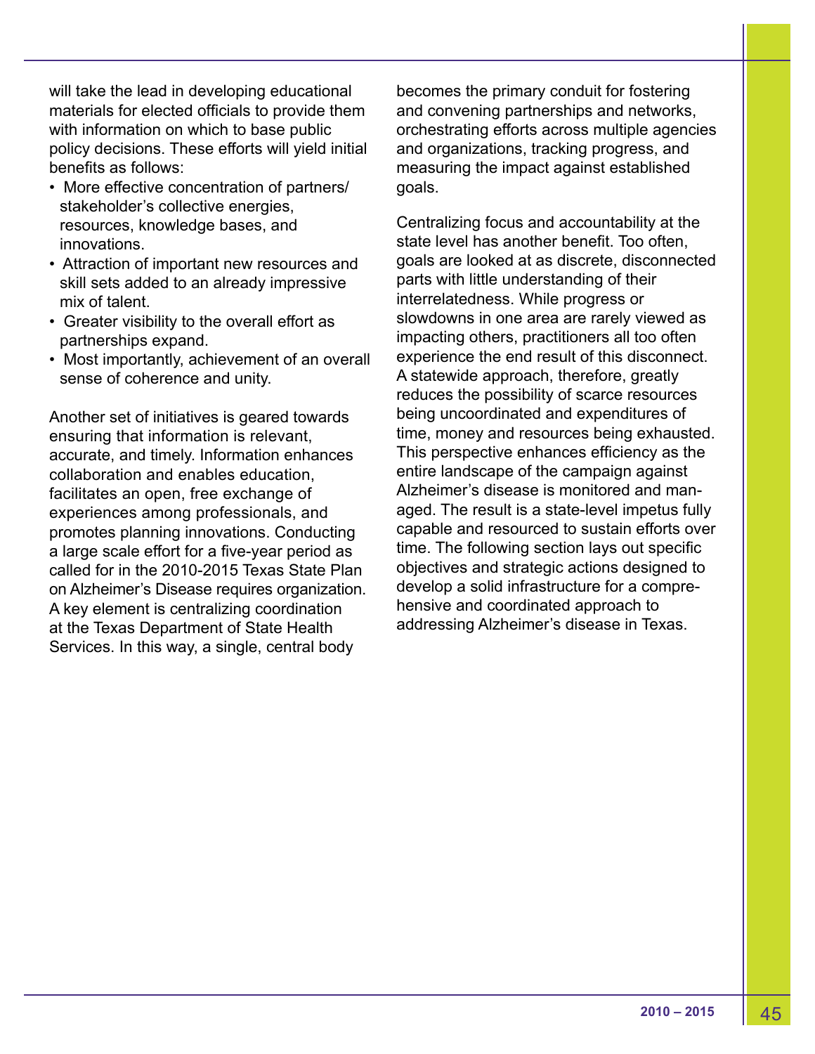will take the lead in developing educational materials for elected officials to provide them with information on which to base public policy decisions. These efforts will yield initial benefits as follows:

- More effective concentration of partners/stakeholder's collective energies, resources, knowledge bases, and innovations.
- Attraction of important new resources and skill sets added to an already impressive mix of talent.
- Greater visibility to the overall effort as partnerships expand.
- Most importantly, achievement of an overall sense of coherence and unity.

Another set of initiatives is geared towards ensuring that information is relevant, accurate, and timely. Information enhances collaboration and enables education, facilitates an open, free exchange of experiences among professionals, and promotes planning innovations. Conducting a large scale effort for a five-year period as called for in the 2010-2015 Texas State Plan on Alzheimer's Disease requires organization. A key element is centralizing coordination at the Texas Department of State Health Services. In this way, a single, central body becomes the primary conduit for fostering and convening partnerships and networks, orchestrating efforts across multiple agencies and organizations, tracking progress, and measuring the impact against established goals.

Centralizing focus and accountability at the state level has another benefit. Too often, goals are looked at as discrete, disconnected parts with little understanding of their interrelatedness. While progress or slowdowns in one area are rarely viewed as impacting others, practitioners all too often experience the end result of this disconnect. A statewide approach, therefore, greatly reduces the possibility of scarce resources being uncoordinated and expenditures of time, money and resources being exhausted. This perspective enhances efficiency as the entire landscape of the campaign against Alzheimer's disease is monitored and managed. The result is a state-level impetus fully capable and resourced to sustain efforts over time. The following section lays out specific objectives and strategic actions designed to develop a solid infrastructure for a comprehensive and coordinated approach to addressing Alzheimer's disease in Texas.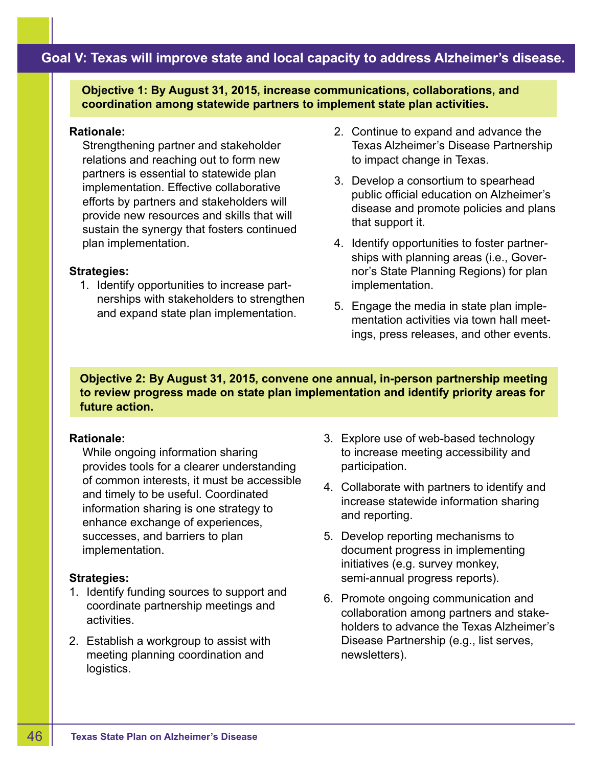## Goal V: Texas will improve state and local capacity to address Alzheimer's disease.

**Objective 1: By August 31, 2015, increase communications, collaborations, and coordination among statewide partners to implement state plan activities.**

**Rationale:**

Strengthening partner and stakeholder relations and reaching out to form new partners is essential to statewide plan implementation. Effective collaborative efforts by partners and stakeholders will provide new resources and skills that will sustain the synergy that fosters continued plan implementation.

**Strategies:**

1. Identify opportunities to increase partnerships with stakeholders to strengthen and expand state plan implementation.
2. Continue to expand and advance the Texas Alzheimer's Disease Partnership to impact change in Texas.
3. Develop a consortium to spearhead public official education on Alzheimer's disease and promote policies and plans that support it.
4. Identify opportunities to foster partnerships with planning areas (i.e., Governor's State Planning Regions) for plan implementation.
5. Engage the media in state plan implementation activities via town hall meetings, press releases, and other events.

**Objective 2: By August 31, 2015, convene one annual, in-person partnership meeting to review progress made on state plan implementation and identify priority areas for future action.**

**Rationale:**

While ongoing information sharing provides tools for a clearer understanding of common interests, it must be accessible and timely to be useful. Coordinated information sharing is one strategy to enhance exchange of experiences, successes, and barriers to plan implementation.

**Strategies:**

1. Identify funding sources to support and coordinate partnership meetings and activities.
2. Establish a workgroup to assist with meeting planning coordination and logistics.
3. Explore use of web-based technology to increase meeting accessibility and participation.
4. Collaborate with partners to identify and increase statewide information sharing and reporting.
5. Develop reporting mechanisms to document progress in implementing initiatives (e.g. survey monkey, semi-annual progress reports).
6. Promote ongoing communication and collaboration among partners and stakeholders to advance the Texas Alzheimer's Disease Partnership (e.g., list serves, newsletters).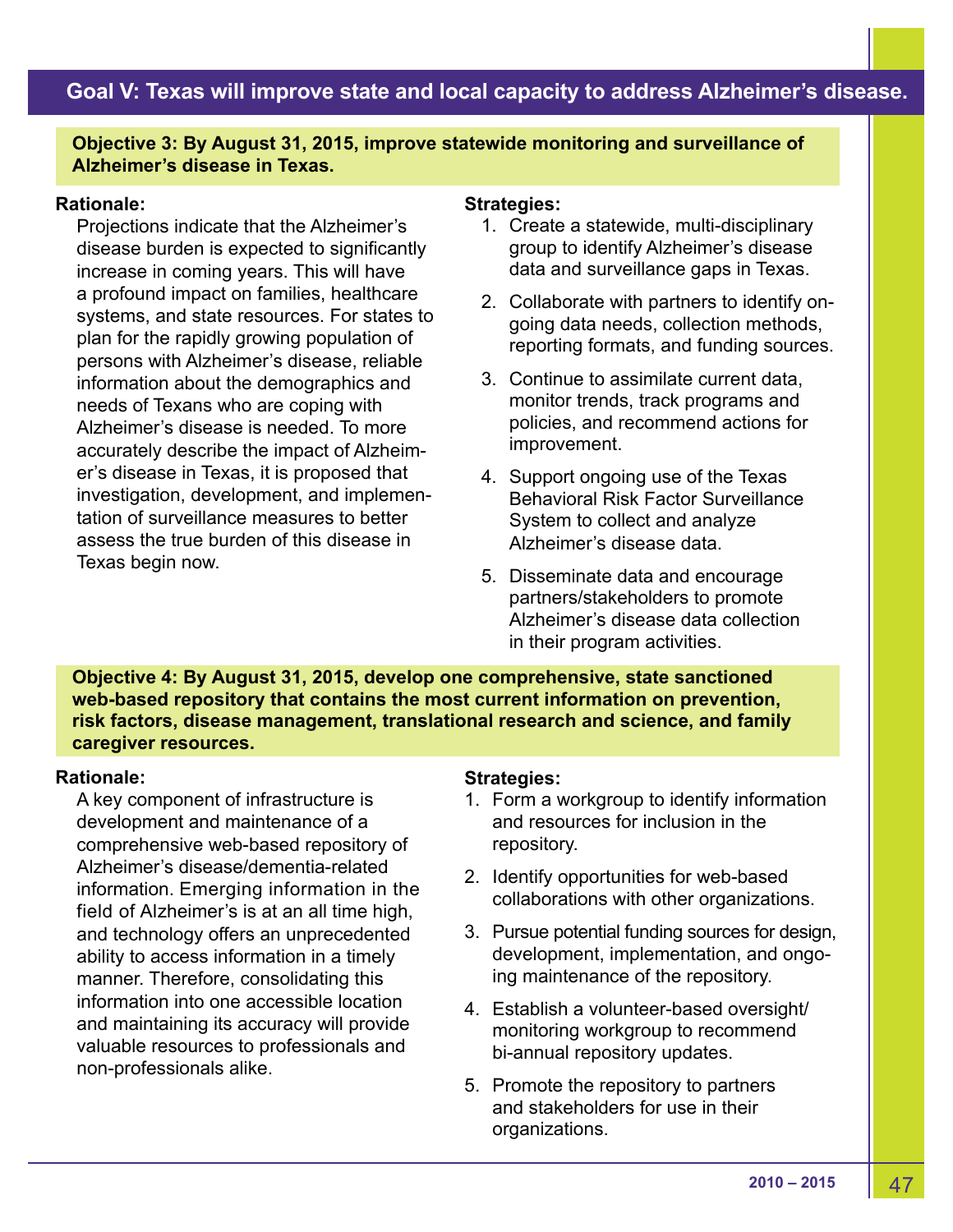## Goal V: Texas will improve state and local capacity to address Alzheimer's disease.

### Objective 3: By August 31, 2015, improve statewide monitoring and surveillance of Alzheimer's disease in Texas.

**Rationale:**

Projections indicate that the Alzheimer's disease burden is expected to significantly increase in coming years. This will have a profound impact on families, healthcare systems, and state resources. For states to plan for the rapidly growing population of persons with Alzheimer's disease, reliable information about the demographics and needs of Texans who are coping with Alzheimer's disease is needed. To more accurately describe the impact of Alzheimer's disease in Texas, it is proposed that investigation, development, and implementation of surveillance measures to better assess the true burden of this disease in Texas begin now.

**Strategies:**

1. Create a statewide, multi-disciplinary group to identify Alzheimer's disease data and surveillance gaps in Texas.
2. Collaborate with partners to identify ongoing data needs, collection methods, reporting formats, and funding sources.
3. Continue to assimilate current data, monitor trends, track programs and policies, and recommend actions for improvement.
4. Support ongoing use of the Texas Behavioral Risk Factor Surveillance System to collect and analyze Alzheimer's disease data.
5. Disseminate data and encourage partners/stakeholders to promote Alzheimer's disease data collection in their program activities.

### Objective 4: By August 31, 2015, develop one comprehensive, state sanctioned web-based repository that contains the most current information on prevention, risk factors, disease management, translational research and science, and family caregiver resources.

**Rationale:**

A key component of infrastructure is development and maintenance of a comprehensive web-based repository of Alzheimer's disease/dementia-related information. Emerging information in the field of Alzheimer's is at an all time high, and technology offers an unprecedented ability to access information in a timely manner. Therefore, consolidating this information into one accessible location and maintaining its accuracy will provide valuable resources to professionals and non-professionals alike.

**Strategies:**

1. Form a workgroup to identify information and resources for inclusion in the repository.
2. Identify opportunities for web-based collaborations with other organizations.
3. Pursue potential funding sources for design, development, implementation, and ongoing maintenance of the repository.
4. Establish a volunteer-based oversight/monitoring workgroup to recommend bi-annual repository updates.
5. Promote the repository to partners and stakeholders for use in their organizations.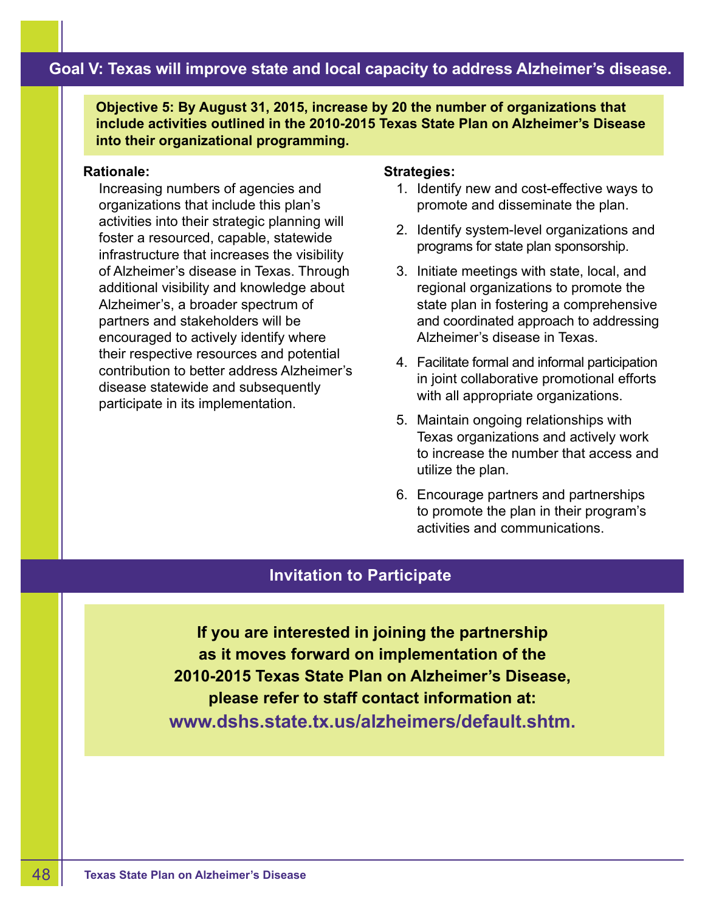## Goal V: Texas will improve state and local capacity to address Alzheimer's disease.

**Objective 5: By August 31, 2015, increase by 20 the number of organizations that include activities outlined in the 2010-2015 Texas State Plan on Alzheimer's Disease into their organizational programming.**

**Rationale:**

Increasing numbers of agencies and organizations that include this plan's activities into their strategic planning will foster a resourced, capable, statewide infrastructure that increases the visibility of Alzheimer's disease in Texas. Through additional visibility and knowledge about Alzheimer's, a broader spectrum of partners and stakeholders will be encouraged to actively identify where their respective resources and potential contribution to better address Alzheimer's disease statewide and subsequently participate in its implementation.

**Strategies:**

1. Identify new and cost-effective ways to promote and disseminate the plan.
2. Identify system-level organizations and programs for state plan sponsorship.
3. Initiate meetings with state, local, and regional organizations to promote the state plan in fostering a comprehensive and coordinated approach to addressing Alzheimer's disease in Texas.
4. Facilitate formal and informal participation in joint collaborative promotional efforts with all appropriate organizations.
5. Maintain ongoing relationships with Texas organizations and actively work to increase the number that access and utilize the plan.
6. Encourage partners and partnerships to promote the plan in their program's activities and communications.

## Invitation to Participate

**If you are interested in joining the partnership as it moves forward on implementation of the 2010-2015 Texas State Plan on Alzheimer's Disease, please refer to staff contact information at:**

**www.dshs.state.tx.us/alzheimers/default.shtm.**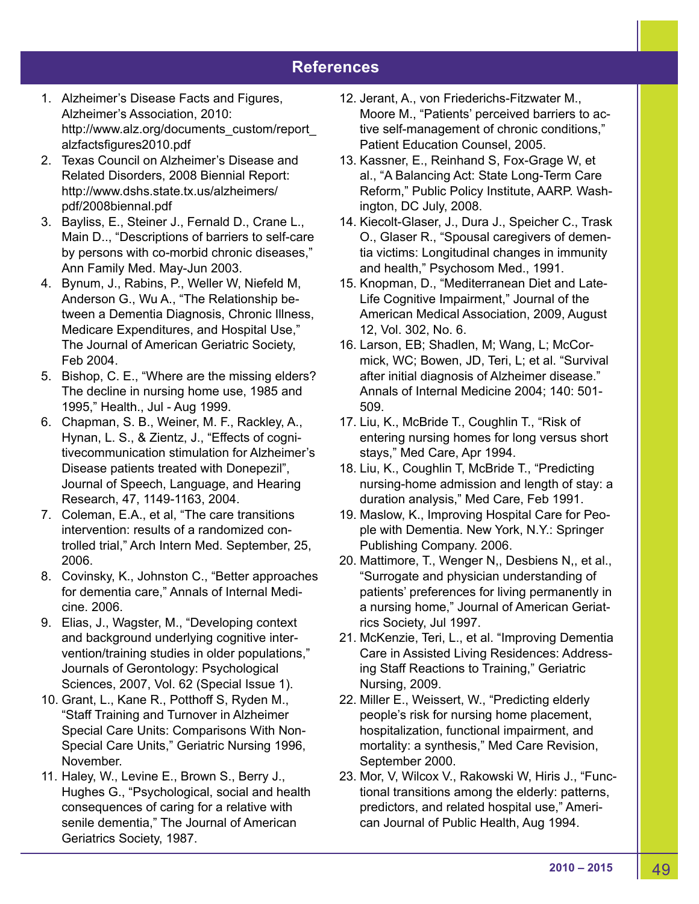## References

1. Alzheimer's Disease Facts and Figures, Alzheimer's Association, 2010: http://www.alz.org/documents_custom/report_alzfactsfigures2010.pdf
2. Texas Council on Alzheimer's Disease and Related Disorders, 2008 Biennial Report: http://www.dshs.state.tx.us/alzheimers/pdf/2008biennal.pdf
3. Bayliss, E., Steiner J., Fernald D., Crane L., Main D.., "Descriptions of barriers to self-care by persons with co-morbid chronic diseases," Ann Family Med. May-Jun 2003.
4. Bynum, J., Rabins, P., Weller W, Niefeld M, Anderson G., Wu A., "The Relationship between a Dementia Diagnosis, Chronic Illness, Medicare Expenditures, and Hospital Use," The Journal of American Geriatric Society, Feb 2004.
5. Bishop, C. E., "Where are the missing elders? The decline in nursing home use, 1985 and 1995," Health., Jul - Aug 1999.
6. Chapman, S. B., Weiner, M. F., Rackley, A., Hynan, L. S., & Zientz, J., "Effects of cognitivecommunication stimulation for Alzheimer's Disease patients treated with Donepezil", Journal of Speech, Language, and Hearing Research, 47, 1149-1163, 2004.
7. Coleman, E.A., et al, "The care transitions intervention: results of a randomized controlled trial," Arch Intern Med. September, 25, 2006.
8. Covinsky, K., Johnston C., "Better approaches for dementia care," Annals of Internal Medicine. 2006.
9. Elias, J., Wagster, M., "Developing context and background underlying cognitive intervention/training studies in older populations," Journals of Gerontology: Psychological Sciences, 2007, Vol. 62 (Special Issue 1).
10. Grant, L., Kane R., Potthoff S, Ryden M., "Staff Training and Turnover in Alzheimer Special Care Units: Comparisons With Non-Special Care Units," Geriatric Nursing 1996, November.
11. Haley, W., Levine E., Brown S., Berry J., Hughes G., "Psychological, social and health consequences of caring for a relative with senile dementia," The Journal of American Geriatrics Society, 1987.
12. Jerant, A., von Friederichs-Fitzwater M., Moore M., "Patients' perceived barriers to active self-management of chronic conditions," Patient Education Counsel, 2005.
13. Kassner, E., Reinhand S, Fox-Grage W, et al., "A Balancing Act: State Long-Term Care Reform," Public Policy Institute, AARP. Washington, DC July, 2008.
14. Kiecolt-Glaser, J., Dura J., Speicher C., Trask O., Glaser R., "Spousal caregivers of dementia victims: Longitudinal changes in immunity and health," Psychosom Med., 1991.
15. Knopman, D., "Mediterranean Diet and Late-Life Cognitive Impairment," Journal of the American Medical Association, 2009, August 12, Vol. 302, No. 6.
16. Larson, EB; Shadlen, M; Wang, L; McCormick, WC; Bowen, JD, Teri, L; et al. "Survival after initial diagnosis of Alzheimer disease." Annals of Internal Medicine 2004; 140: 501-509.
17. Liu, K., McBride T., Coughlin T., "Risk of entering nursing homes for long versus short stays," Med Care, Apr 1994.
18. Liu, K., Coughlin T, McBride T., "Predicting nursing-home admission and length of stay: a duration analysis," Med Care, Feb 1991.
19. Maslow, K., Improving Hospital Care for People with Dementia. New York, N.Y.: Springer Publishing Company. 2006.
20. Mattimore, T., Wenger N,, Desbiens N,, et al., "Surrogate and physician understanding of patients' preferences for living permanently in a nursing home," Journal of American Geriatrics Society, Jul 1997.
21. McKenzie, Teri, L., et al. "Improving Dementia Care in Assisted Living Residences: Addressing Staff Reactions to Training," Geriatric Nursing, 2009.
22. Miller E., Weissert, W., "Predicting elderly people's risk for nursing home placement, hospitalization, functional impairment, and mortality: a synthesis," Med Care Revision, September 2000.
23. Mor, V, Wilcox V., Rakowski W, Hiris J., "Functional transitions among the elderly: patterns, predictors, and related hospital use," American Journal of Public Health, Aug 1994.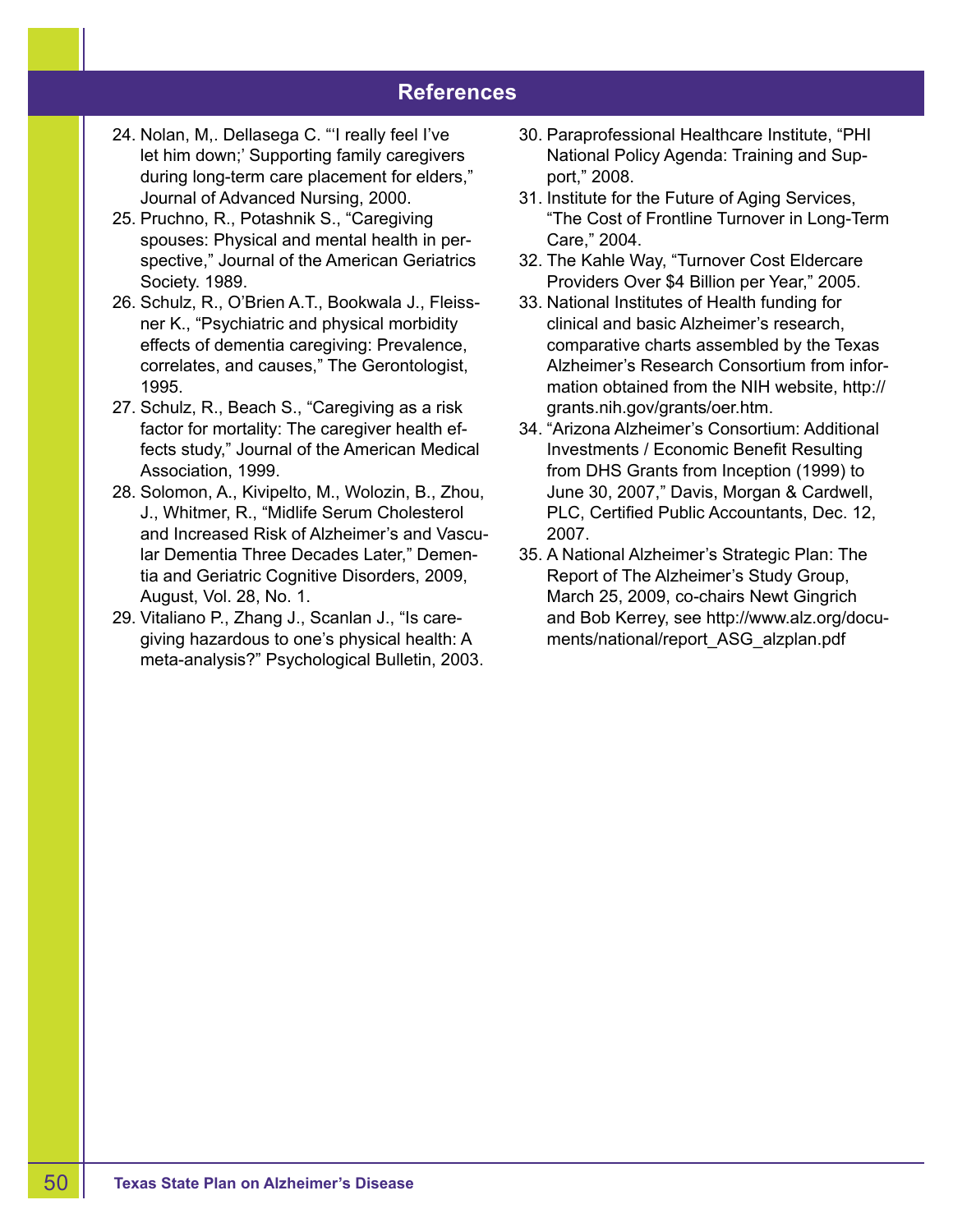## References

24. Nolan, M,. Dellasega C. "'I really feel I've let him down;' Supporting family caregivers during long-term care placement for elders," Journal of Advanced Nursing, 2000.
25. Pruchno, R., Potashnik S., "Caregiving spouses: Physical and mental health in perspective," Journal of the American Geriatrics Society. 1989.
26. Schulz, R., O'Brien A.T., Bookwala J., Fleissner K., "Psychiatric and physical morbidity effects of dementia caregiving: Prevalence, correlates, and causes," The Gerontologist, 1995.
27. Schulz, R., Beach S., "Caregiving as a risk factor for mortality: The caregiver health effects study," Journal of the American Medical Association, 1999.
28. Solomon, A., Kivipelto, M., Wolozin, B., Zhou, J., Whitmer, R., "Midlife Serum Cholesterol and Increased Risk of Alzheimer's and Vascular Dementia Three Decades Later," Dementia and Geriatric Cognitive Disorders, 2009, August, Vol. 28, No. 1.
29. Vitaliano P., Zhang J., Scanlan J., "Is caregiving hazardous to one's physical health: A meta-analysis?" Psychological Bulletin, 2003.
30. Paraprofessional Healthcare Institute, "PHI National Policy Agenda: Training and Support," 2008.
31. Institute for the Future of Aging Services, "The Cost of Frontline Turnover in Long-Term Care," 2004.
32. The Kahle Way, "Turnover Cost Eldercare Providers Over $4 Billion per Year," 2005.
33. National Institutes of Health funding for clinical and basic Alzheimer's research, comparative charts assembled by the Texas Alzheimer's Research Consortium from information obtained from the NIH website, http://grants.nih.gov/grants/oer.htm.
34. "Arizona Alzheimer's Consortium: Additional Investments / Economic Benefit Resulting from DHS Grants from Inception (1999) to June 30, 2007," Davis, Morgan & Cardwell, PLC, Certified Public Accountants, Dec. 12, 2007.
35. A National Alzheimer's Strategic Plan: The Report of The Alzheimer's Study Group, March 25, 2009, co-chairs Newt Gingrich and Bob Kerrey, see http://www.alz.org/documents/national/report_ASG_alzplan.pdf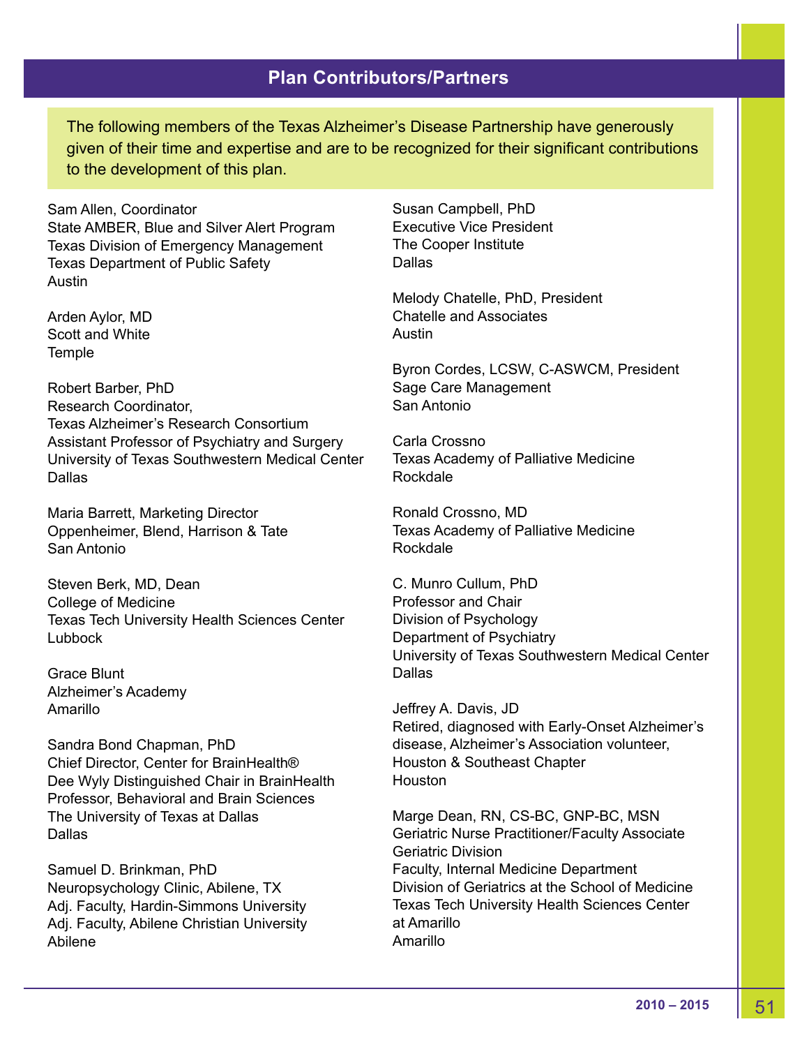## Plan Contributors/Partners

The following members of the Texas Alzheimer's Disease Partnership have generously given of their time and expertise and are to be recognized for their significant contributions to the development of this plan.

Sam Allen, Coordinator
State AMBER, Blue and Silver Alert Program
Texas Division of Emergency Management
Texas Department of Public Safety
Austin

Arden Aylor, MD
Scott and White
Temple

Robert Barber, PhD
Research Coordinator,
Texas Alzheimer's Research Consortium
Assistant Professor of Psychiatry and Surgery
University of Texas Southwestern Medical Center
Dallas

Maria Barrett, Marketing Director
Oppenheimer, Blend, Harrison & Tate
San Antonio

Steven Berk, MD, Dean
College of Medicine
Texas Tech University Health Sciences Center
Lubbock

Grace Blunt
Alzheimer's Academy
Amarillo

Sandra Bond Chapman, PhD
Chief Director, Center for BrainHealth®
Dee Wyly Distinguished Chair in BrainHealth
Professor, Behavioral and Brain Sciences
The University of Texas at Dallas
Dallas

Samuel D. Brinkman, PhD
Neuropsychology Clinic, Abilene, TX
Adj. Faculty, Hardin-Simmons University
Adj. Faculty, Abilene Christian University
Abilene

Susan Campbell, PhD
Executive Vice President
The Cooper Institute
Dallas

Melody Chatelle, PhD, President
Chatelle and Associates
Austin

Byron Cordes, LCSW, C-ASWCM, President
Sage Care Management
San Antonio

Carla Crossno
Texas Academy of Palliative Medicine
Rockdale

Ronald Crossno, MD
Texas Academy of Palliative Medicine
Rockdale

C. Munro Cullum, PhD
Professor and Chair
Division of Psychology
Department of Psychiatry
University of Texas Southwestern Medical Center
Dallas

Jeffrey A. Davis, JD
Retired, diagnosed with Early-Onset Alzheimer's disease, Alzheimer's Association volunteer, Houston & Southeast Chapter
Houston

Marge Dean, RN, CS-BC, GNP-BC, MSN
Geriatric Nurse Practitioner/Faculty Associate
Geriatric Division
Faculty, Internal Medicine Department
Division of Geriatrics at the School of Medicine
Texas Tech University Health Sciences Center at Amarillo
Amarillo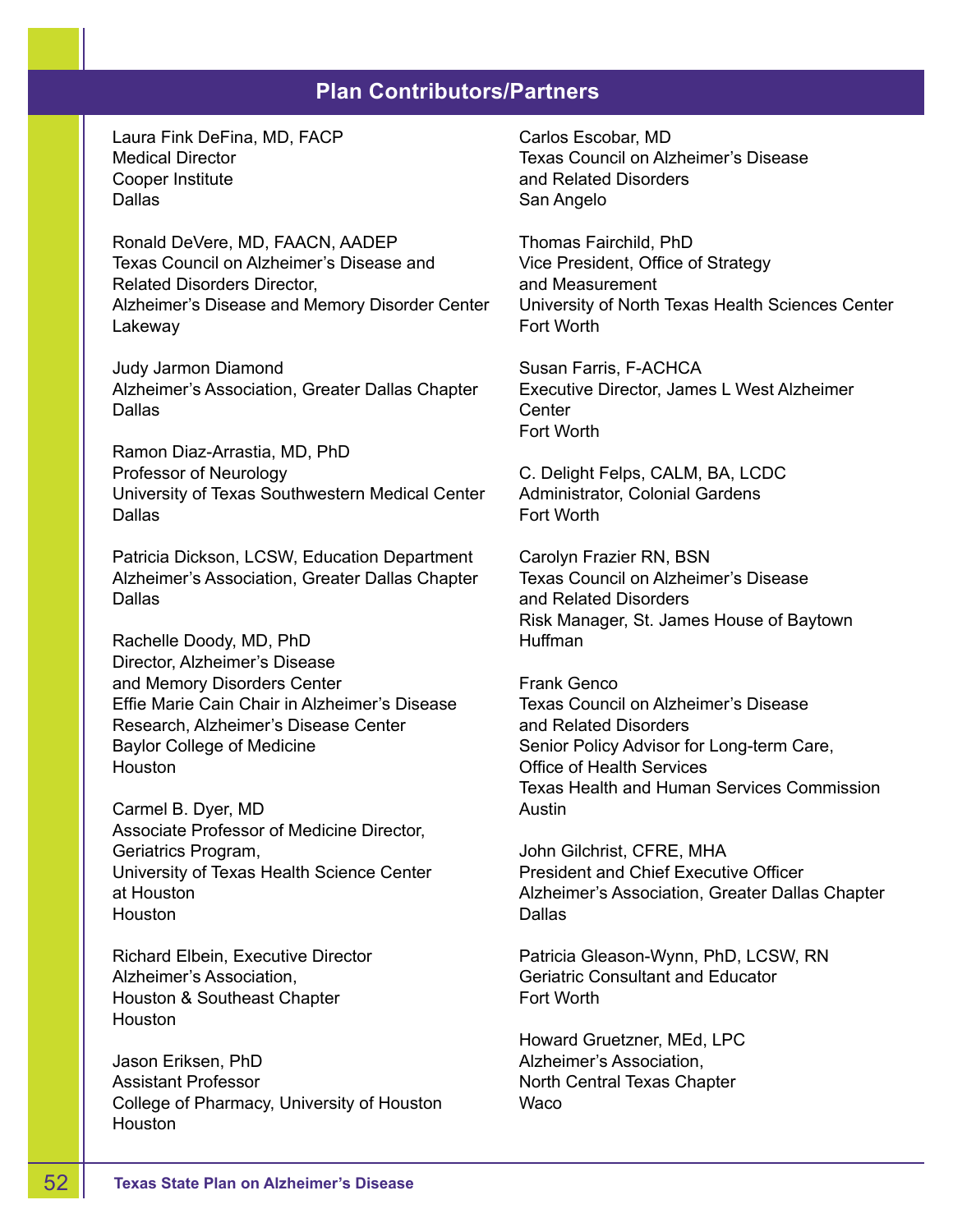## Plan Contributors/Partners

Laura Fink DeFina, MD, FACP
Medical Director
Cooper Institute
Dallas

Ronald DeVere, MD, FAACN, AADEP
Texas Council on Alzheimer's Disease and
Related Disorders Director,
Alzheimer's Disease and Memory Disorder Center
Lakeway

Judy Jarmon Diamond
Alzheimer's Association, Greater Dallas Chapter
Dallas

Ramon Diaz-Arrastia, MD, PhD
Professor of Neurology
University of Texas Southwestern Medical Center
Dallas

Patricia Dickson, LCSW, Education Department
Alzheimer's Association, Greater Dallas Chapter
Dallas

Rachelle Doody, MD, PhD
Director, Alzheimer's Disease
and Memory Disorders Center
Effie Marie Cain Chair in Alzheimer's Disease
Research, Alzheimer's Disease Center
Baylor College of Medicine
Houston

Carmel B. Dyer, MD
Associate Professor of Medicine Director,
Geriatrics Program,
University of Texas Health Science Center
at Houston
Houston

Richard Elbein, Executive Director
Alzheimer's Association,
Houston & Southeast Chapter
Houston

Jason Eriksen, PhD
Assistant Professor
College of Pharmacy, University of Houston
Houston

Carlos Escobar, MD
Texas Council on Alzheimer's Disease
and Related Disorders
San Angelo

Thomas Fairchild, PhD
Vice President, Office of Strategy
and Measurement
University of North Texas Health Sciences Center
Fort Worth

Susan Farris, F-ACHCA
Executive Director, James L West Alzheimer
Center
Fort Worth

C. Delight Felps, CALM, BA, LCDC
Administrator, Colonial Gardens
Fort Worth

Carolyn Frazier RN, BSN
Texas Council on Alzheimer's Disease
and Related Disorders
Risk Manager, St. James House of Baytown
Huffman

Frank Genco
Texas Council on Alzheimer's Disease
and Related Disorders
Senior Policy Advisor for Long-term Care,
Office of Health Services
Texas Health and Human Services Commission
Austin

John Gilchrist, CFRE, MHA
President and Chief Executive Officer
Alzheimer's Association, Greater Dallas Chapter
Dallas

Patricia Gleason-Wynn, PhD, LCSW, RN
Geriatric Consultant and Educator
Fort Worth

Howard Gruetzner, MEd, LPC
Alzheimer's Association,
North Central Texas Chapter
Waco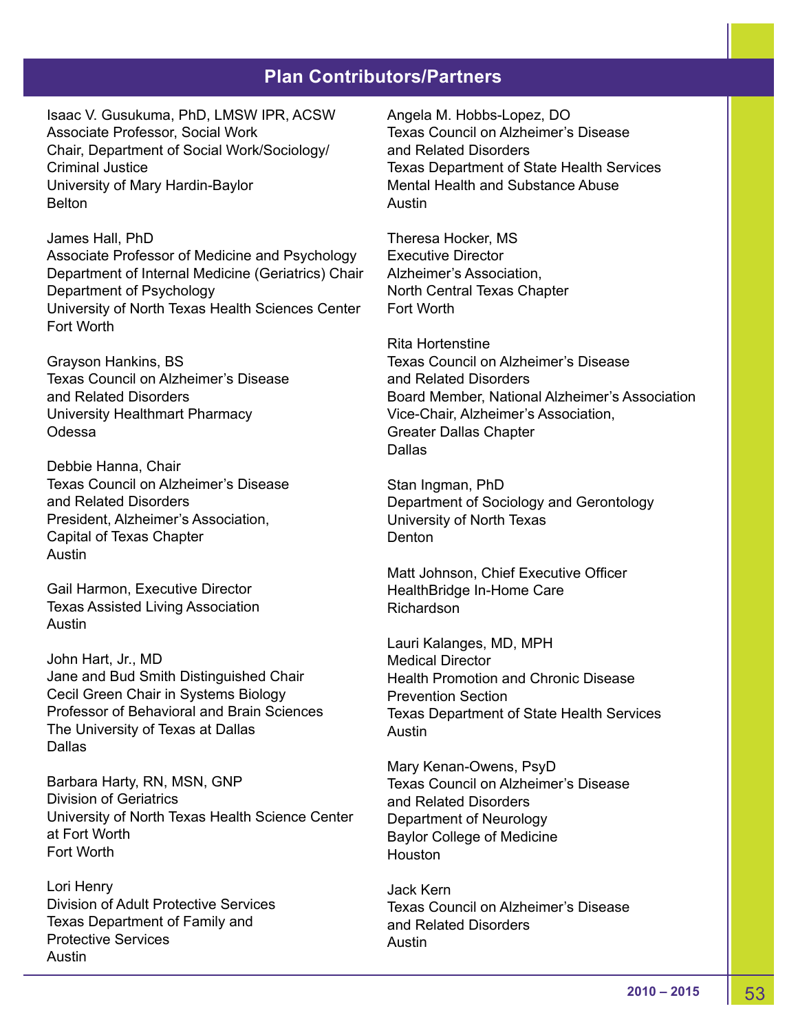## Plan Contributors/Partners

Isaac V. Gusukuma, PhD, LMSW IPR, ACSW
Associate Professor, Social Work
Chair, Department of Social Work/Sociology/
Criminal Justice
University of Mary Hardin-Baylor
Belton

James Hall, PhD
Associate Professor of Medicine and Psychology
Department of Internal Medicine (Geriatrics) Chair
Department of Psychology
University of North Texas Health Sciences Center
Fort Worth

Grayson Hankins, BS
Texas Council on Alzheimer's Disease
and Related Disorders
University Healthmart Pharmacy
Odessa

Debbie Hanna, Chair
Texas Council on Alzheimer's Disease
and Related Disorders
President, Alzheimer's Association,
Capital of Texas Chapter
Austin

Gail Harmon, Executive Director
Texas Assisted Living Association
Austin

John Hart, Jr., MD
Jane and Bud Smith Distinguished Chair
Cecil Green Chair in Systems Biology
Professor of Behavioral and Brain Sciences
The University of Texas at Dallas
Dallas

Barbara Harty, RN, MSN, GNP
Division of Geriatrics
University of North Texas Health Science Center
at Fort Worth
Fort Worth

Lori Henry
Division of Adult Protective Services
Texas Department of Family and
Protective Services
Austin

Angela M. Hobbs-Lopez, DO
Texas Council on Alzheimer's Disease
and Related Disorders
Texas Department of State Health Services
Mental Health and Substance Abuse
Austin

Theresa Hocker, MS
Executive Director
Alzheimer's Association,
North Central Texas Chapter
Fort Worth

Rita Hortenstine
Texas Council on Alzheimer's Disease
and Related Disorders
Board Member, National Alzheimer's Association
Vice-Chair, Alzheimer's Association,
Greater Dallas Chapter
Dallas

Stan Ingman, PhD
Department of Sociology and Gerontology
University of North Texas
Denton

Matt Johnson, Chief Executive Officer
HealthBridge In-Home Care
Richardson

Lauri Kalanges, MD, MPH
Medical Director
Health Promotion and Chronic Disease
Prevention Section
Texas Department of State Health Services
Austin

Mary Kenan-Owens, PsyD
Texas Council on Alzheimer's Disease
and Related Disorders
Department of Neurology
Baylor College of Medicine
Houston

Jack Kern
Texas Council on Alzheimer's Disease
and Related Disorders
Austin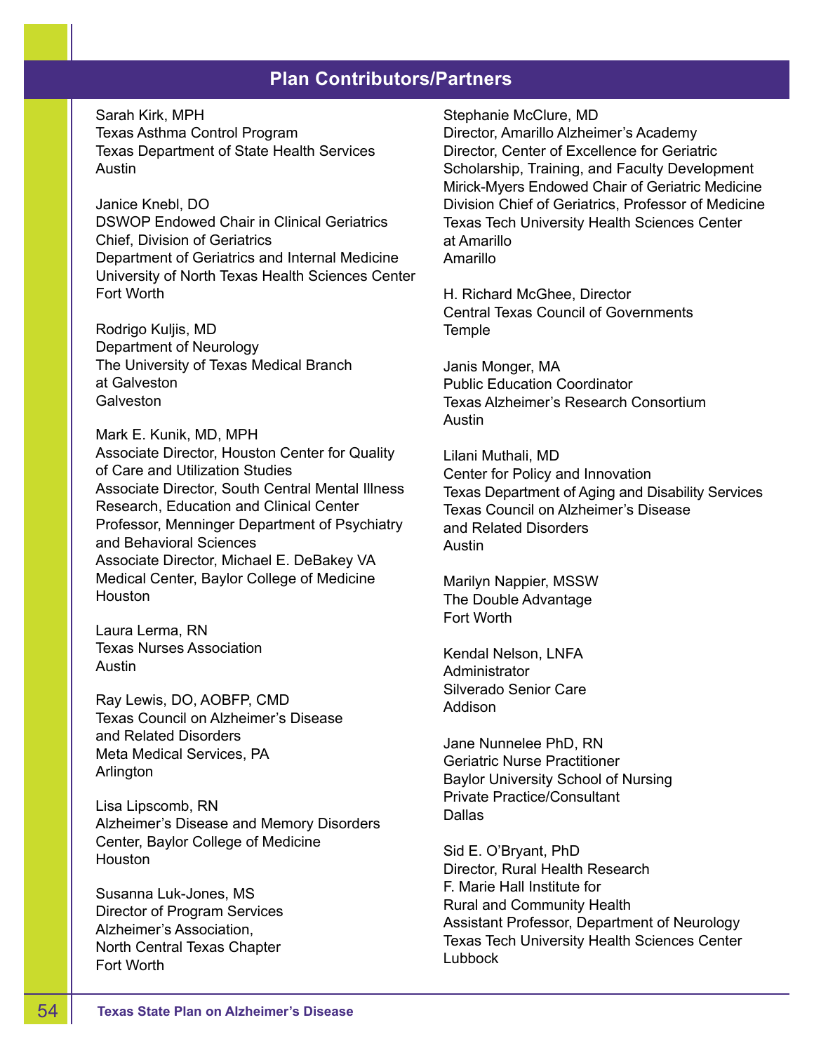## Plan Contributors/Partners

Sarah Kirk, MPH
Texas Asthma Control Program
Texas Department of State Health Services
Austin

Janice Knebl, DO
DSWOP Endowed Chair in Clinical Geriatrics
Chief, Division of Geriatrics
Department of Geriatrics and Internal Medicine
University of North Texas Health Sciences Center
Fort Worth

Rodrigo Kuljis, MD
Department of Neurology
The University of Texas Medical Branch
at Galveston
Galveston

Mark E. Kunik, MD, MPH
Associate Director, Houston Center for Quality
of Care and Utilization Studies
Associate Director, South Central Mental Illness
Research, Education and Clinical Center
Professor, Menninger Department of Psychiatry
and Behavioral Sciences
Associate Director, Michael E. DeBakey VA
Medical Center, Baylor College of Medicine
Houston

Laura Lerma, RN
Texas Nurses Association
Austin

Ray Lewis, DO, AOBFP, CMD
Texas Council on Alzheimer's Disease
and Related Disorders
Meta Medical Services, PA
Arlington

Lisa Lipscomb, RN
Alzheimer's Disease and Memory Disorders
Center, Baylor College of Medicine
Houston

Susanna Luk-Jones, MS
Director of Program Services
Alzheimer's Association,
North Central Texas Chapter
Fort Worth

Stephanie McClure, MD
Director, Amarillo Alzheimer's Academy
Director, Center of Excellence for Geriatric
Scholarship, Training, and Faculty Development
Mirick-Myers Endowed Chair of Geriatric Medicine
Division Chief of Geriatrics, Professor of Medicine
Texas Tech University Health Sciences Center
at Amarillo
Amarillo

H. Richard McGhee, Director
Central Texas Council of Governments
Temple

Janis Monger, MA
Public Education Coordinator
Texas Alzheimer's Research Consortium
Austin

Lilani Muthali, MD
Center for Policy and Innovation
Texas Department of Aging and Disability Services
Texas Council on Alzheimer's Disease
and Related Disorders
Austin

Marilyn Nappier, MSSW
The Double Advantage
Fort Worth

Kendal Nelson, LNFA
Administrator
Silverado Senior Care
Addison

Jane Nunnelee PhD, RN
Geriatric Nurse Practitioner
Baylor University School of Nursing
Private Practice/Consultant
Dallas

Sid E. O'Bryant, PhD
Director, Rural Health Research
F. Marie Hall Institute for
Rural and Community Health
Assistant Professor, Department of Neurology
Texas Tech University Health Sciences Center
Lubbock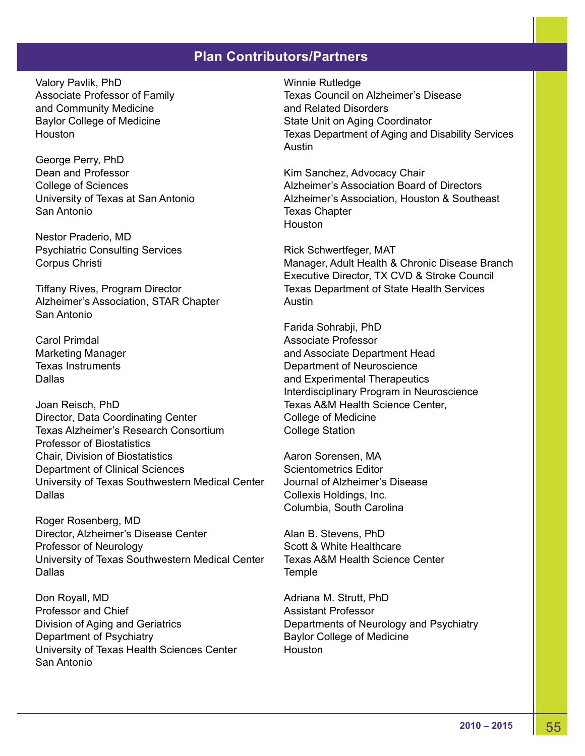## Plan Contributors/Partners

Valory Pavlik, PhD
Associate Professor of Family
and Community Medicine
Baylor College of Medicine
Houston

George Perry, PhD
Dean and Professor
College of Sciences
University of Texas at San Antonio
San Antonio

Nestor Praderio, MD
Psychiatric Consulting Services
Corpus Christi

Tiffany Rives, Program Director
Alzheimer's Association, STAR Chapter
San Antonio

Carol Primdal
Marketing Manager
Texas Instruments
Dallas

Joan Reisch, PhD
Director, Data Coordinating Center
Texas Alzheimer's Research Consortium
Professor of Biostatistics
Chair, Division of Biostatistics
Department of Clinical Sciences
University of Texas Southwestern Medical Center
Dallas

Roger Rosenberg, MD
Director, Alzheimer's Disease Center
Professor of Neurology
University of Texas Southwestern Medical Center
Dallas

Don Royall, MD
Professor and Chief
Division of Aging and Geriatrics
Department of Psychiatry
University of Texas Health Sciences Center
San Antonio

Winnie Rutledge
Texas Council on Alzheimer's Disease
and Related Disorders
State Unit on Aging Coordinator
Texas Department of Aging and Disability Services
Austin

Kim Sanchez, Advocacy Chair
Alzheimer's Association Board of Directors
Alzheimer's Association, Houston & Southeast
Texas Chapter
Houston

Rick Schwertfeger, MAT
Manager, Adult Health & Chronic Disease Branch
Executive Director, TX CVD & Stroke Council
Texas Department of State Health Services
Austin

Farida Sohrabji, PhD
Associate Professor
and Associate Department Head
Department of Neuroscience
and Experimental Therapeutics
Interdisciplinary Program in Neuroscience
Texas A&M Health Science Center,
College of Medicine
College Station

Aaron Sorensen, MA
Scientometrics Editor
Journal of Alzheimer's Disease
Collexis Holdings, Inc.
Columbia, South Carolina

Alan B. Stevens, PhD
Scott & White Healthcare
Texas A&M Health Science Center
Temple

Adriana M. Strutt, PhD
Assistant Professor
Departments of Neurology and Psychiatry
Baylor College of Medicine
Houston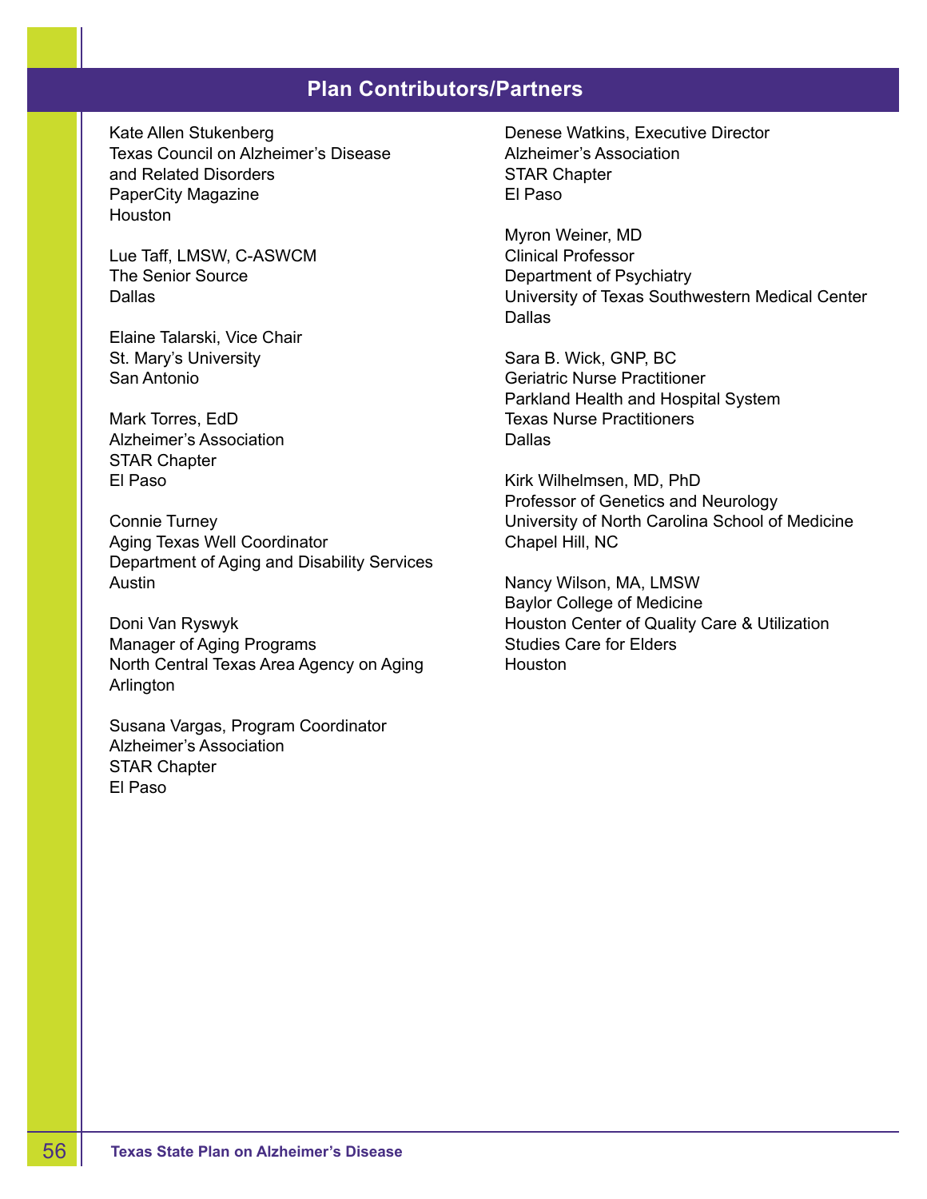## Plan Contributors/Partners

Kate Allen Stukenberg
Texas Council on Alzheimer's Disease and Related Disorders
PaperCity Magazine
Houston

Lue Taff, LMSW, C-ASWCM
The Senior Source
Dallas

Elaine Talarski, Vice Chair
St. Mary's University
San Antonio

Mark Torres, EdD
Alzheimer's Association
STAR Chapter
El Paso

Connie Turney
Aging Texas Well Coordinator
Department of Aging and Disability Services
Austin

Doni Van Ryswyk
Manager of Aging Programs
North Central Texas Area Agency on Aging
Arlington

Susana Vargas, Program Coordinator
Alzheimer's Association
STAR Chapter
El Paso

Denese Watkins, Executive Director
Alzheimer's Association
STAR Chapter
El Paso

Myron Weiner, MD
Clinical Professor
Department of Psychiatry
University of Texas Southwestern Medical Center
Dallas

Sara B. Wick, GNP, BC
Geriatric Nurse Practitioner
Parkland Health and Hospital System
Texas Nurse Practitioners
Dallas

Kirk Wilhelmsen, MD, PhD
Professor of Genetics and Neurology
University of North Carolina School of Medicine
Chapel Hill, NC

Nancy Wilson, MA, LMSW
Baylor College of Medicine
Houston Center of Quality Care & Utilization Studies Care for Elders
Houston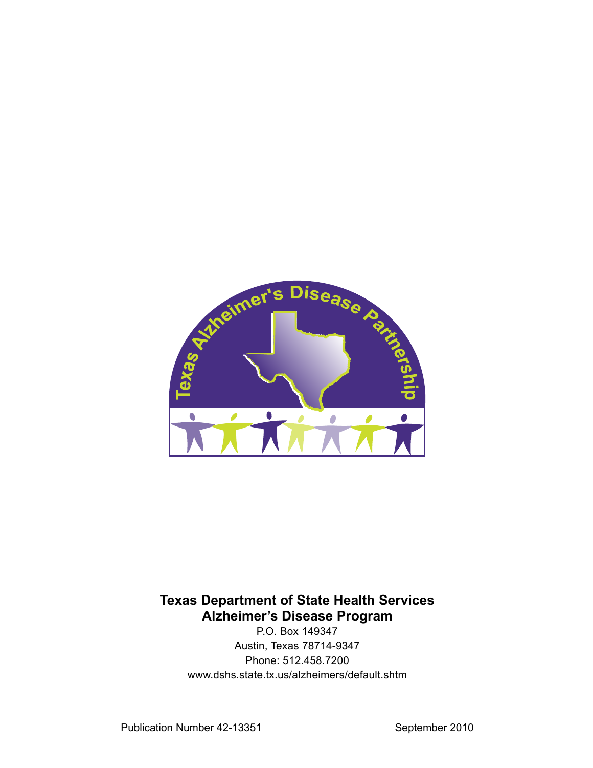Texas Alzheimer's Disease Partnership

**Texas Department of State Health Services**
**Alzheimer's Disease Program**

P.O. Box 149347
Austin, Texas 78714-9347
Phone: 512.458.7200
www.dshs.state.tx.us/alzheimers/default.shtm

Publication Number 42-13351

September 2010